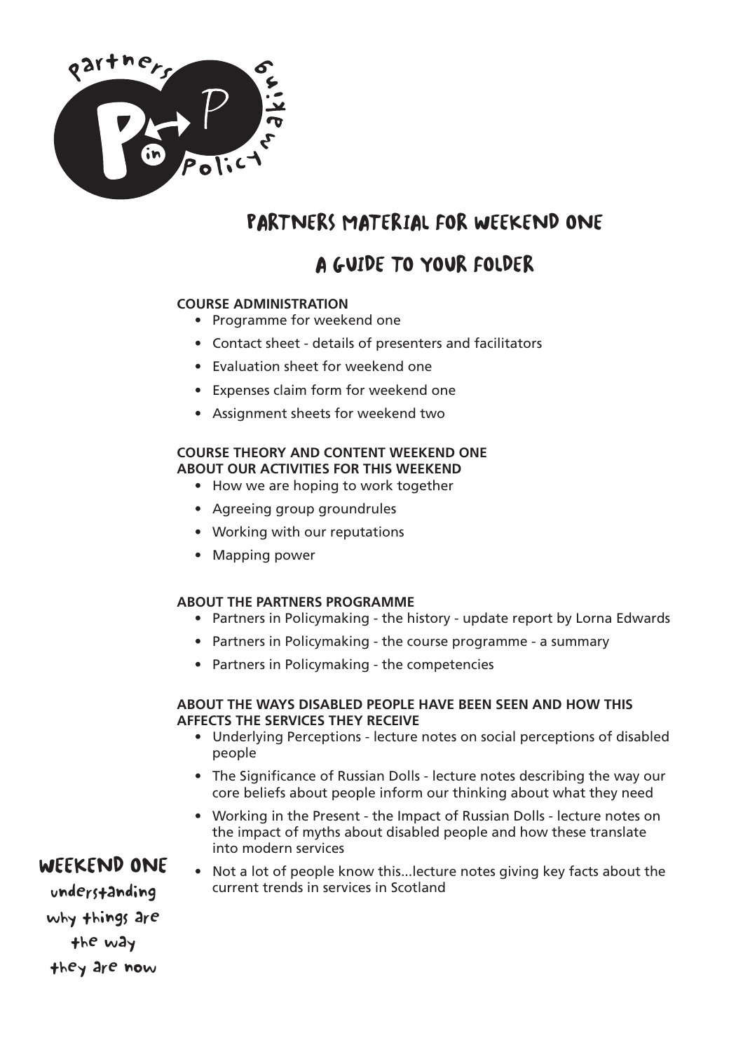# Partners Material for Weekend One

## A Guide to Your Folder

**COURSE ADMINISTRATION**

- Programme for weekend one
- Contact sheet - details of presenters and facilitators
- Evaluation sheet for weekend one
- Expenses claim form for weekend one
- Assignment sheets for weekend two

**COURSE THEORY AND CONTENT WEEKEND ONE**
**ABOUT OUR ACTIVITIES FOR THIS WEEKEND**

- How we are hoping to work together
- Agreeing group groundrules
- Working with our reputations
- Mapping power

**ABOUT THE PARTNERS PROGRAMME**

- Partners in Policymaking - the history - update report by Lorna Edwards
- Partners in Policymaking - the course programme - a summary
- Partners in Policymaking - the competencies

**ABOUT THE WAYS DISABLED PEOPLE HAVE BEEN SEEN AND HOW THIS AFFECTS THE SERVICES THEY RECEIVE**

- Underlying Perceptions - lecture notes on social perceptions of disabled people
- The Significance of Russian Dolls - lecture notes describing the way our core beliefs about people inform our thinking about what they need
- Working in the Present - the Impact of Russian Dolls - lecture notes on the impact of myths about disabled people and how these translate into modern services
- Not a lot of people know this...lecture notes giving key facts about the current trends in services in Scotland

**WEEKEND ONE**

understanding why things are the way they are now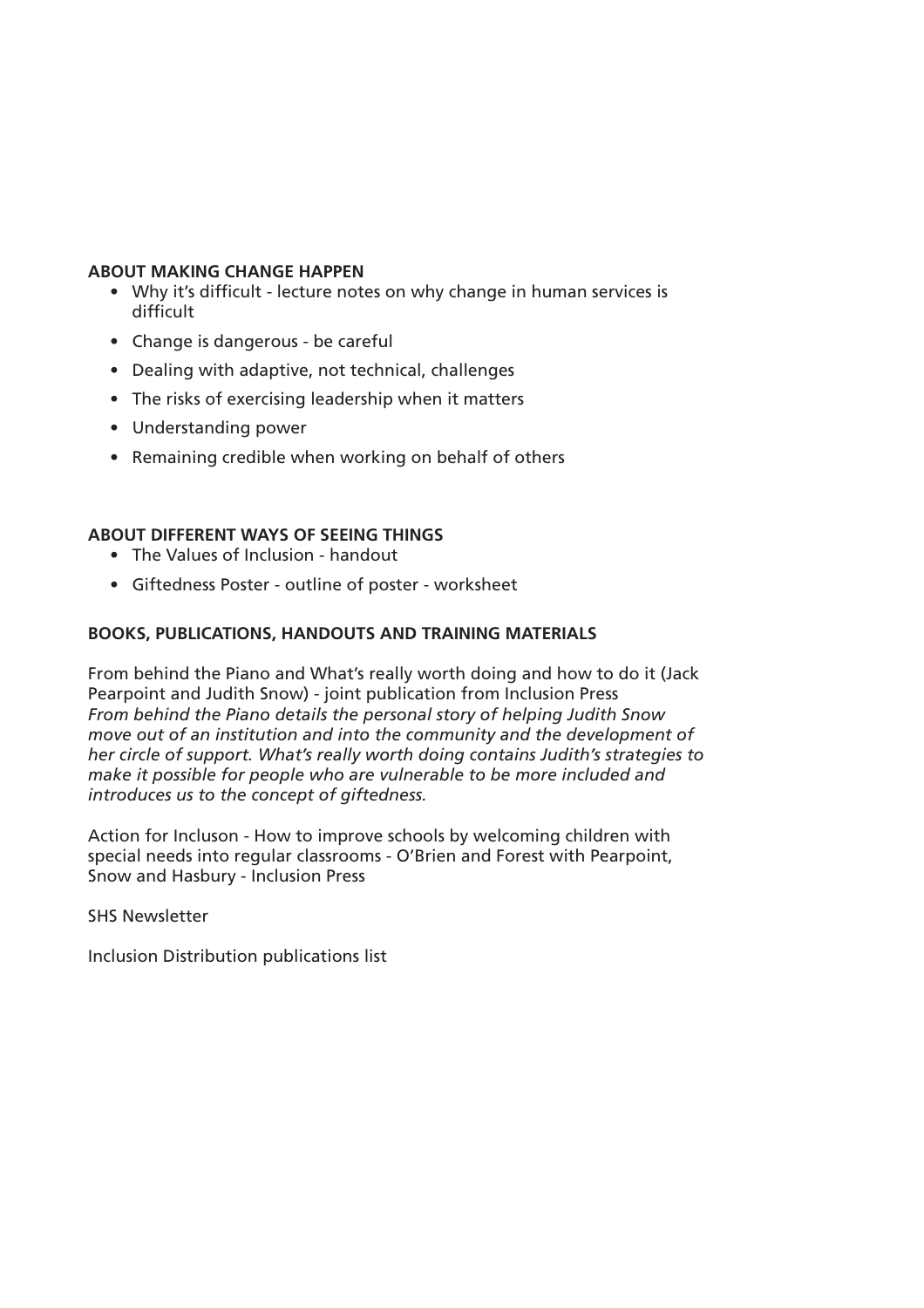**ABOUT MAKING CHANGE HAPPEN**

- Why it's difficult - lecture notes on why change in human services is difficult
- Change is dangerous - be careful
- Dealing with adaptive, not technical, challenges
- The risks of exercising leadership when it matters
- Understanding power
- Remaining credible when working on behalf of others

**ABOUT DIFFERENT WAYS OF SEEING THINGS**

- The Values of Inclusion - handout
- Giftedness Poster - outline of poster - worksheet

**BOOKS, PUBLICATIONS, HANDOUTS AND TRAINING MATERIALS**

From behind the Piano and What's really worth doing and how to do it (Jack Pearpoint and Judith Snow) - joint publication from Inclusion Press
*From behind the Piano details the personal story of helping Judith Snow move out of an institution and into the community and the development of her circle of support. What's really worth doing contains Judith's strategies to make it possible for people who are vulnerable to be more included and introduces us to the concept of giftedness.*

Action for Incluson - How to improve schools by welcoming children with special needs into regular classrooms - O'Brien and Forest with Pearpoint, Snow and Hasbury - Inclusion Press

SHS Newsletter

Inclusion Distribution publications list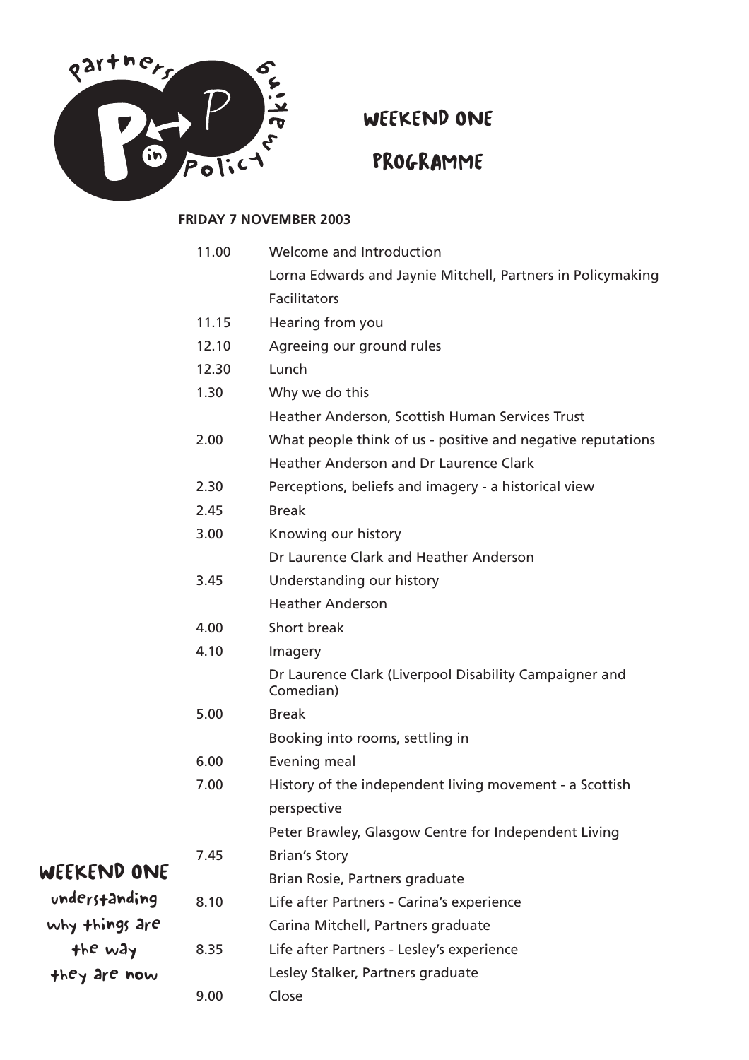# WEEKEND ONE

# PROGRAMME

**FRIDAY 7 NOVEMBER 2003**

| | |
|---|---|
| 11.00 | Welcome and Introduction |
| | Lorna Edwards and Jaynie Mitchell, Partners in Policymaking Facilitators |
| 11.15 | Hearing from you |
| 12.10 | Agreeing our ground rules |
| 12.30 | Lunch |
| 1.30 | Why we do this |
| | Heather Anderson, Scottish Human Services Trust |
| 2.00 | What people think of us - positive and negative reputations |
| | Heather Anderson and Dr Laurence Clark |
| 2.30 | Perceptions, beliefs and imagery - a historical view |
| 2.45 | Break |
| 3.00 | Knowing our history |
| | Dr Laurence Clark and Heather Anderson |
| 3.45 | Understanding our history |
| | Heather Anderson |
| 4.00 | Short break |
| 4.10 | Imagery |
| | Dr Laurence Clark (Liverpool Disability Campaigner and Comedian) |
| 5.00 | Break |
| | Booking into rooms, settling in |
| 6.00 | Evening meal |
| 7.00 | History of the independent living movement - a Scottish perspective |
| | Peter Brawley, Glasgow Centre for Independent Living |
| 7.45 | Brian's Story |
| | Brian Rosie, Partners graduate |
| 8.10 | Life after Partners - Carina's experience |
| | Carina Mitchell, Partners graduate |
| 8.35 | Life after Partners - Lesley's experience |
| | Lesley Stalker, Partners graduate |
| 9.00 | Close |

**WEEKEND ONE**

understanding why things are the way they are now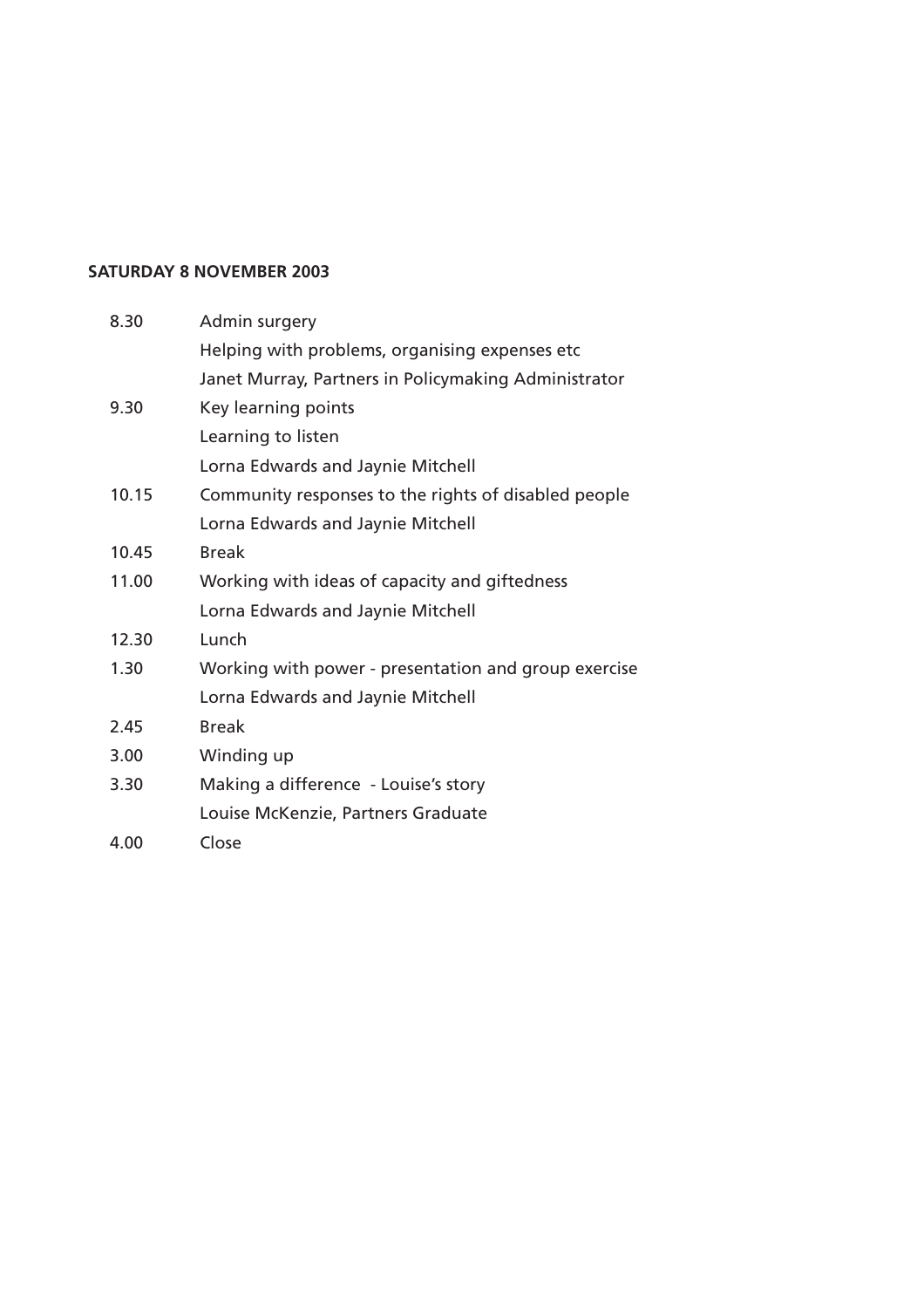**SATURDAY 8 NOVEMBER 2003**

| | |
|---|---|
| 8.30 | Admin surgery |
| | Helping with problems, organising expenses etc |
| | Janet Murray, Partners in Policymaking Administrator |
| 9.30 | Key learning points |
| | Learning to listen |
| | Lorna Edwards and Jaynie Mitchell |
| 10.15 | Community responses to the rights of disabled people |
| | Lorna Edwards and Jaynie Mitchell |
| 10.45 | Break |
| 11.00 | Working with ideas of capacity and giftedness |
| | Lorna Edwards and Jaynie Mitchell |
| 12.30 | Lunch |
| 1.30 | Working with power - presentation and group exercise |
| | Lorna Edwards and Jaynie Mitchell |
| 2.45 | Break |
| 3.00 | Winding up |
| 3.30 | Making a difference - Louise's story |
| | Louise McKenzie, Partners Graduate |
| 4.00 | Close |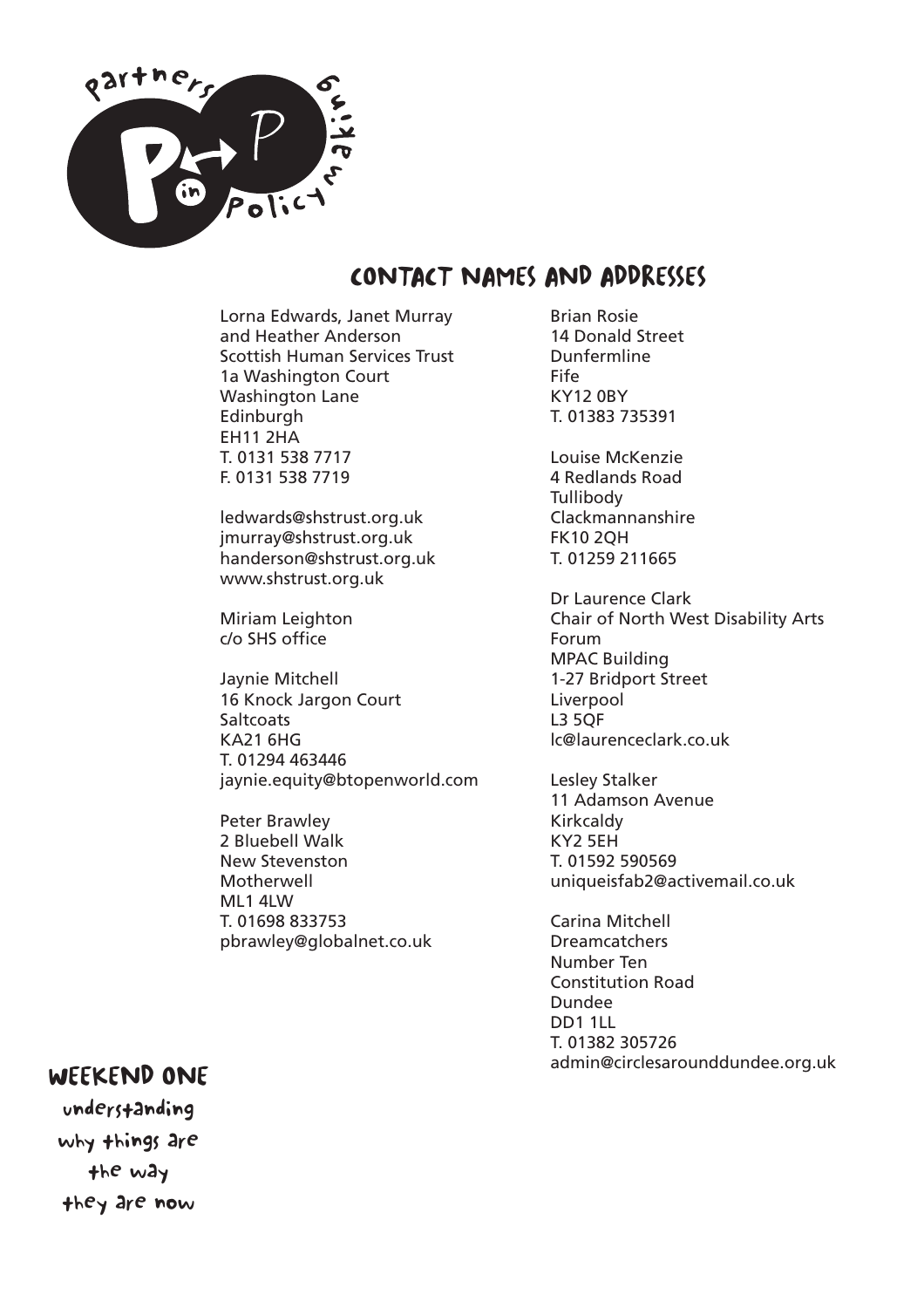## CONTACT NAMES AND ADDRESSES

Lorna Edwards, Janet Murray
and Heather Anderson
Scottish Human Services Trust
1a Washington Court
Washington Lane
Edinburgh
EH11 2HA
T. 0131 538 7717
F. 0131 538 7719

ledwards@shstrust.org.uk
jmurray@shstrust.org.uk
handerson@shstrust.org.uk
www.shstrust.org.uk

Miriam Leighton
c/o SHS office

Jaynie Mitchell
16 Knock Jargon Court
Saltcoats
KA21 6HG
T. 01294 463446
jaynie.equity@btopenworld.com

Peter Brawley
2 Bluebell Walk
New Stevenston
Motherwell
ML1 4LW
T. 01698 833753
pbrawley@globalnet.co.uk

Brian Rosie
14 Donald Street
Dunfermline
Fife
KY12 0BY
T. 01383 735391

Louise McKenzie
4 Redlands Road
Tullibody
Clackmannanshire
FK10 2QH
T. 01259 211665

Dr Laurence Clark
Chair of North West Disability Arts Forum
MPAC Building
1-27 Bridport Street
Liverpool
L3 5QF
lc@laurenceclark.co.uk

Lesley Stalker
11 Adamson Avenue
Kirkcaldy
KY2 5EH
T. 01592 590569
uniqueisfab2@activemail.co.uk

Carina Mitchell
Dreamcatchers
Number Ten
Constitution Road
Dundee
DD1 1LL
T. 01382 305726
admin@circlesarounddundee.org.uk

**WEEKEND ONE**

understanding why things are the way they are now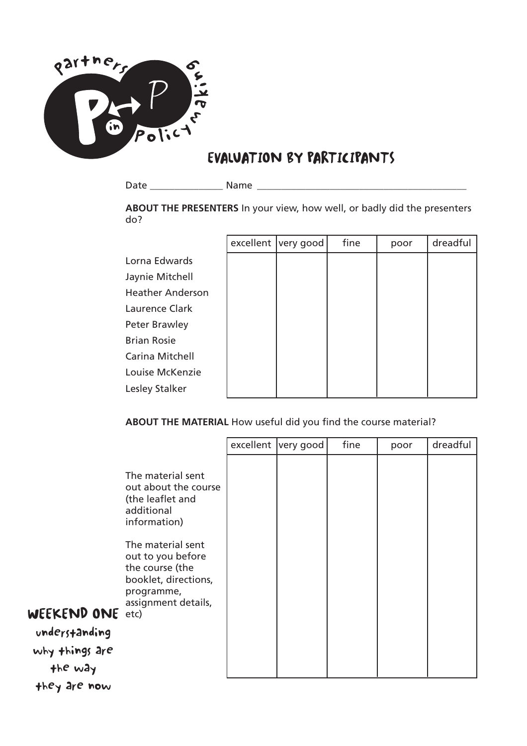# EVALUATION BY PARTICIPANTS

Date _______________ Name ___________________________________________

**ABOUT THE PRESENTERS** In your view, how well, or badly did the presenters do?

| | excellent | very good | fine | poor | dreadful |
|---|---|---|---|---|---|
| Lorna Edwards | | | | | |
| Jaynie Mitchell | | | | | |
| Heather Anderson | | | | | |
| Laurence Clark | | | | | |
| Peter Brawley | | | | | |
| Brian Rosie | | | | | |
| Carina Mitchell | | | | | |
| Louise McKenzie | | | | | |
| Lesley Stalker | | | | | |

**ABOUT THE MATERIAL** How useful did you find the course material?

| | excellent | very good | fine | poor | dreadful |
|---|---|---|---|---|---|
| The material sent out about the course (the leaflet and additional information) | | | | | |
| The material sent out to you before the course (the booklet, directions, programme, assignment details, etc) | | | | | |

**WEEKEND ONE**

understanding why things are the way they are now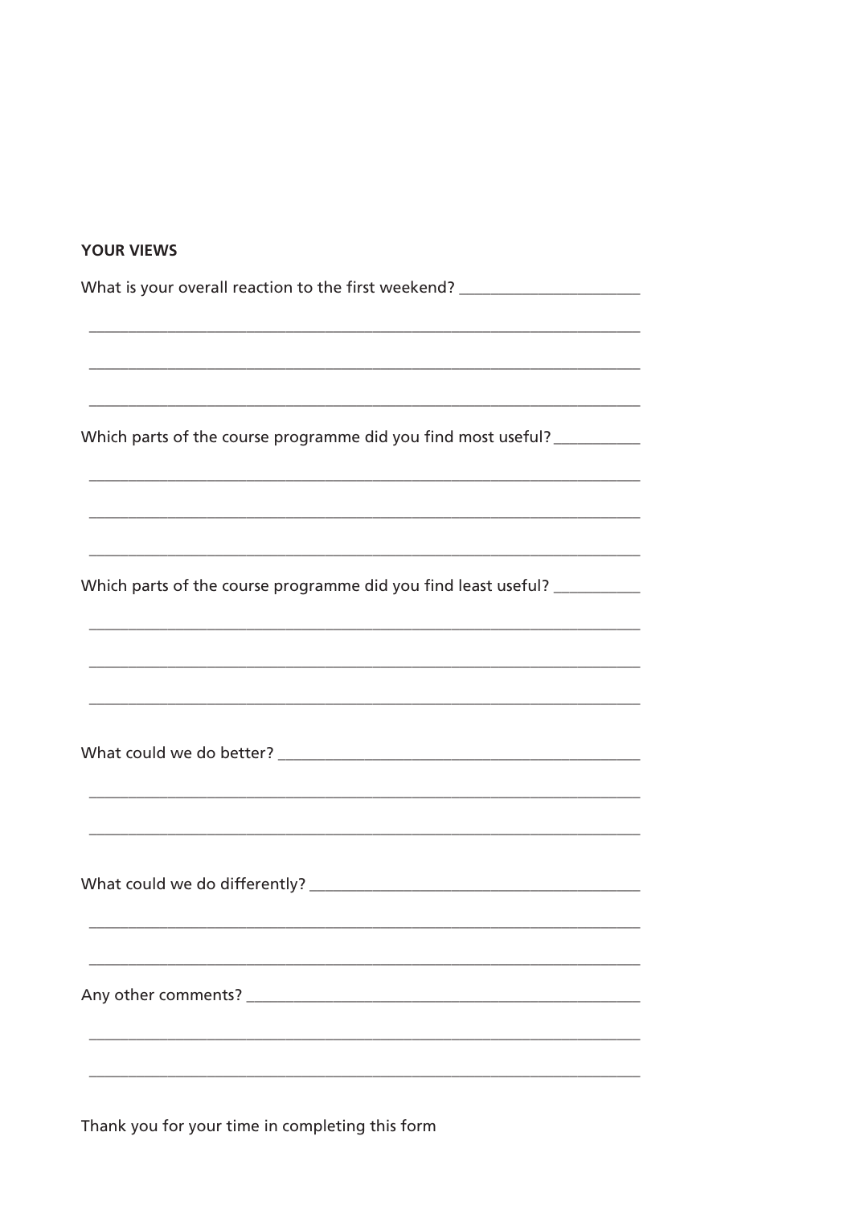**YOUR VIEWS**

What is your overall reaction to the first weekend? ______________________

_____________________________________________________________________

_____________________________________________________________________

_____________________________________________________________________

Which parts of the course programme did you find most useful? ___________

_____________________________________________________________________

_____________________________________________________________________

_____________________________________________________________________

Which parts of the course programme did you find least useful? ___________

_____________________________________________________________________

_____________________________________________________________________

_____________________________________________________________________

What could we do better? _____________________________________________

_____________________________________________________________________

_____________________________________________________________________

What could we do differently? _________________________________________

_____________________________________________________________________

_____________________________________________________________________

Any other comments? ________________________________________________

_____________________________________________________________________

_____________________________________________________________________

Thank you for your time in completing this form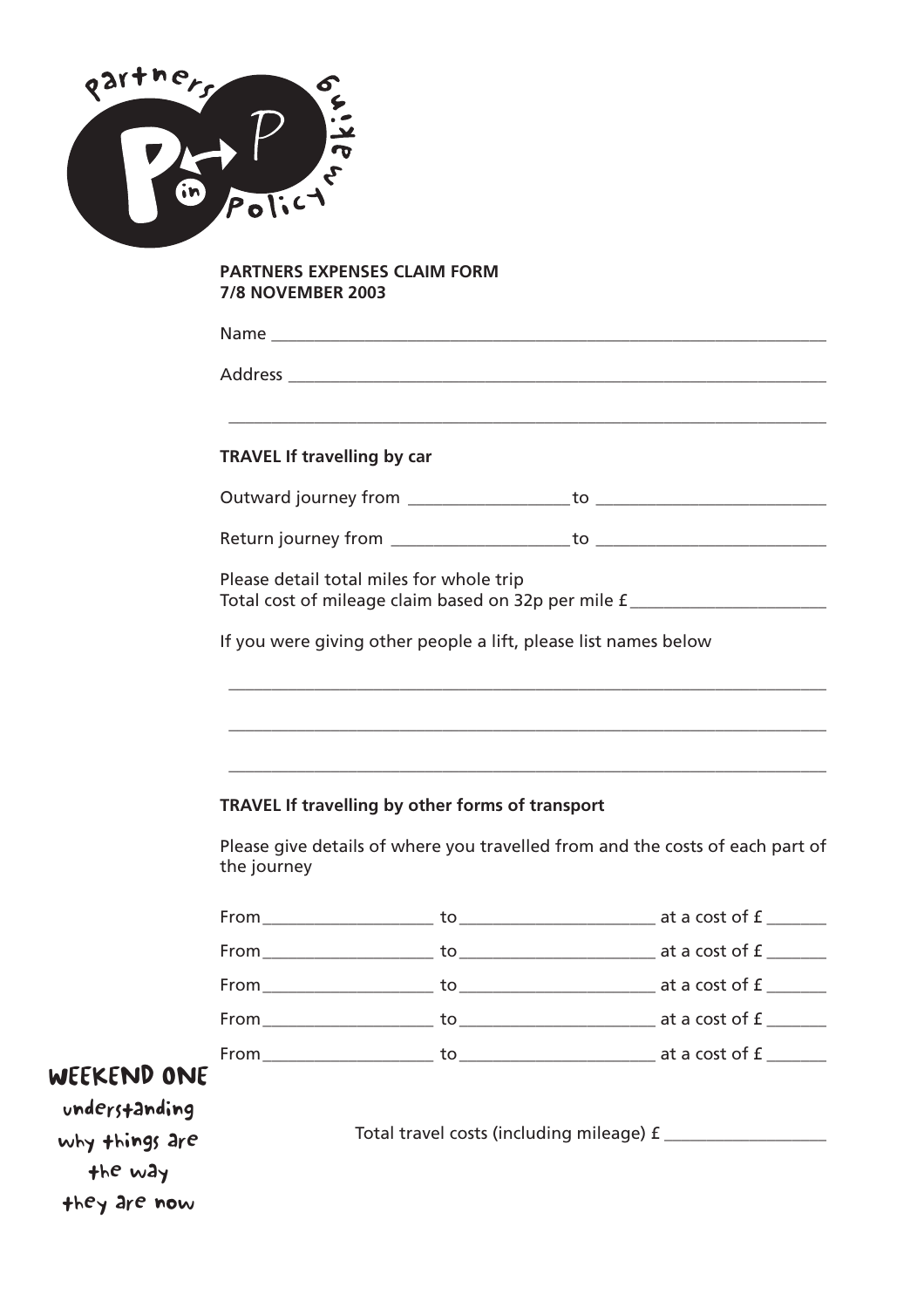**PARTNERS EXPENSES CLAIM FORM**
**7/8 NOVEMBER 2003**

Name ___________________________________________________________

Address _________________________________________________________

_______________________________________________________________

**TRAVEL If travelling by car**

Outward journey from _________________ to ________________________

Return journey from __________________ to ________________________

Please detail total miles for whole trip
Total cost of mileage claim based on 32p per mile £ ____________________

If you were giving other people a lift, please list names below

_______________________________________________________________

_______________________________________________________________

_______________________________________________________________

**TRAVEL If travelling by other forms of transport**

Please give details of where you travelled from and the costs of each part of the journey

From _________________ to ____________________ at a cost of £ ______

From _________________ to ____________________ at a cost of £ ______

From _________________ to ____________________ at a cost of £ ______

From _________________ to ____________________ at a cost of £ ______

From _________________ to ____________________ at a cost of £ ______

Total travel costs (including mileage) £ _________________

**WEEKEND ONE**

understanding why things are the way they are now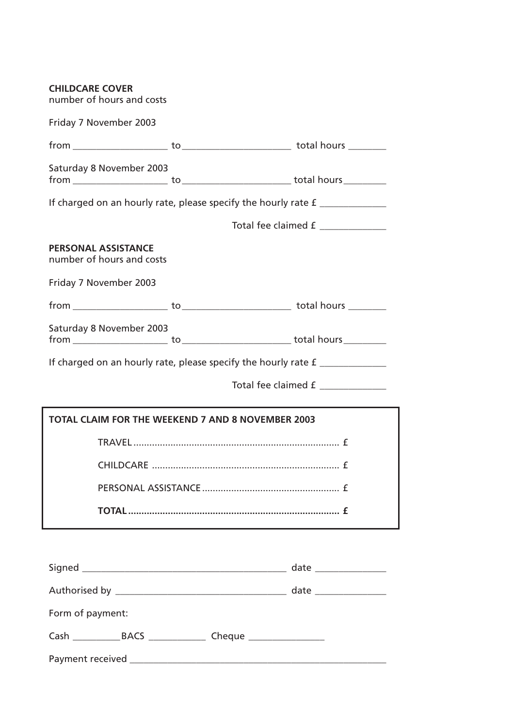**CHILDCARE COVER**
number of hours and costs

Friday 7 November 2003

from ___________________ to ______________________ total hours ________

Saturday 8 November 2003
from ___________________ to ______________________ total hours ________

If charged on an hourly rate, please specify the hourly rate £ _____________

Total fee claimed £ _____________

**PERSONAL ASSISTANCE**
number of hours and costs

Friday 7 November 2003

from ___________________ to ______________________ total hours ________

Saturday 8 November 2003
from ___________________ to ______________________ total hours ________

If charged on an hourly rate, please specify the hourly rate £ _____________

Total fee claimed £ _____________

**TOTAL CLAIM FOR THE WEEKEND 7 AND 8 NOVEMBER 2003**

TRAVEL ........................................................................... £

CHILDCARE ..................................................................... £

PERSONAL ASSISTANCE .................................................. £

**TOTAL ........................................................................... £**

Signed __________________________________________ date ______________

Authorised by ___________________________________ date ______________

Form of payment:

Cash __________ BACS ____________ Cheque _______________

Payment received ____________________________________________________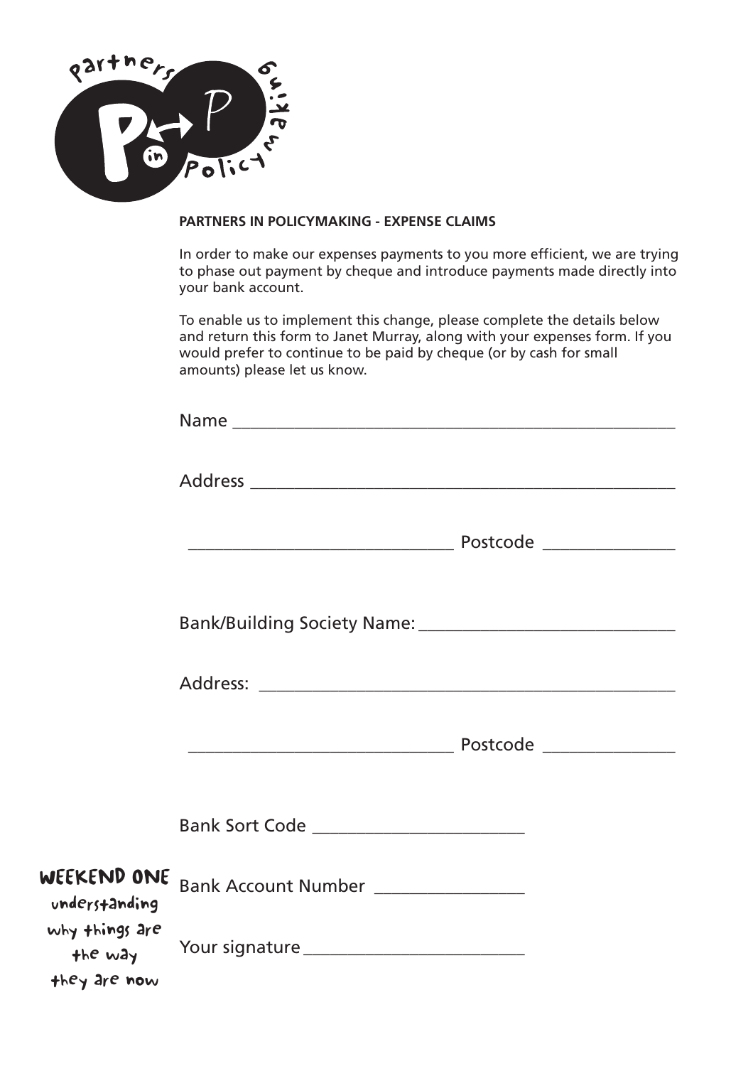**PARTNERS IN POLICYMAKING - EXPENSE CLAIMS**

In order to make our expenses payments to you more efficient, we are trying to phase out payment by cheque and introduce payments made directly into your bank account.

To enable us to implement this change, please complete the details below and return this form to Janet Murray, along with your expenses form. If you would prefer to continue to be paid by cheque (or by cash for small amounts) please let us know.

Name ____________________________________________________

Address __________________________________________________

______________________________ Postcode _______________

Bank/Building Society Name: ____________________________

Address: ________________________________________________

______________________________ Postcode _______________

Bank Sort Code ________________________

Bank Account Number _________________

Your signature ________________________

**WEEKEND ONE**
understanding why things are the way they are now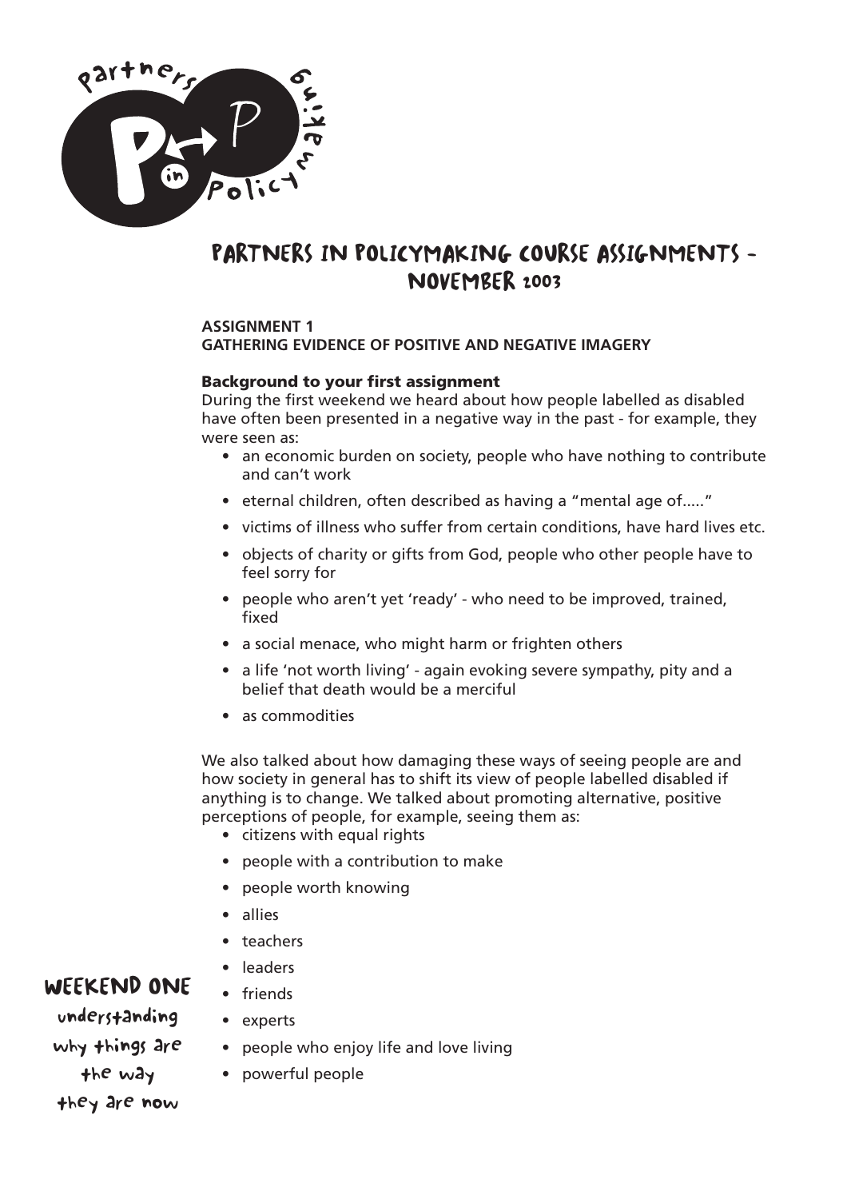# PARTNERS IN POLICYMAKING COURSE ASSIGNMENTS - NOVEMBER 2003

**ASSIGNMENT 1**
**GATHERING EVIDENCE OF POSITIVE AND NEGATIVE IMAGERY**

### Background to your first assignment

During the first weekend we heard about how people labelled as disabled have often been presented in a negative way in the past - for example, they were seen as:

- an economic burden on society, people who have nothing to contribute and can't work
- eternal children, often described as having a "mental age of....."
- victims of illness who suffer from certain conditions, have hard lives etc.
- objects of charity or gifts from God, people who other people have to feel sorry for
- people who aren't yet 'ready' - who need to be improved, trained, fixed
- a social menace, who might harm or frighten others
- a life 'not worth living' - again evoking severe sympathy, pity and a belief that death would be a merciful
- as commodities

We also talked about how damaging these ways of seeing people are and how society in general has to shift its view of people labelled disabled if anything is to change. We talked about promoting alternative, positive perceptions of people, for example, seeing them as:

- citizens with equal rights
- people with a contribution to make
- people worth knowing
- allies
- teachers
- leaders
- friends
- experts
- people who enjoy life and love living
- powerful people

**WEEKEND ONE**

understanding why things are the way they are now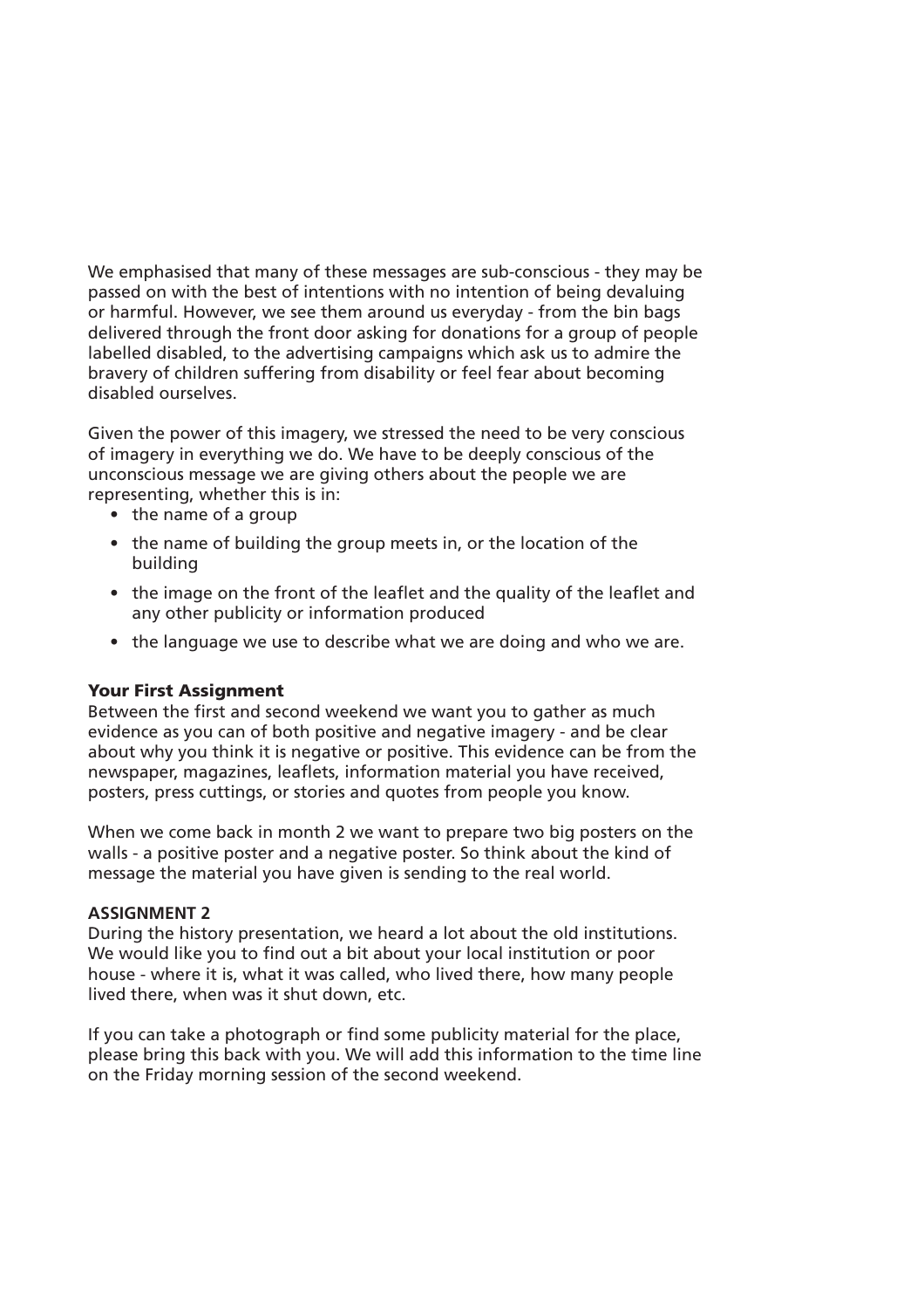We emphasised that many of these messages are sub-conscious - they may be passed on with the best of intentions with no intention of being devaluing or harmful. However, we see them around us everyday - from the bin bags delivered through the front door asking for donations for a group of people labelled disabled, to the advertising campaigns which ask us to admire the bravery of children suffering from disability or feel fear about becoming disabled ourselves.

Given the power of this imagery, we stressed the need to be very conscious of imagery in everything we do. We have to be deeply conscious of the unconscious message we are giving others about the people we are representing, whether this is in:

- the name of a group
- the name of building the group meets in, or the location of the building
- the image on the front of the leaflet and the quality of the leaflet and any other publicity or information produced
- the language we use to describe what we are doing and who we are.

### Your First Assignment

Between the first and second weekend we want you to gather as much evidence as you can of both positive and negative imagery - and be clear about why you think it is negative or positive. This evidence can be from the newspaper, magazines, leaflets, information material you have received, posters, press cuttings, or stories and quotes from people you know.

When we come back in month 2 we want to prepare two big posters on the walls - a positive poster and a negative poster. So think about the kind of message the material you have given is sending to the real world.

### ASSIGNMENT 2

During the history presentation, we heard a lot about the old institutions. We would like you to find out a bit about your local institution or poor house - where it is, what it was called, who lived there, how many people lived there, when was it shut down, etc.

If you can take a photograph or find some publicity material for the place, please bring this back with you. We will add this information to the time line on the Friday morning session of the second weekend.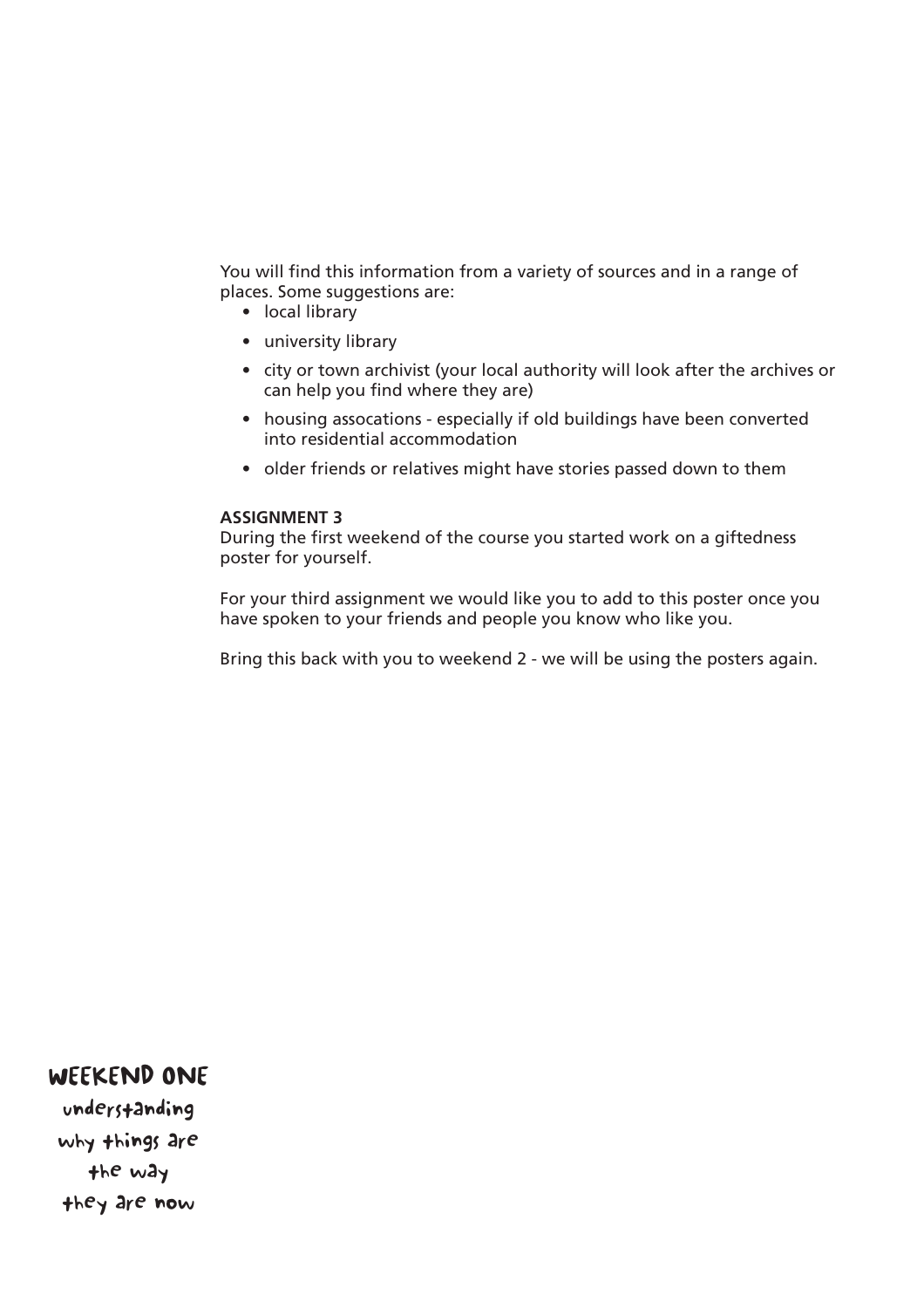You will find this information from a variety of sources and in a range of places. Some suggestions are:

- local library
- university library
- city or town archivist (your local authority will look after the archives or can help you find where they are)
- housing assocations - especially if old buildings have been converted into residential accommodation
- older friends or relatives might have stories passed down to them

**ASSIGNMENT 3**

During the first weekend of the course you started work on a giftedness poster for yourself.

For your third assignment we would like you to add to this poster once you have spoken to your friends and people you know who like you.

Bring this back with you to weekend 2 - we will be using the posters again.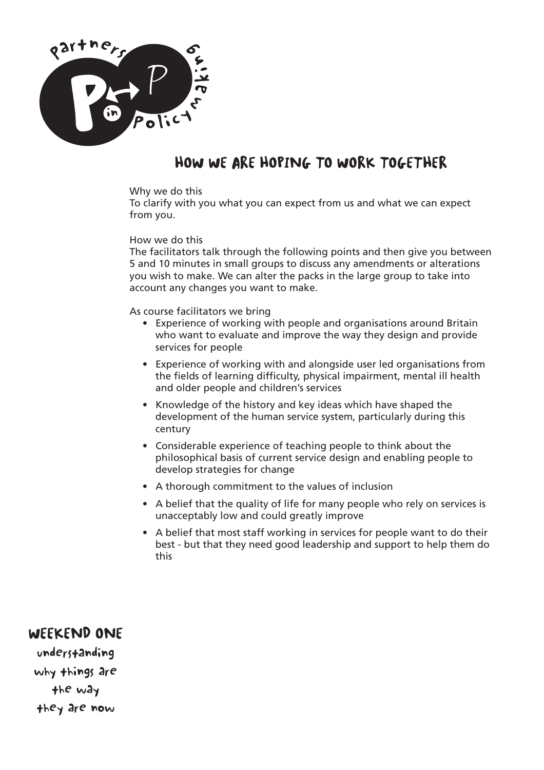# HOW WE ARE HOPING TO WORK TOGETHER

Why we do this
To clarify with you what you can expect from us and what we can expect from you.

How we do this
The facilitators talk through the following points and then give you between 5 and 10 minutes in small groups to discuss any amendments or alterations you wish to make. We can alter the packs in the large group to take into account any changes you want to make.

As course facilitators we bring

- Experience of working with people and organisations around Britain who want to evaluate and improve the way they design and provide services for people
- Experience of working with and alongside user led organisations from the fields of learning difficulty, physical impairment, mental ill health and older people and children's services
- Knowledge of the history and key ideas which have shaped the development of the human service system, particularly during this century
- Considerable experience of teaching people to think about the philosophical basis of current service design and enabling people to develop strategies for change
- A thorough commitment to the values of inclusion
- A belief that the quality of life for many people who rely on services is unacceptably low and could greatly improve
- A belief that most staff working in services for people want to do their best - but that they need good leadership and support to help them do this

**WEEKEND ONE**
understanding why things are the way they are now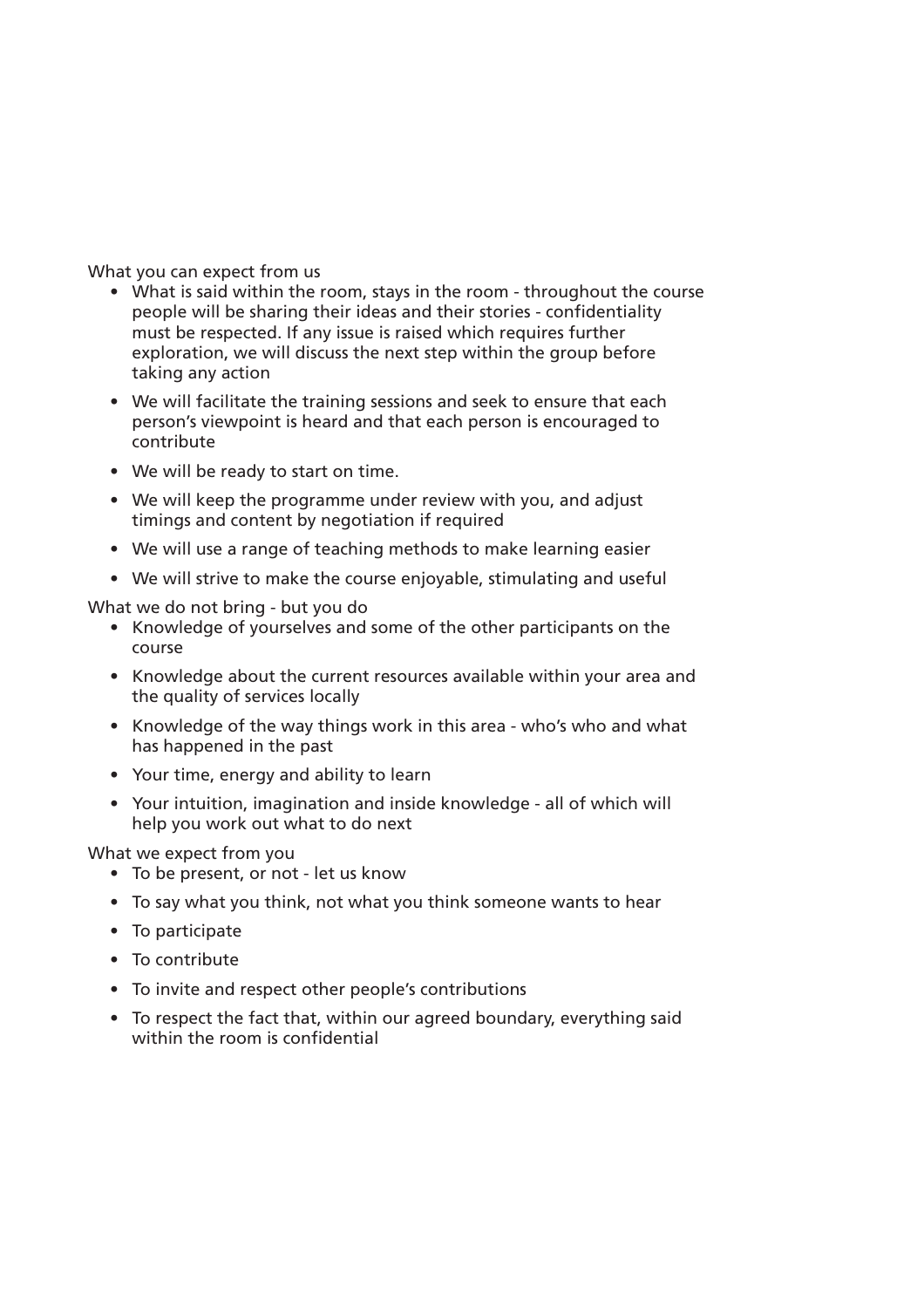What you can expect from us

- What is said within the room, stays in the room - throughout the course people will be sharing their ideas and their stories - confidentiality must be respected. If any issue is raised which requires further exploration, we will discuss the next step within the group before taking any action
- We will facilitate the training sessions and seek to ensure that each person's viewpoint is heard and that each person is encouraged to contribute
- We will be ready to start on time.
- We will keep the programme under review with you, and adjust timings and content by negotiation if required
- We will use a range of teaching methods to make learning easier
- We will strive to make the course enjoyable, stimulating and useful

What we do not bring - but you do

- Knowledge of yourselves and some of the other participants on the course
- Knowledge about the current resources available within your area and the quality of services locally
- Knowledge of the way things work in this area - who's who and what has happened in the past
- Your time, energy and ability to learn
- Your intuition, imagination and inside knowledge - all of which will help you work out what to do next

What we expect from you

- To be present, or not - let us know
- To say what you think, not what you think someone wants to hear
- To participate
- To contribute
- To invite and respect other people's contributions
- To respect the fact that, within our agreed boundary, everything said within the room is confidential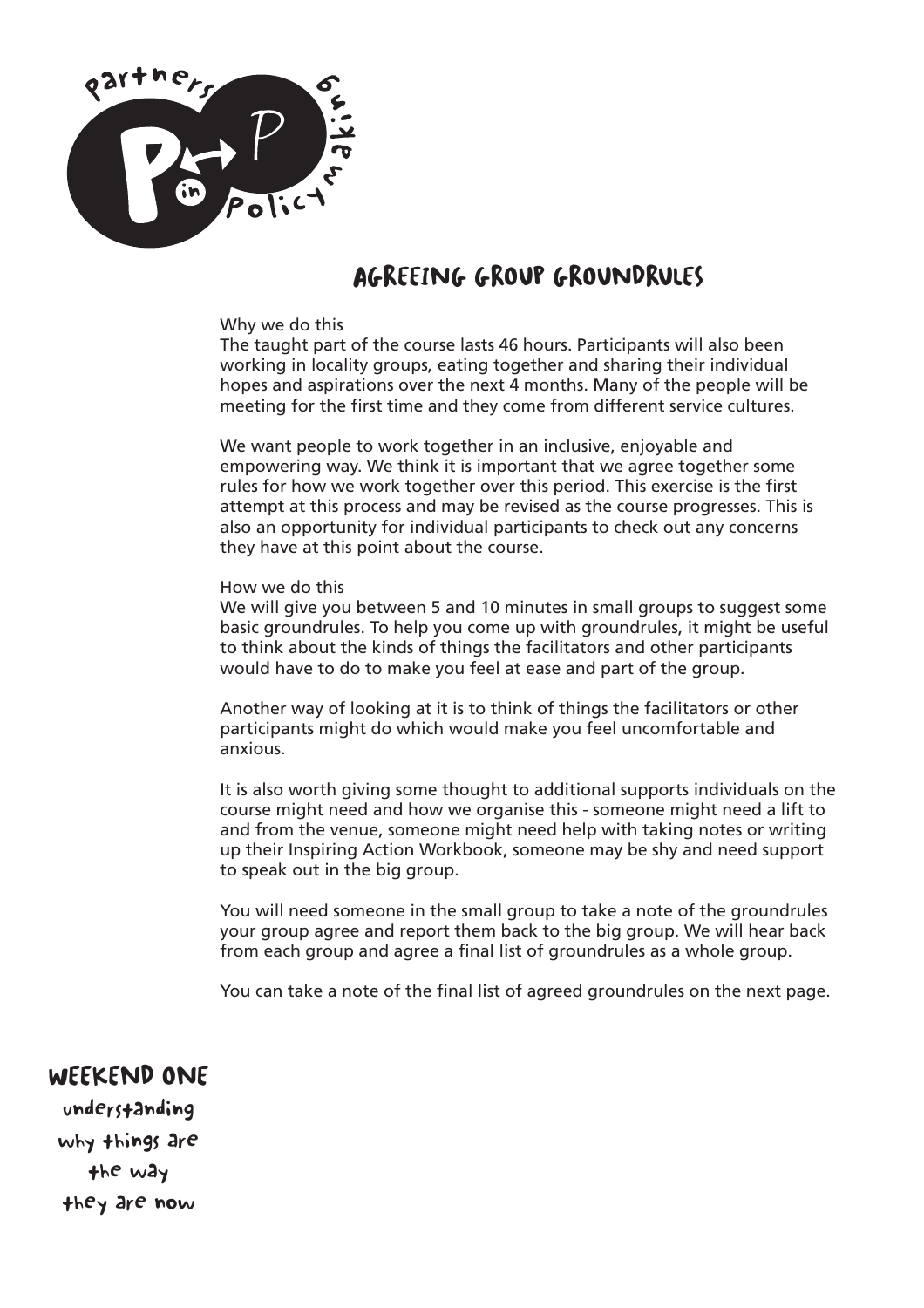# AGREEING GROUP GROUNDRULES

Why we do this
The taught part of the course lasts 46 hours. Participants will also been working in locality groups, eating together and sharing their individual hopes and aspirations over the next 4 months. Many of the people will be meeting for the first time and they come from different service cultures.

We want people to work together in an inclusive, enjoyable and empowering way. We think it is important that we agree together some rules for how we work together over this period. This exercise is the first attempt at this process and may be revised as the course progresses. This is also an opportunity for individual participants to check out any concerns they have at this point about the course.

How we do this
We will give you between 5 and 10 minutes in small groups to suggest some basic groundrules. To help you come up with groundrules, it might be useful to think about the kinds of things the facilitators and other participants would have to do to make you feel at ease and part of the group.

Another way of looking at it is to think of things the facilitators or other participants might do which would make you feel uncomfortable and anxious.

It is also worth giving some thought to additional supports individuals on the course might need and how we organise this - someone might need a lift to and from the venue, someone might need help with taking notes or writing up their Inspiring Action Workbook, someone may be shy and need support to speak out in the big group.

You will need someone in the small group to take a note of the groundrules your group agree and report them back to the big group. We will hear back from each group and agree a final list of groundrules as a whole group.

You can take a note of the final list of agreed groundrules on the next page.

**WEEKEND ONE**
understanding why things are the way they are now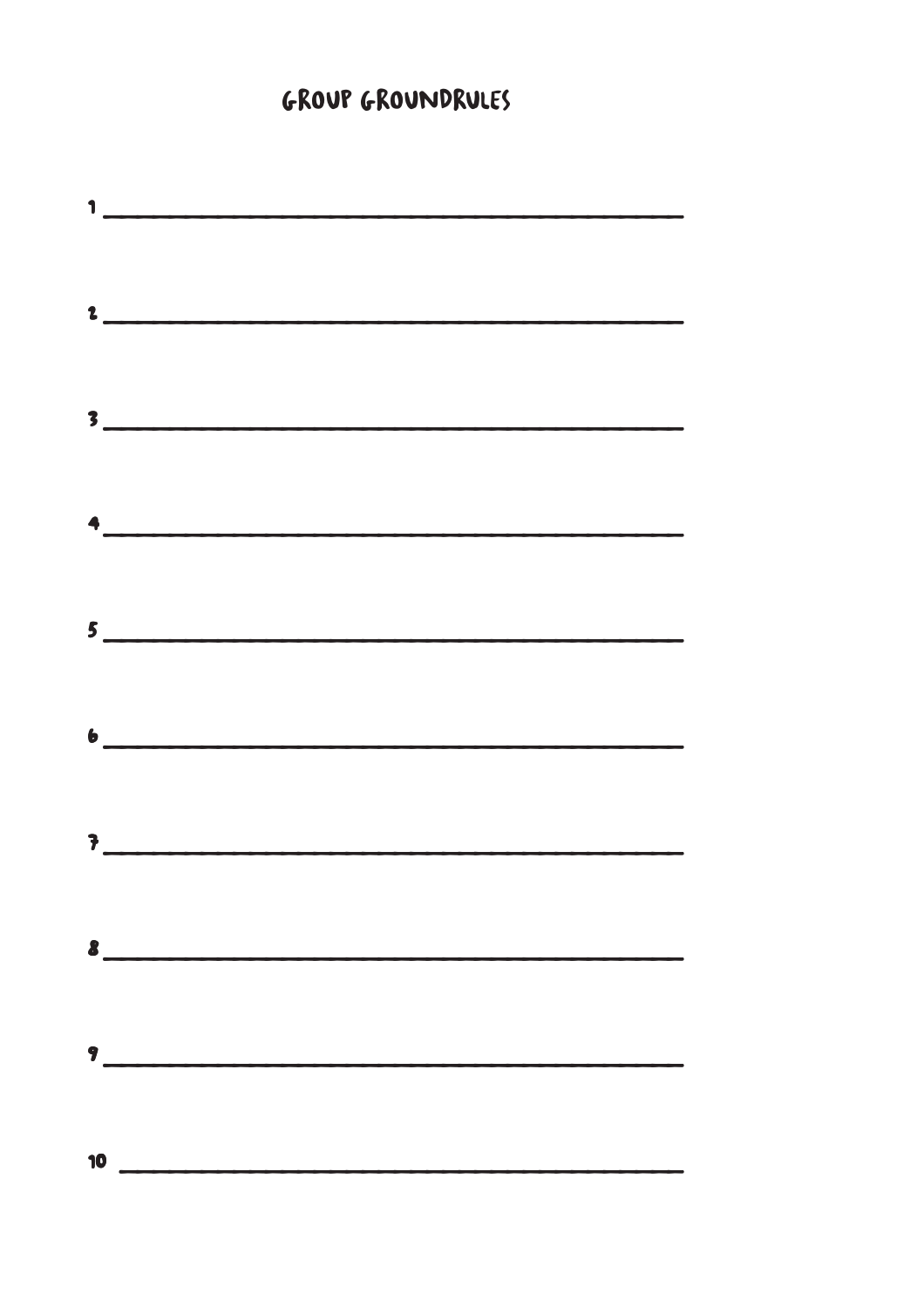# GROUP GROUNDRULES

1 ________________________________________________

2 ________________________________________________

3 ________________________________________________

4 ________________________________________________

5 ________________________________________________

6 ________________________________________________

7 ________________________________________________

8 ________________________________________________

9 ________________________________________________

10 ________________________________________________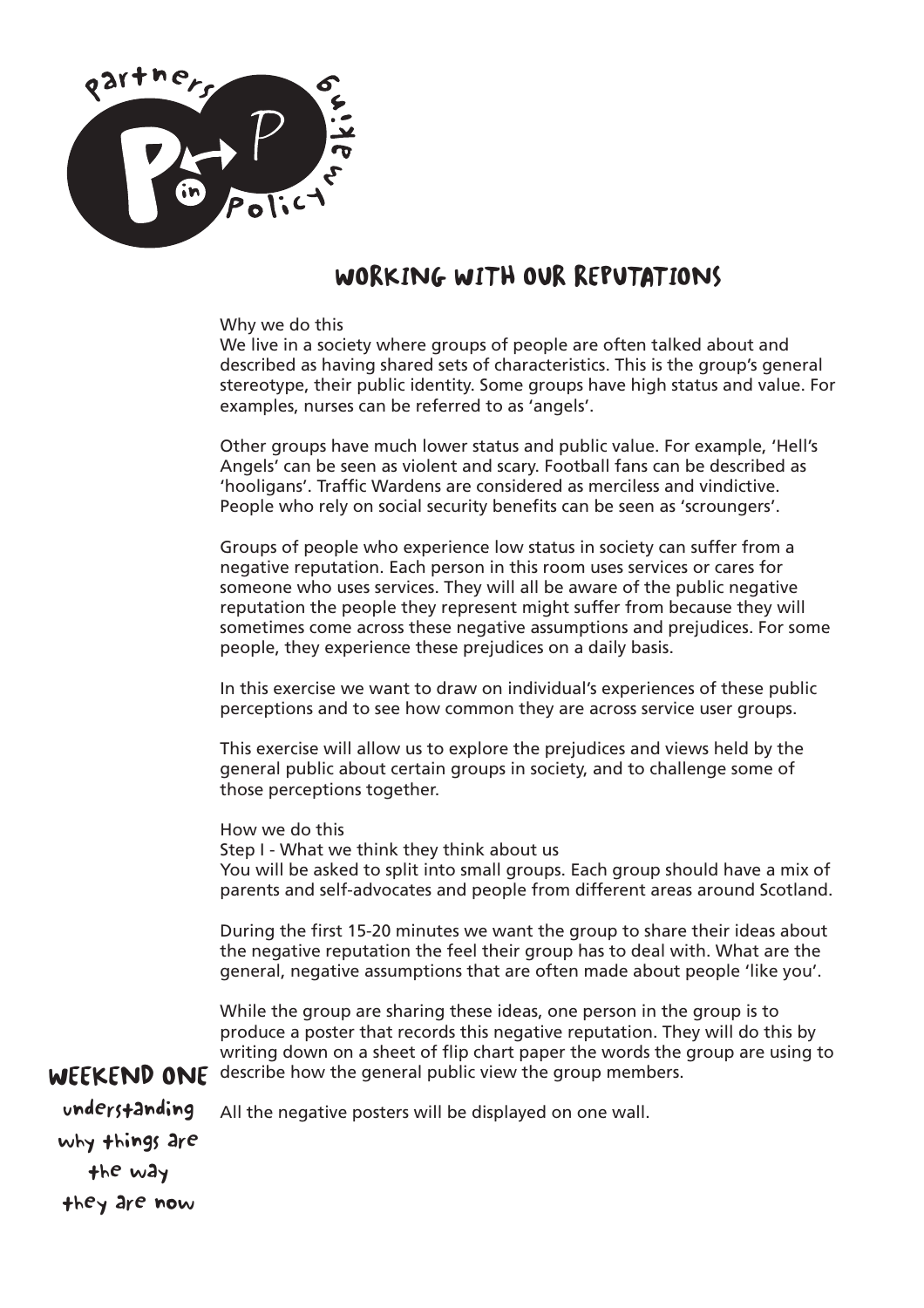# WORKING WITH OUR REPUTATIONS

Why we do this

We live in a society where groups of people are often talked about and described as having shared sets of characteristics. This is the group's general stereotype, their public identity. Some groups have high status and value. For examples, nurses can be referred to as 'angels'.

Other groups have much lower status and public value. For example, 'Hell's Angels' can be seen as violent and scary. Football fans can be described as 'hooligans'. Traffic Wardens are considered as merciless and vindictive. People who rely on social security benefits can be seen as 'scroungers'.

Groups of people who experience low status in society can suffer from a negative reputation. Each person in this room uses services or cares for someone who uses services. They will all be aware of the public negative reputation the people they represent might suffer from because they will sometimes come across these negative assumptions and prejudices. For some people, they experience these prejudices on a daily basis.

In this exercise we want to draw on individual's experiences of these public perceptions and to see how common they are across service user groups.

This exercise will allow us to explore the prejudices and views held by the general public about certain groups in society, and to challenge some of those perceptions together.

How we do this

Step I - What we think they think about us

You will be asked to split into small groups. Each group should have a mix of parents and self-advocates and people from different areas around Scotland.

During the first 15-20 minutes we want the group to share their ideas about the negative reputation the feel their group has to deal with. What are the general, negative assumptions that are often made about people 'like you'.

While the group are sharing these ideas, one person in the group is to produce a poster that records this negative reputation. They will do this by writing down on a sheet of flip chart paper the words the group are using to describe how the general public view the group members.

All the negative posters will be displayed on one wall.

**WEEKEND ONE**
understanding why things are the way they are now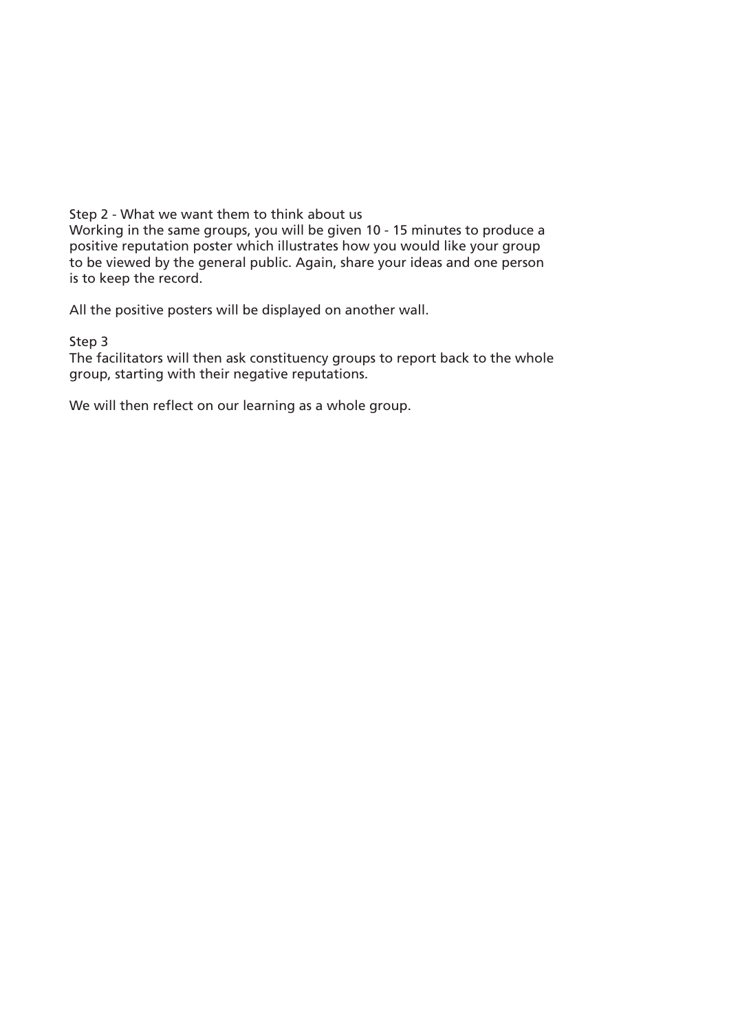Step 2 - What we want them to think about us

Working in the same groups, you will be given 10 - 15 minutes to produce a positive reputation poster which illustrates how you would like your group to be viewed by the general public. Again, share your ideas and one person is to keep the record.

All the positive posters will be displayed on another wall.

Step 3

The facilitators will then ask constituency groups to report back to the whole group, starting with their negative reputations.

We will then reflect on our learning as a whole group.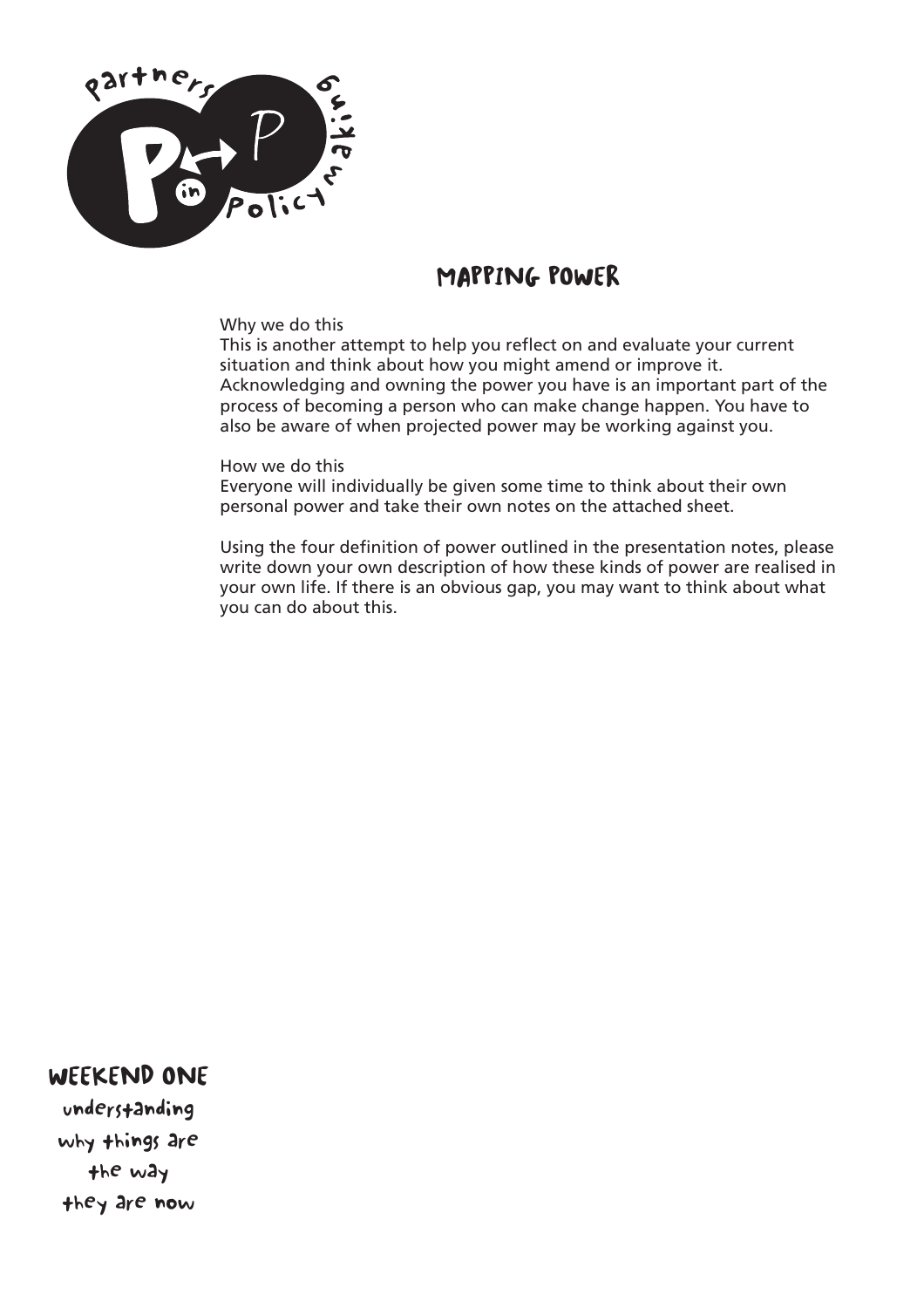# MAPPING POWER

Why we do this
This is another attempt to help you reflect on and evaluate your current situation and think about how you might amend or improve it. Acknowledging and owning the power you have is an important part of the process of becoming a person who can make change happen. You have to also be aware of when projected power may be working against you.

How we do this
Everyone will individually be given some time to think about their own personal power and take their own notes on the attached sheet.

Using the four definition of power outlined in the presentation notes, please write down your own description of how these kinds of power are realised in your own life. If there is an obvious gap, you may want to think about what you can do about this.

**WEEKEND ONE**
understanding why things are the way they are now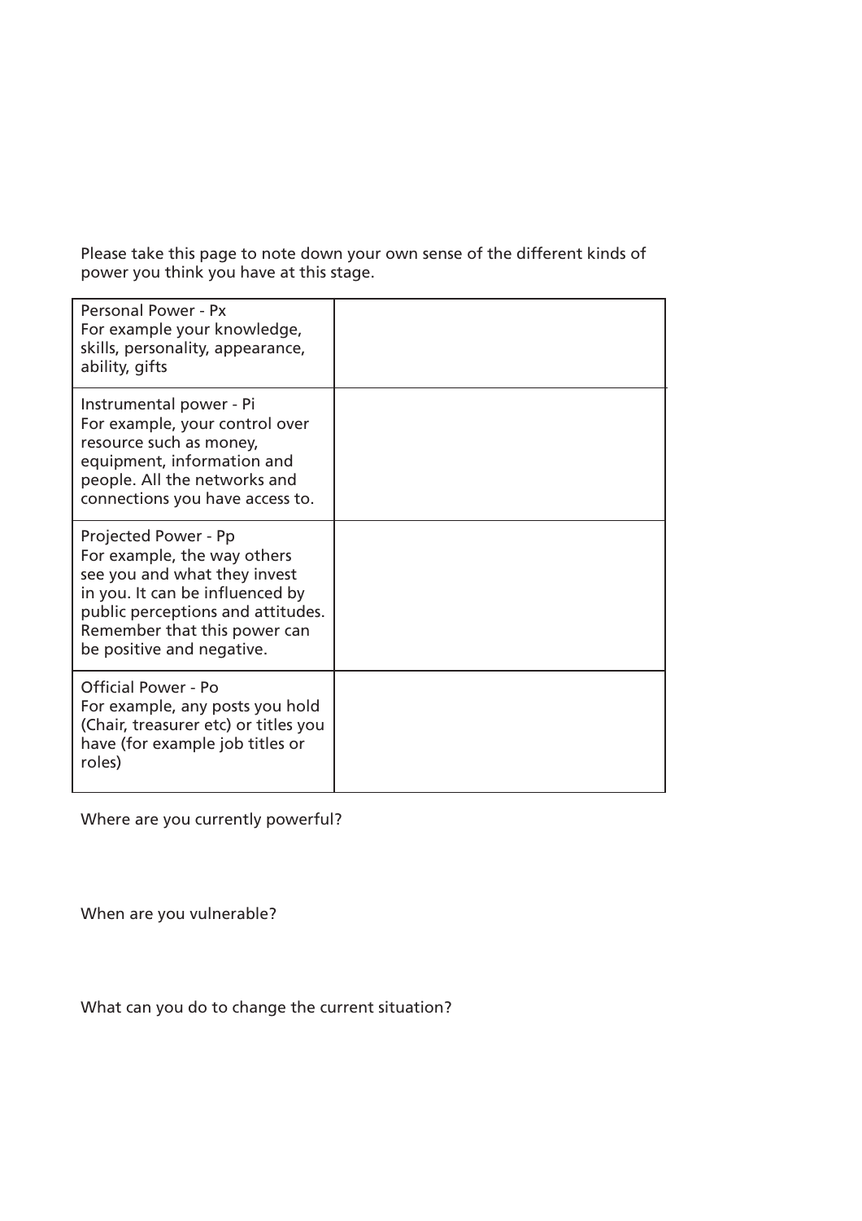Please take this page to note down your own sense of the different kinds of power you think you have at this stage.

| | |
|---|---|
| Personal Power - Px<br>For example your knowledge, skills, personality, appearance, ability, gifts | |
| Instrumental power - Pi<br>For example, your control over resource such as money, equipment, information and people. All the networks and connections you have access to. | |
| Projected Power - Pp<br>For example, the way others see you and what they invest in you. It can be influenced by public perceptions and attitudes. Remember that this power can be positive and negative. | |
| Official Power - Po<br>For example, any posts you hold (Chair, treasurer etc) or titles you have (for example job titles or roles) | |

Where are you currently powerful?

When are you vulnerable?

What can you do to change the current situation?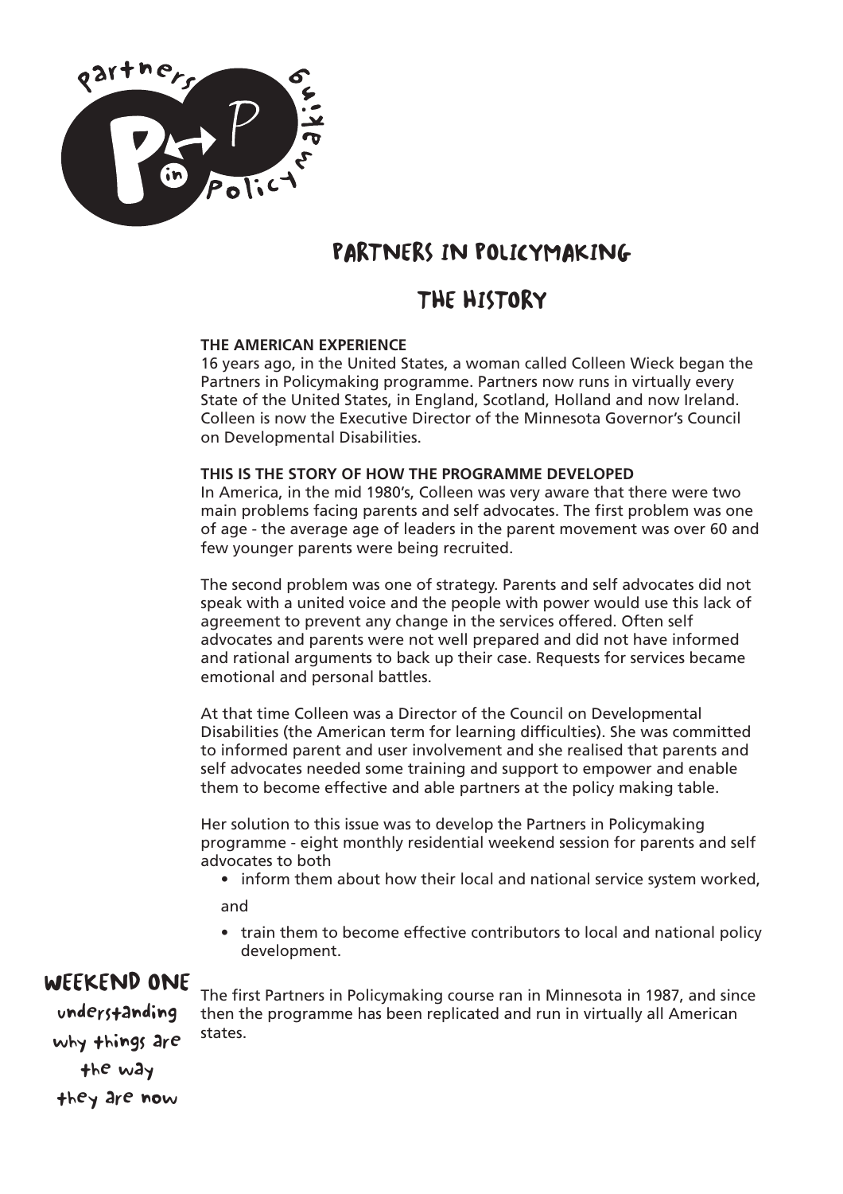# PARTNERS IN POLICYMAKING

## THE HISTORY

**THE AMERICAN EXPERIENCE**

16 years ago, in the United States, a woman called Colleen Wieck began the Partners in Policymaking programme. Partners now runs in virtually every State of the United States, in England, Scotland, Holland and now Ireland. Colleen is now the Executive Director of the Minnesota Governor's Council on Developmental Disabilities.

**THIS IS THE STORY OF HOW THE PROGRAMME DEVELOPED**

In America, in the mid 1980's, Colleen was very aware that there were two main problems facing parents and self advocates. The first problem was one of age - the average age of leaders in the parent movement was over 60 and few younger parents were being recruited.

The second problem was one of strategy. Parents and self advocates did not speak with a united voice and the people with power would use this lack of agreement to prevent any change in the services offered. Often self advocates and parents were not well prepared and did not have informed and rational arguments to back up their case. Requests for services became emotional and personal battles.

At that time Colleen was a Director of the Council on Developmental Disabilities (the American term for learning difficulties). She was committed to informed parent and user involvement and she realised that parents and self advocates needed some training and support to empower and enable them to become effective and able partners at the policy making table.

Her solution to this issue was to develop the Partners in Policymaking programme - eight monthly residential weekend session for parents and self advocates to both

- inform them about how their local and national service system worked,

and

- train them to become effective contributors to local and national policy development.

The first Partners in Policymaking course ran in Minnesota in 1987, and since then the programme has been replicated and run in virtually all American states.

**WEEKEND ONE**

understanding why things are the way they are now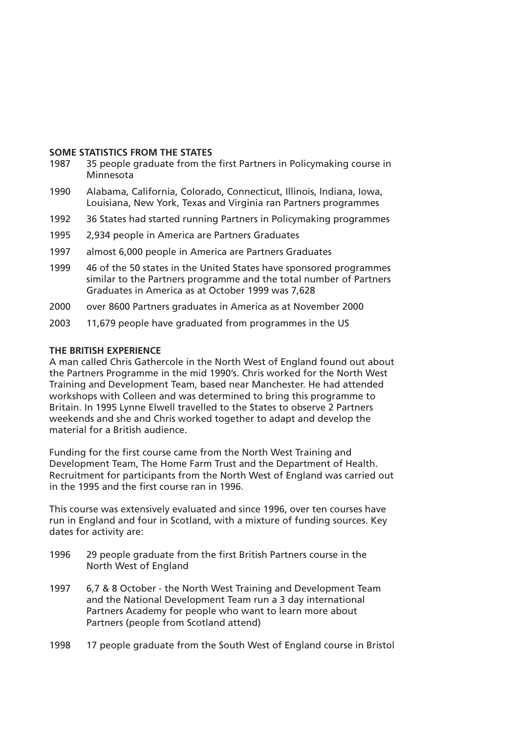**SOME STATISTICS FROM THE STATES**

1987 35 people graduate from the first Partners in Policymaking course in Minnesota

1990 Alabama, California, Colorado, Connecticut, Illinois, Indiana, Iowa, Louisiana, New York, Texas and Virginia ran Partners programmes

1992 36 States had started running Partners in Policymaking programmes

1995 2,934 people in America are Partners Graduates

1997 almost 6,000 people in America are Partners Graduates

1999 46 of the 50 states in the United States have sponsored programmes similar to the Partners programme and the total number of Partners Graduates in America as at October 1999 was 7,628

2000 over 8600 Partners graduates in America as at November 2000

2003 11,679 people have graduated from programmes in the US

**THE BRITISH EXPERIENCE**

A man called Chris Gathercole in the North West of England found out about the Partners Programme in the mid 1990's. Chris worked for the North West Training and Development Team, based near Manchester. He had attended workshops with Colleen and was determined to bring this programme to Britain. In 1995 Lynne Elwell travelled to the States to observe 2 Partners weekends and she and Chris worked together to adapt and develop the material for a British audience.

Funding for the first course came from the North West Training and Development Team, The Home Farm Trust and the Department of Health. Recruitment for participants from the North West of England was carried out in the 1995 and the first course ran in 1996.

This course was extensively evaluated and since 1996, over ten courses have run in England and four in Scotland, with a mixture of funding sources. Key dates for activity are:

1996 29 people graduate from the first British Partners course in the North West of England

1997 6,7 & 8 October - the North West Training and Development Team and the National Development Team run a 3 day international Partners Academy for people who want to learn more about Partners (people from Scotland attend)

1998 17 people graduate from the South West of England course in Bristol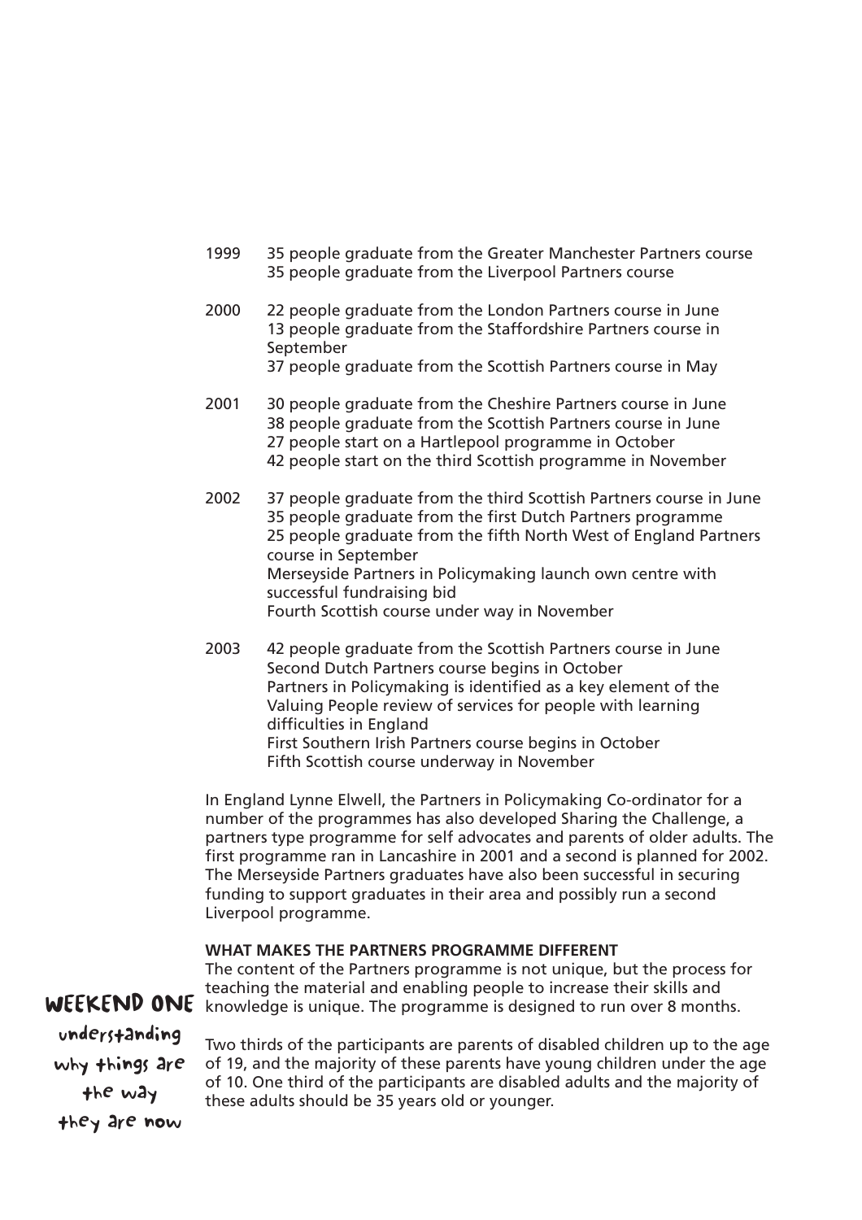1999 35 people graduate from the Greater Manchester Partners course
35 people graduate from the Liverpool Partners course

2000 22 people graduate from the London Partners course in June
13 people graduate from the Staffordshire Partners course in September
37 people graduate from the Scottish Partners course in May

2001 30 people graduate from the Cheshire Partners course in June
38 people graduate from the Scottish Partners course in June
27 people start on a Hartlepool programme in October
42 people start on the third Scottish programme in November

2002 37 people graduate from the third Scottish Partners course in June
35 people graduate from the first Dutch Partners programme
25 people graduate from the fifth North West of England Partners course in September
Merseyside Partners in Policymaking launch own centre with successful fundraising bid
Fourth Scottish course under way in November

2003 42 people graduate from the Scottish Partners course in June
Second Dutch Partners course begins in October
Partners in Policymaking is identified as a key element of the Valuing People review of services for people with learning difficulties in England
First Southern Irish Partners course begins in October
Fifth Scottish course underway in November

In England Lynne Elwell, the Partners in Policymaking Co-ordinator for a number of the programmes has also developed Sharing the Challenge, a partners type programme for self advocates and parents of older adults. The first programme ran in Lancashire in 2001 and a second is planned for 2002. The Merseyside Partners graduates have also been successful in securing funding to support graduates in their area and possibly run a second Liverpool programme.

**WHAT MAKES THE PARTNERS PROGRAMME DIFFERENT**

The content of the Partners programme is not unique, but the process for teaching the material and enabling people to increase their skills and knowledge is unique. The programme is designed to run over 8 months.

**WEEKEND ONE**
understanding why things are the way they are now

Two thirds of the participants are parents of disabled children up to the age of 19, and the majority of these parents have young children under the age of 10. One third of the participants are disabled adults and the majority of these adults should be 35 years old or younger.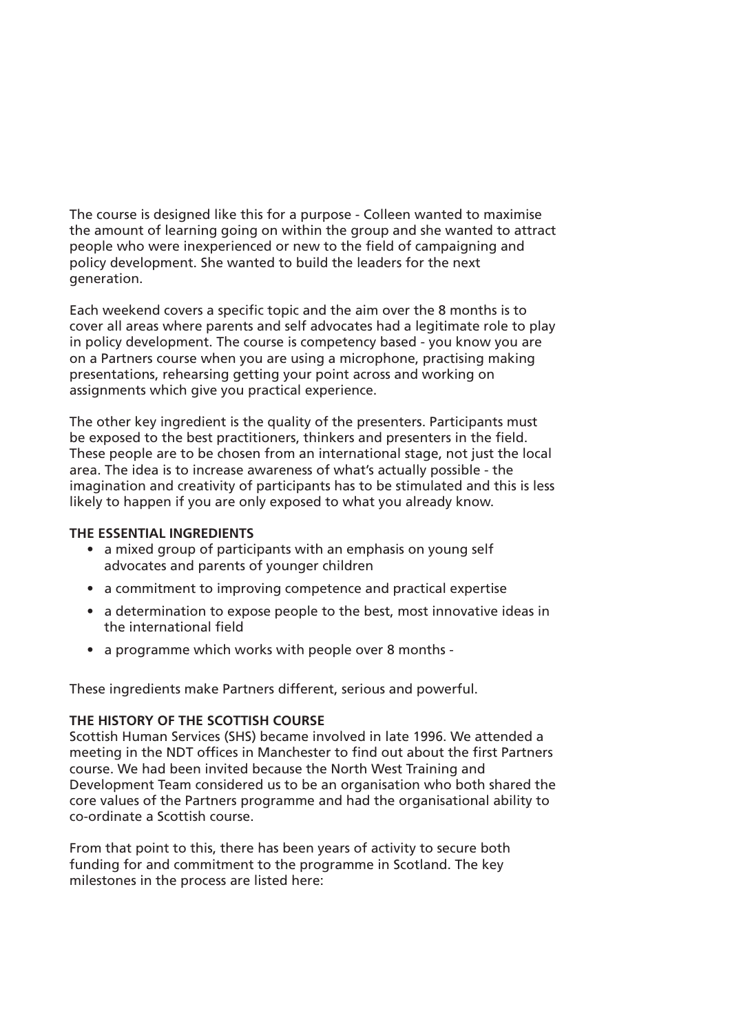The course is designed like this for a purpose - Colleen wanted to maximise the amount of learning going on within the group and she wanted to attract people who were inexperienced or new to the field of campaigning and policy development. She wanted to build the leaders for the next generation.

Each weekend covers a specific topic and the aim over the 8 months is to cover all areas where parents and self advocates had a legitimate role to play in policy development. The course is competency based - you know you are on a Partners course when you are using a microphone, practising making presentations, rehearsing getting your point across and working on assignments which give you practical experience.

The other key ingredient is the quality of the presenters. Participants must be exposed to the best practitioners, thinkers and presenters in the field. These people are to be chosen from an international stage, not just the local area. The idea is to increase awareness of what's actually possible - the imagination and creativity of participants has to be stimulated and this is less likely to happen if you are only exposed to what you already know.

**THE ESSENTIAL INGREDIENTS**

- a mixed group of participants with an emphasis on young self advocates and parents of younger children
- a commitment to improving competence and practical expertise
- a determination to expose people to the best, most innovative ideas in the international field
- a programme which works with people over 8 months -

These ingredients make Partners different, serious and powerful.

**THE HISTORY OF THE SCOTTISH COURSE**

Scottish Human Services (SHS) became involved in late 1996. We attended a meeting in the NDT offices in Manchester to find out about the first Partners course. We had been invited because the North West Training and Development Team considered us to be an organisation who both shared the core values of the Partners programme and had the organisational ability to co-ordinate a Scottish course.

From that point to this, there has been years of activity to secure both funding for and commitment to the programme in Scotland. The key milestones in the process are listed here: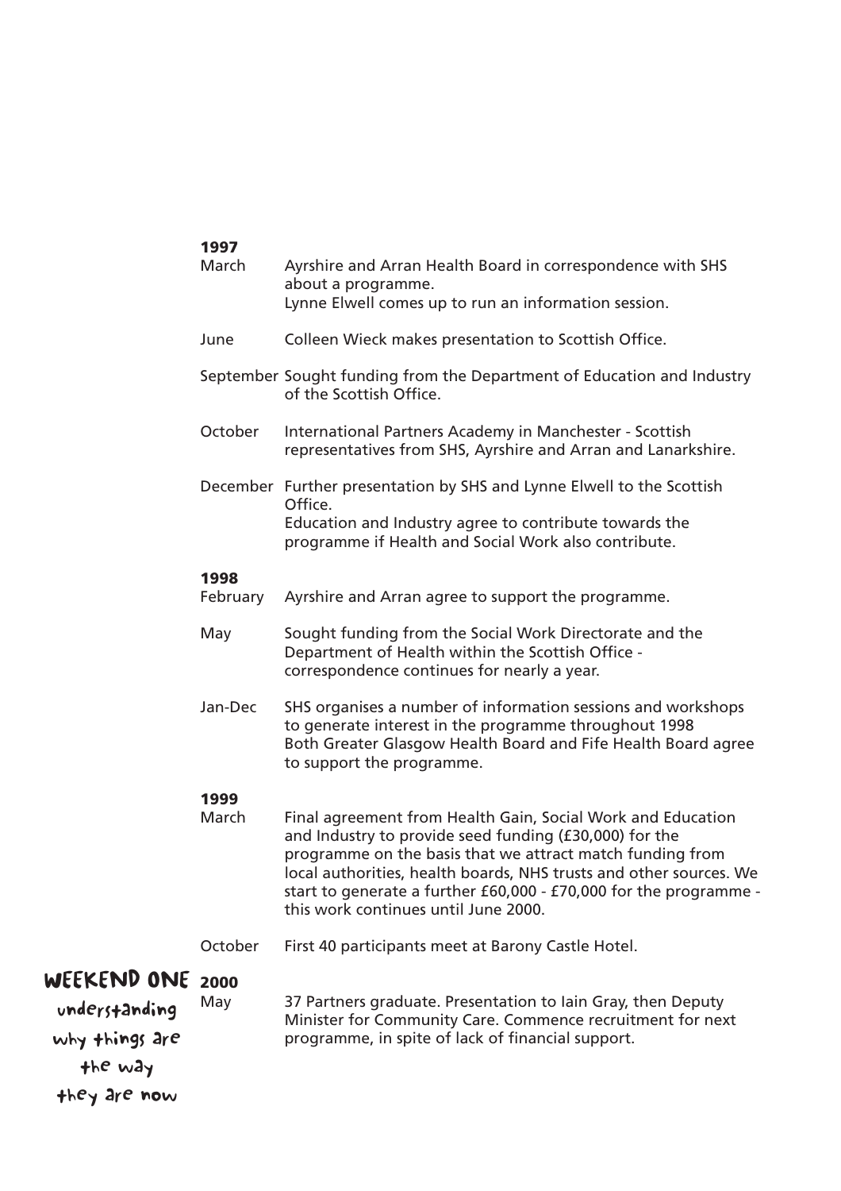**1997**

| | |
|---|---|
| March | Ayrshire and Arran Health Board in correspondence with SHS about a programme. Lynne Elwell comes up to run an information session. |
| June | Colleen Wieck makes presentation to Scottish Office. |
| September | Sought funding from the Department of Education and Industry of the Scottish Office. |
| October | International Partners Academy in Manchester - Scottish representatives from SHS, Ayrshire and Arran and Lanarkshire. |
| December | Further presentation by SHS and Lynne Elwell to the Scottish Office. Education and Industry agree to contribute towards the programme if Health and Social Work also contribute. |

**1998**

| | |
|---|---|
| February | Ayrshire and Arran agree to support the programme. |
| May | Sought funding from the Social Work Directorate and the Department of Health within the Scottish Office - correspondence continues for nearly a year. |
| Jan-Dec | SHS organises a number of information sessions and workshops to generate interest in the programme throughout 1998. Both Greater Glasgow Health Board and Fife Health Board agree to support the programme. |

**1999**

| | |
|---|---|
| March | Final agreement from Health Gain, Social Work and Education and Industry to provide seed funding (£30,000) for the programme on the basis that we attract match funding from local authorities, health boards, NHS trusts and other sources. We start to generate a further £60,000 - £70,000 for the programme - this work continues until June 2000. |
| October | First 40 participants meet at Barony Castle Hotel. |

**2000**

| | |
|---|---|
| May | 37 Partners graduate. Presentation to Iain Gray, then Deputy Minister for Community Care. Commence recruitment for next programme, in spite of lack of financial support. |

## WEEKEND ONE

understanding why things are the way they are now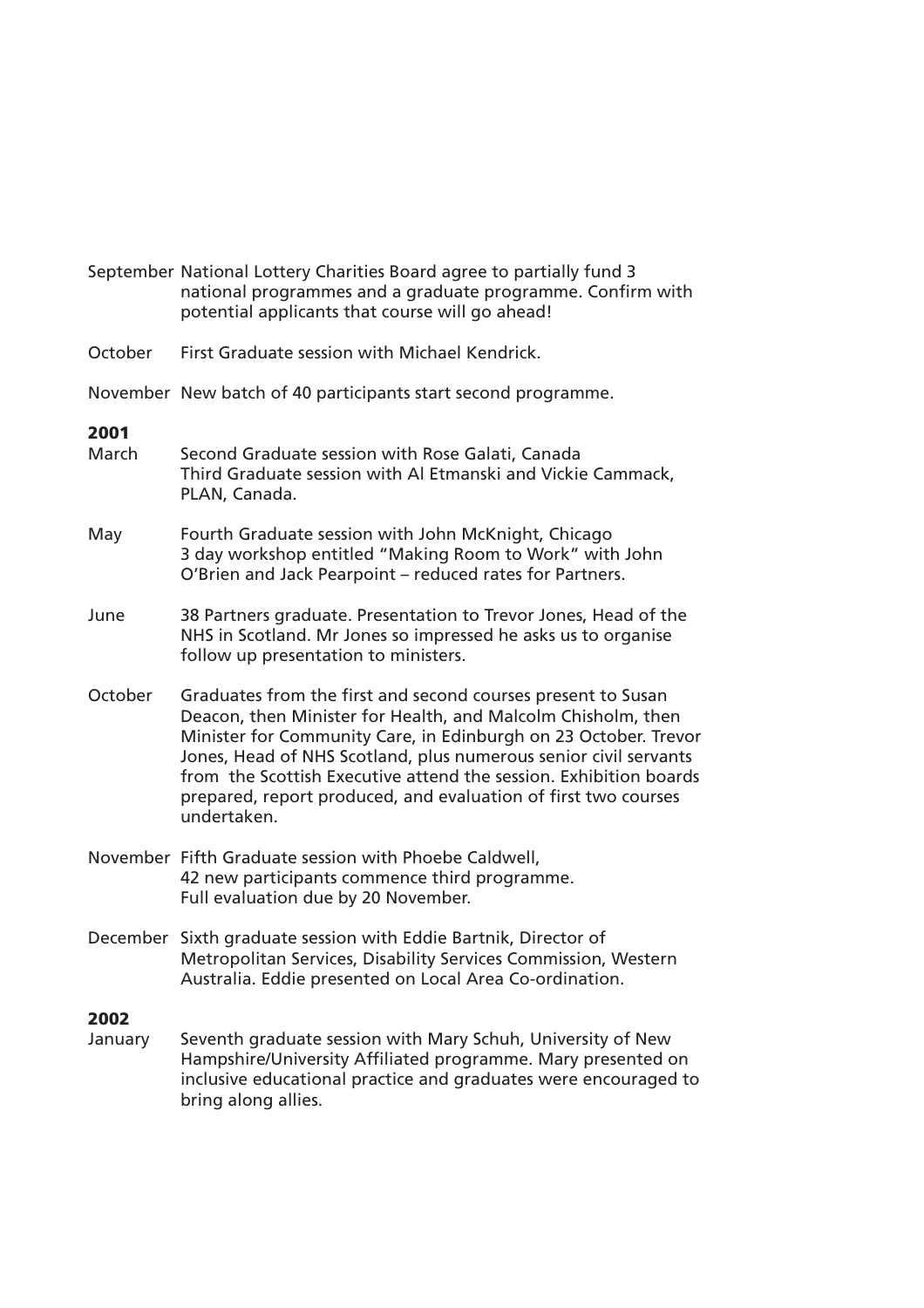September National Lottery Charities Board agree to partially fund 3 national programmes and a graduate programme. Confirm with potential applicants that course will go ahead!

October First Graduate session with Michael Kendrick.

November New batch of 40 participants start second programme.

**2001**

March Second Graduate session with Rose Galati, Canada
Third Graduate session with Al Etmanski and Vickie Cammack, PLAN, Canada.

May Fourth Graduate session with John McKnight, Chicago
3 day workshop entitled "Making Room to Work" with John O'Brien and Jack Pearpoint – reduced rates for Partners.

June 38 Partners graduate. Presentation to Trevor Jones, Head of the NHS in Scotland. Mr Jones so impressed he asks us to organise follow up presentation to ministers.

October Graduates from the first and second courses present to Susan Deacon, then Minister for Health, and Malcolm Chisholm, then Minister for Community Care, in Edinburgh on 23 October. Trevor Jones, Head of NHS Scotland, plus numerous senior civil servants from the Scottish Executive attend the session. Exhibition boards prepared, report produced, and evaluation of first two courses undertaken.

November Fifth Graduate session with Phoebe Caldwell,
42 new participants commence third programme.
Full evaluation due by 20 November.

December Sixth graduate session with Eddie Bartnik, Director of Metropolitan Services, Disability Services Commission, Western Australia. Eddie presented on Local Area Co-ordination.

**2002**

January Seventh graduate session with Mary Schuh, University of New Hampshire/University Affiliated programme. Mary presented on inclusive educational practice and graduates were encouraged to bring along allies.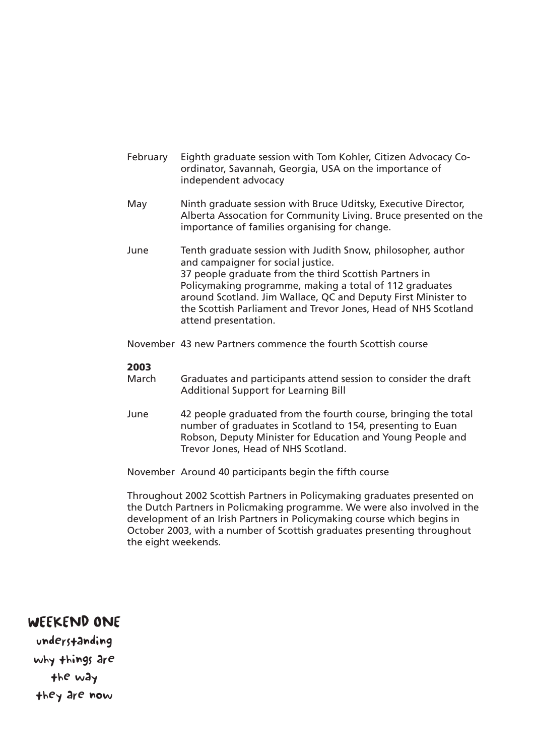| | |
|---|---|
| February | Eighth graduate session with Tom Kohler, Citizen Advocacy Co-ordinator, Savannah, Georgia, USA on the importance of independent advocacy |
| May | Ninth graduate session with Bruce Uditsky, Executive Director, Alberta Assocation for Community Living. Bruce presented on the importance of families organising for change. |
| June | Tenth graduate session with Judith Snow, philosopher, author and campaigner for social justice. 37 people graduate from the third Scottish Partners in Policymaking programme, making a total of 112 graduates around Scotland. Jim Wallace, QC and Deputy First Minister to the Scottish Parliament and Trevor Jones, Head of NHS Scotland attend presentation. |
| November | 43 new Partners commence the fourth Scottish course |

**2003**

| | |
|---|---|
| March | Graduates and participants attend session to consider the draft Additional Support for Learning Bill |
| June | 42 people graduated from the fourth course, bringing the total number of graduates in Scotland to 154, presenting to Euan Robson, Deputy Minister for Education and Young People and Trevor Jones, Head of NHS Scotland. |
| November | Around 40 participants begin the fifth course |

Throughout 2002 Scottish Partners in Policymaking graduates presented on the Dutch Partners in Policmaking programme. We were also involved in the development of an Irish Partners in Policymaking course which begins in October 2003, with a number of Scottish graduates presenting throughout the eight weekends.

## WEEKEND ONE

understanding why things are the way they are now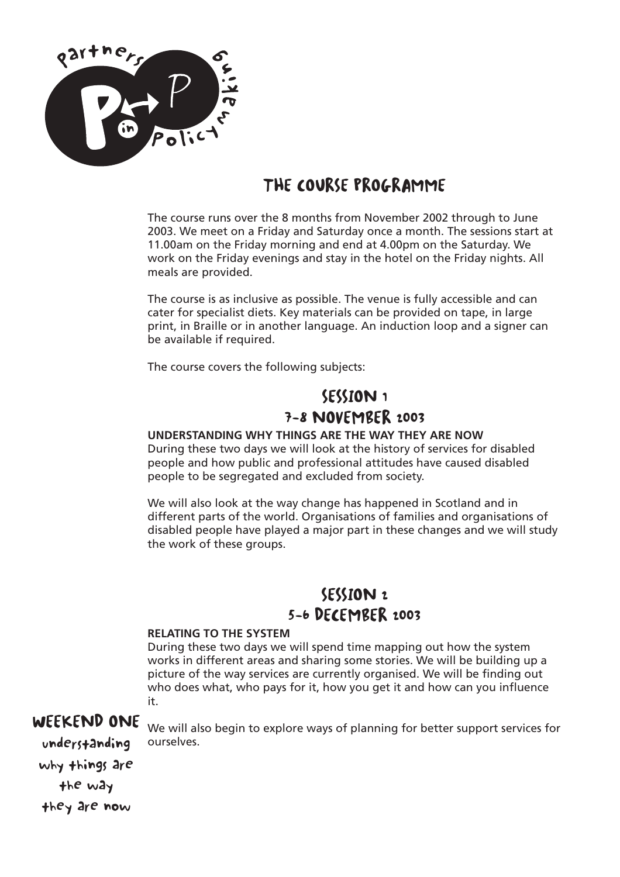# THE COURSE PROGRAMME

The course runs over the 8 months from November 2002 through to June 2003. We meet on a Friday and Saturday once a month. The sessions start at 11.00am on the Friday morning and end at 4.00pm on the Saturday. We work on the Friday evenings and stay in the hotel on the Friday nights. All meals are provided.

The course is as inclusive as possible. The venue is fully accessible and can cater for specialist diets. Key materials can be provided on tape, in large print, in Braille or in another language. An induction loop and a signer can be available if required.

The course covers the following subjects:

## SESSION 1
## 7-8 NOVEMBER 2003

**UNDERSTANDING WHY THINGS ARE THE WAY THEY ARE NOW**

During these two days we will look at the history of services for disabled people and how public and professional attitudes have caused disabled people to be segregated and excluded from society.

We will also look at the way change has happened in Scotland and in different parts of the world. Organisations of families and organisations of disabled people have played a major part in these changes and we will study the work of these groups.

## SESSION 2
## 5-6 DECEMBER 2003

**RELATING TO THE SYSTEM**

During these two days we will spend time mapping out how the system works in different areas and sharing some stories. We will be building up a picture of the way services are currently organised. We will be finding out who does what, who pays for it, how you get it and how can you influence it.

We will also begin to explore ways of planning for better support services for ourselves.

**WEEKEND ONE**
understanding why things are the way they are now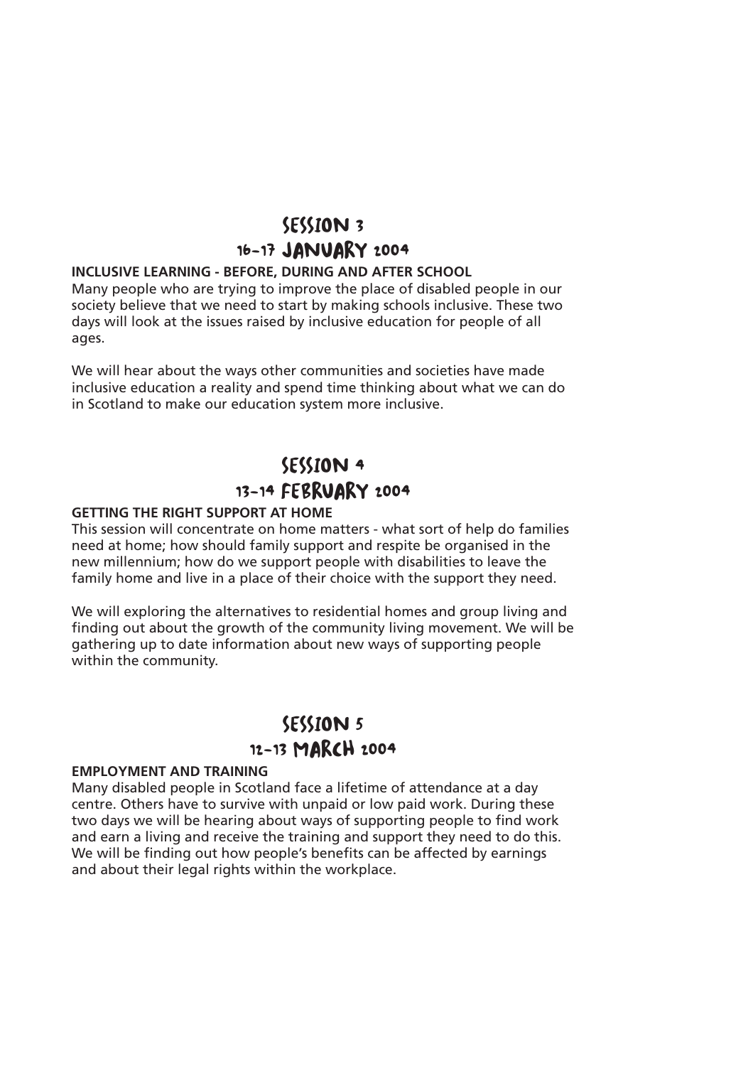## Session 3

### 16-17 January 2004

**INCLUSIVE LEARNING - BEFORE, DURING AND AFTER SCHOOL**

Many people who are trying to improve the place of disabled people in our society believe that we need to start by making schools inclusive. These two days will look at the issues raised by inclusive education for people of all ages.

We will hear about the ways other communities and societies have made inclusive education a reality and spend time thinking about what we can do in Scotland to make our education system more inclusive.

## Session 4

### 13-14 February 2004

**GETTING THE RIGHT SUPPORT AT HOME**

This session will concentrate on home matters - what sort of help do families need at home; how should family support and respite be organised in the new millennium; how do we support people with disabilities to leave the family home and live in a place of their choice with the support they need.

We will exploring the alternatives to residential homes and group living and finding out about the growth of the community living movement. We will be gathering up to date information about new ways of supporting people within the community.

## Session 5

### 12-13 March 2004

**EMPLOYMENT AND TRAINING**

Many disabled people in Scotland face a lifetime of attendance at a day centre. Others have to survive with unpaid or low paid work. During these two days we will be hearing about ways of supporting people to find work and earn a living and receive the training and support they need to do this. We will be finding out how people's benefits can be affected by earnings and about their legal rights within the workplace.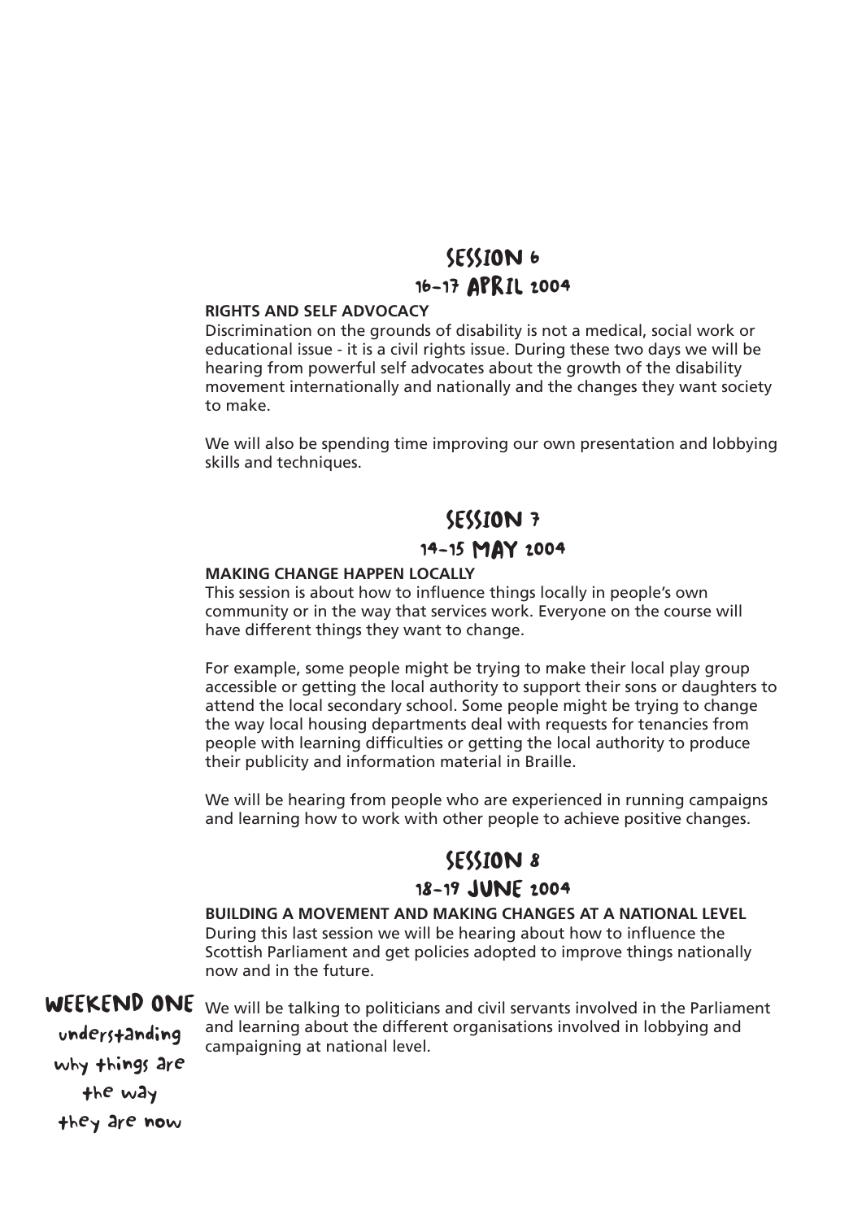## SESSION 6
### 16-17 APRIL 2004

**RIGHTS AND SELF ADVOCACY**

Discrimination on the grounds of disability is not a medical, social work or educational issue - it is a civil rights issue. During these two days we will be hearing from powerful self advocates about the growth of the disability movement internationally and nationally and the changes they want society to make.

We will also be spending time improving our own presentation and lobbying skills and techniques.

## SESSION 7
### 14-15 MAY 2004

**MAKING CHANGE HAPPEN LOCALLY**

This session is about how to influence things locally in people's own community or in the way that services work. Everyone on the course will have different things they want to change.

For example, some people might be trying to make their local play group accessible or getting the local authority to support their sons or daughters to attend the local secondary school. Some people might be trying to change the way local housing departments deal with requests for tenancies from people with learning difficulties or getting the local authority to produce their publicity and information material in Braille.

We will be hearing from people who are experienced in running campaigns and learning how to work with other people to achieve positive changes.

## SESSION 8
### 18-19 JUNE 2004

**BUILDING A MOVEMENT AND MAKING CHANGES AT A NATIONAL LEVEL**

During this last session we will be hearing about how to influence the Scottish Parliament and get policies adopted to improve things nationally now and in the future.

We will be talking to politicians and civil servants involved in the Parliament and learning about the different organisations involved in lobbying and campaigning at national level.

**WEEKEND ONE**
understanding why things are the way they are now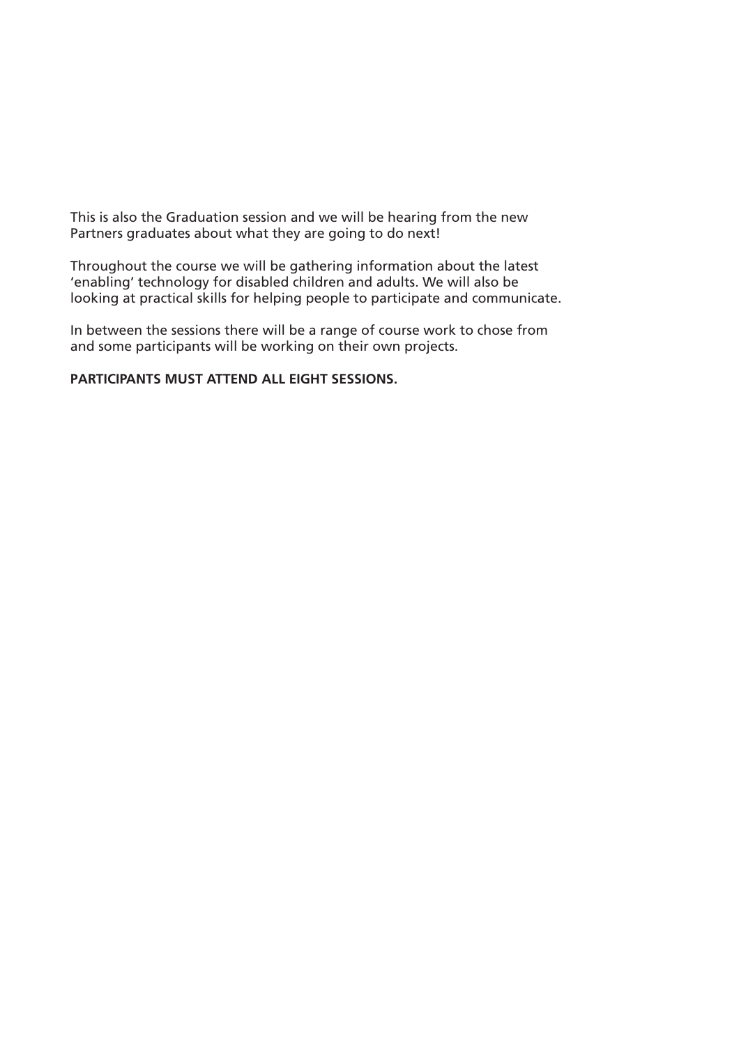This is also the Graduation session and we will be hearing from the new Partners graduates about what they are going to do next!

Throughout the course we will be gathering information about the latest 'enabling' technology for disabled children and adults. We will also be looking at practical skills for helping people to participate and communicate.

In between the sessions there will be a range of course work to chose from and some participants will be working on their own projects.

**PARTICIPANTS MUST ATTEND ALL EIGHT SESSIONS.**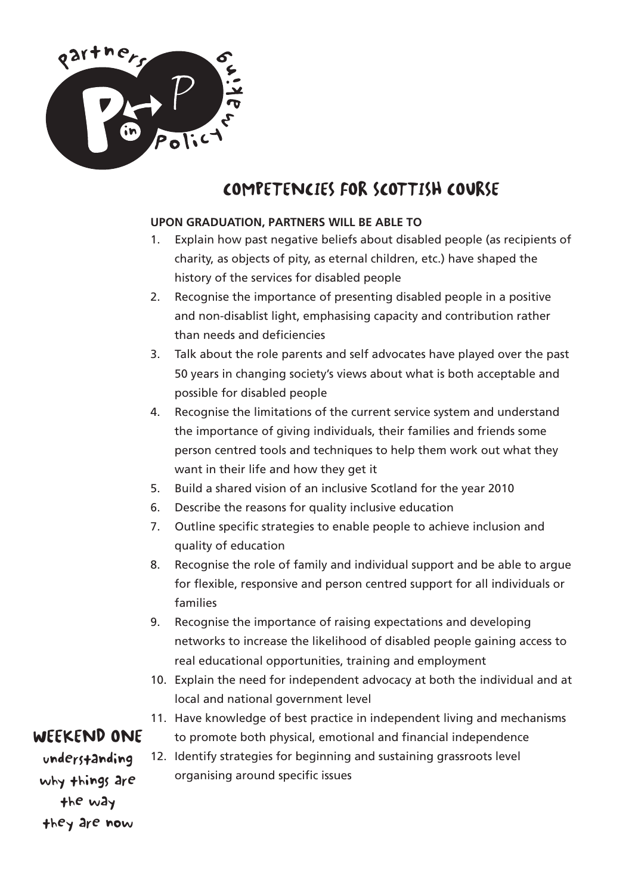# COMPETENCIES FOR SCOTTISH COURSE

**UPON GRADUATION, PARTNERS WILL BE ABLE TO**

1. Explain how past negative beliefs about disabled people (as recipients of charity, as objects of pity, as eternal children, etc.) have shaped the history of the services for disabled people
2. Recognise the importance of presenting disabled people in a positive and non-disablist light, emphasising capacity and contribution rather than needs and deficiencies
3. Talk about the role parents and self advocates have played over the past 50 years in changing society's views about what is both acceptable and possible for disabled people
4. Recognise the limitations of the current service system and understand the importance of giving individuals, their families and friends some person centred tools and techniques to help them work out what they want in their life and how they get it
5. Build a shared vision of an inclusive Scotland for the year 2010
6. Describe the reasons for quality inclusive education
7. Outline specific strategies to enable people to achieve inclusion and quality of education
8. Recognise the role of family and individual support and be able to argue for flexible, responsive and person centred support for all individuals or families
9. Recognise the importance of raising expectations and developing networks to increase the likelihood of disabled people gaining access to real educational opportunities, training and employment
10. Explain the need for independent advocacy at both the individual and at local and national government level
11. Have knowledge of best practice in independent living and mechanisms to promote both physical, emotional and financial independence
12. Identify strategies for beginning and sustaining grassroots level organising around specific issues

## WEEKEND ONE

understanding why things are the way they are now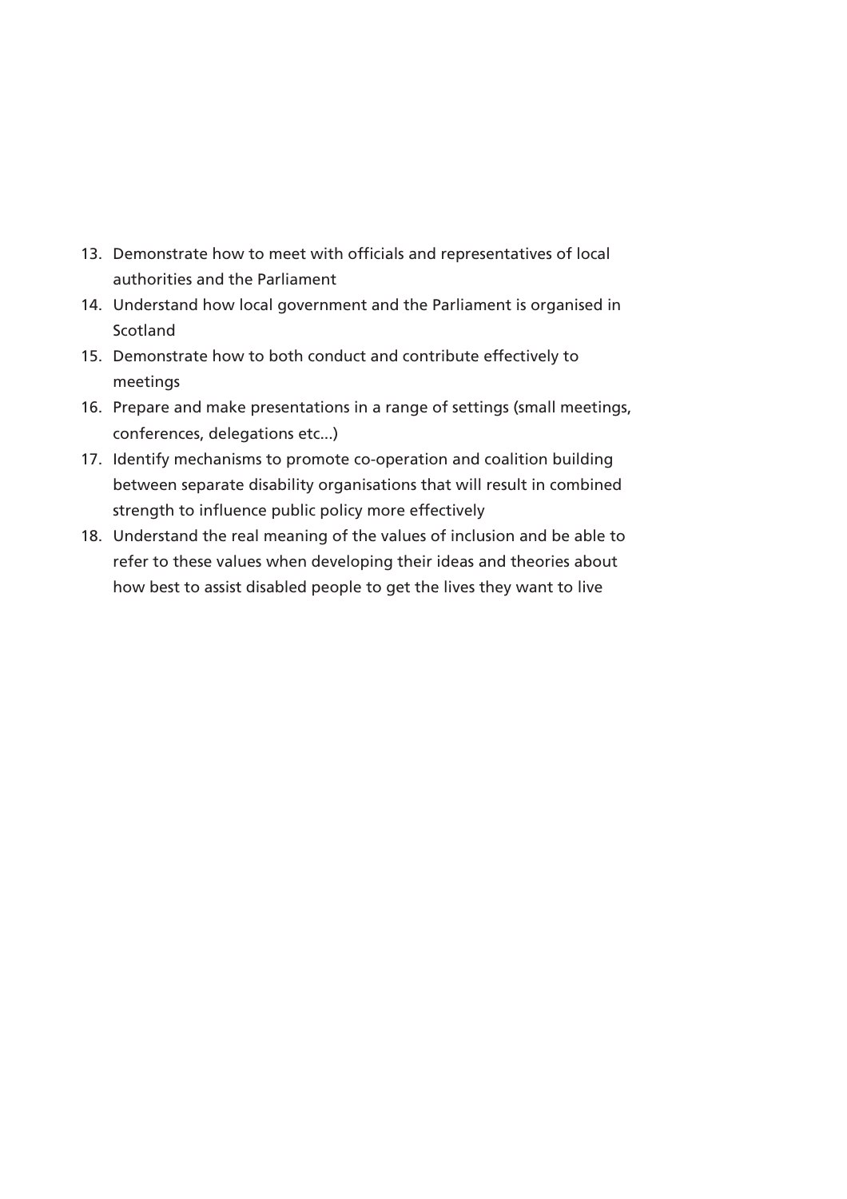13. Demonstrate how to meet with officials and representatives of local authorities and the Parliament
14. Understand how local government and the Parliament is organised in Scotland
15. Demonstrate how to both conduct and contribute effectively to meetings
16. Prepare and make presentations in a range of settings (small meetings, conferences, delegations etc...)
17. Identify mechanisms to promote co-operation and coalition building between separate disability organisations that will result in combined strength to influence public policy more effectively
18. Understand the real meaning of the values of inclusion and be able to refer to these values when developing their ideas and theories about how best to assist disabled people to get the lives they want to live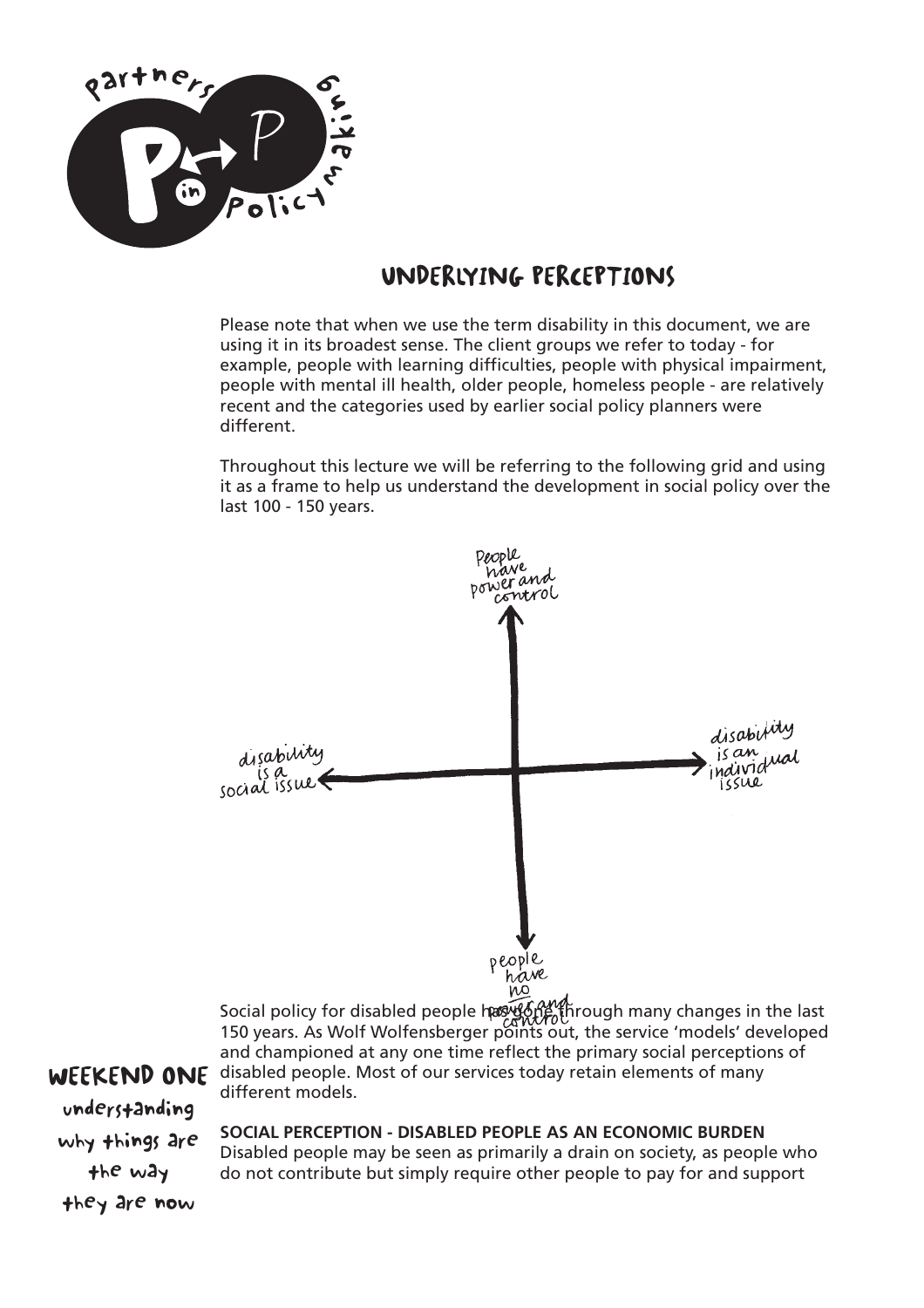# UNDERLYING PERCEPTIONS

Please note that when we use the term disability in this document, we are using it in its broadest sense. The client groups we refer to today - for example, people with learning difficulties, people with physical impairment, people with mental ill health, older people, homeless people - are relatively recent and the categories used by earlier social policy planners were different.

Throughout this lecture we will be referring to the following grid and using it as a frame to help us understand the development in social policy over the last 100 - 150 years.

People have power and control

disability is a social issue ← → disability is an individual issue

people have no power and control

Social policy for disabled people has gone through many changes in the last 150 years. As Wolf Wolfensberger points out, the service 'models' developed and championed at any one time reflect the primary social perceptions of disabled people. Most of our services today retain elements of many different models.

**SOCIAL PERCEPTION - DISABLED PEOPLE AS AN ECONOMIC BURDEN**

Disabled people may be seen as primarily a drain on society, as people who do not contribute but simply require other people to pay for and support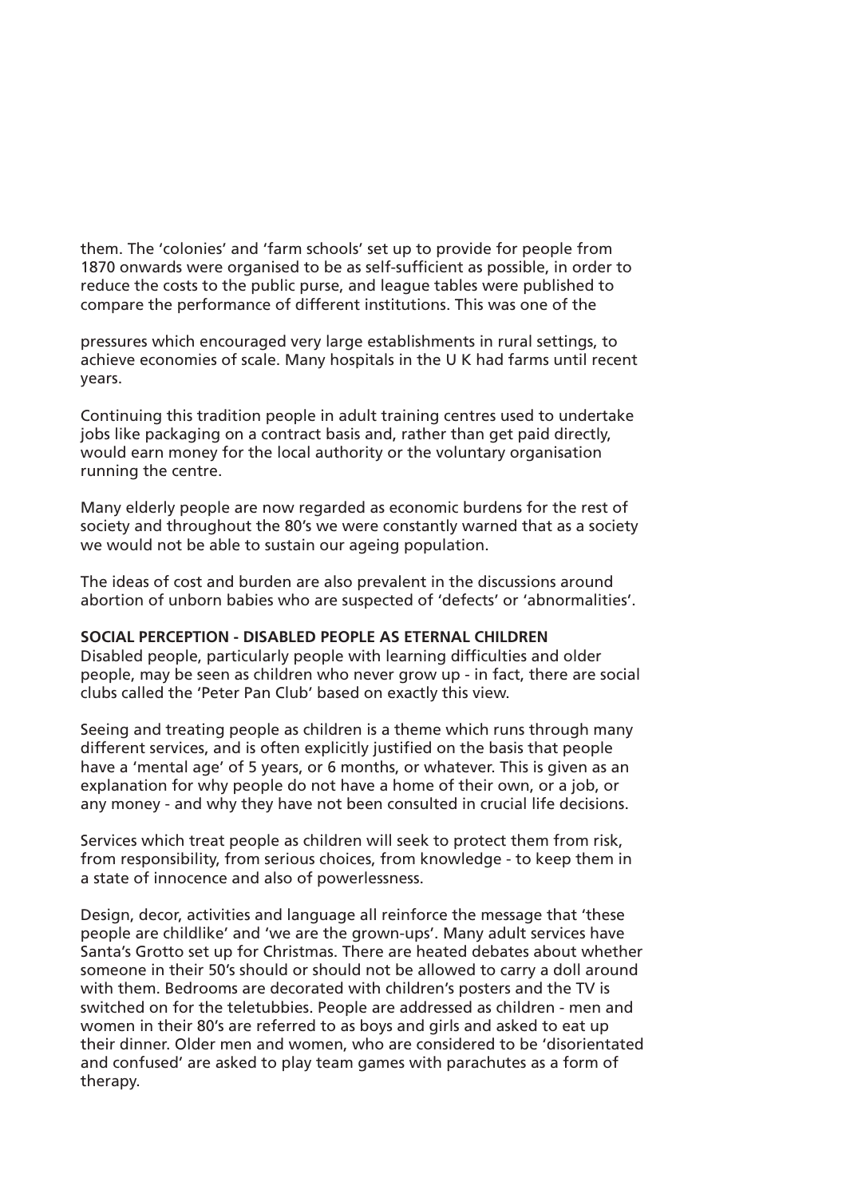them. The 'colonies' and 'farm schools' set up to provide for people from 1870 onwards were organised to be as self-sufficient as possible, in order to reduce the costs to the public purse, and league tables were published to compare the performance of different institutions. This was one of the

pressures which encouraged very large establishments in rural settings, to achieve economies of scale. Many hospitals in the U K had farms until recent years.

Continuing this tradition people in adult training centres used to undertake jobs like packaging on a contract basis and, rather than get paid directly, would earn money for the local authority or the voluntary organisation running the centre.

Many elderly people are now regarded as economic burdens for the rest of society and throughout the 80's we were constantly warned that as a society we would not be able to sustain our ageing population.

The ideas of cost and burden are also prevalent in the discussions around abortion of unborn babies who are suspected of 'defects' or 'abnormalities'.

**SOCIAL PERCEPTION - DISABLED PEOPLE AS ETERNAL CHILDREN**

Disabled people, particularly people with learning difficulties and older people, may be seen as children who never grow up - in fact, there are social clubs called the 'Peter Pan Club' based on exactly this view.

Seeing and treating people as children is a theme which runs through many different services, and is often explicitly justified on the basis that people have a 'mental age' of 5 years, or 6 months, or whatever. This is given as an explanation for why people do not have a home of their own, or a job, or any money - and why they have not been consulted in crucial life decisions.

Services which treat people as children will seek to protect them from risk, from responsibility, from serious choices, from knowledge - to keep them in a state of innocence and also of powerlessness.

Design, decor, activities and language all reinforce the message that 'these people are childlike' and 'we are the grown-ups'. Many adult services have Santa's Grotto set up for Christmas. There are heated debates about whether someone in their 50's should or should not be allowed to carry a doll around with them. Bedrooms are decorated with children's posters and the TV is switched on for the teletubbies. People are addressed as children - men and women in their 80's are referred to as boys and girls and asked to eat up their dinner. Older men and women, who are considered to be 'disorientated and confused' are asked to play team games with parachutes as a form of therapy.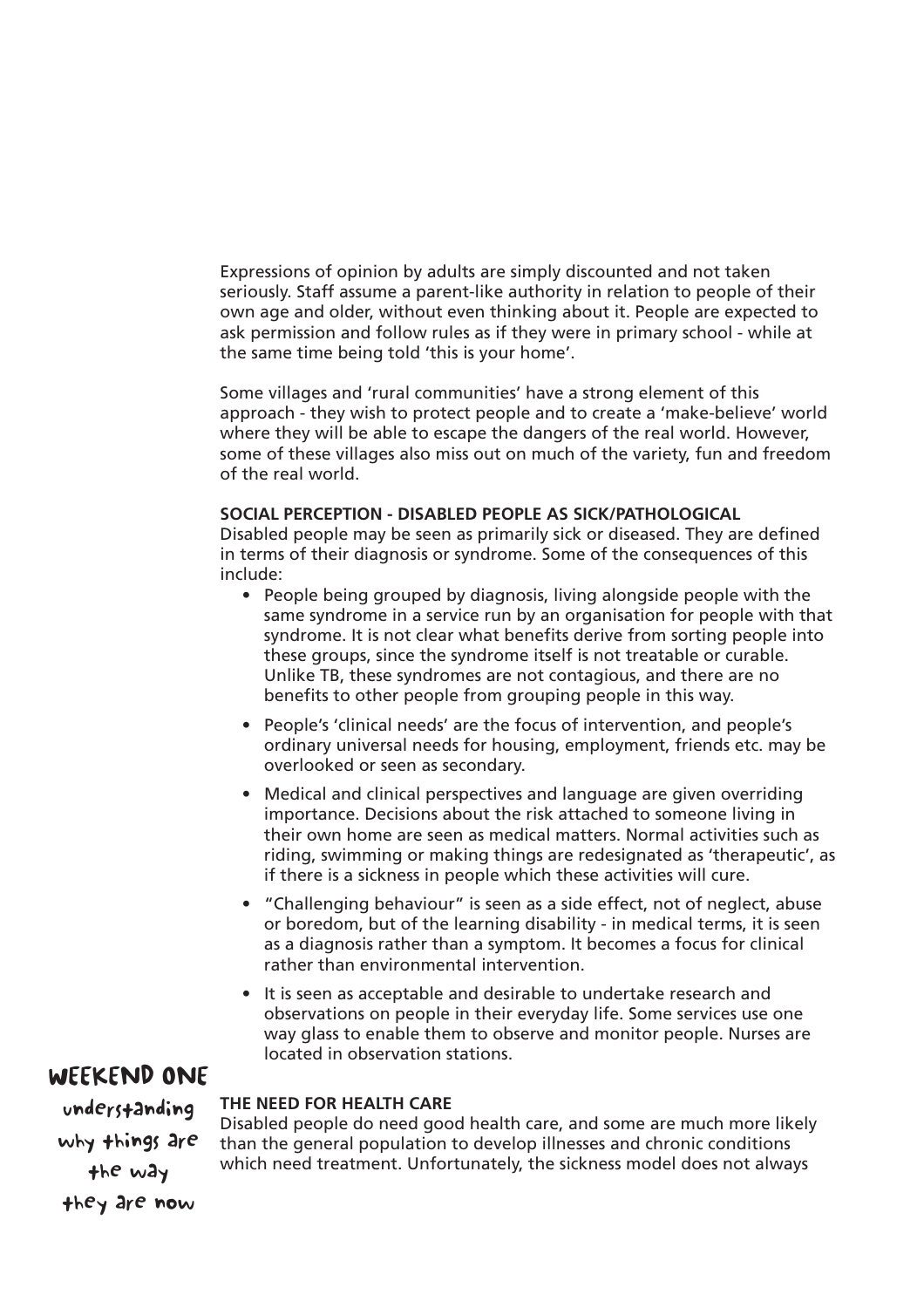Expressions of opinion by adults are simply discounted and not taken seriously. Staff assume a parent-like authority in relation to people of their own age and older, without even thinking about it. People are expected to ask permission and follow rules as if they were in primary school - while at the same time being told 'this is your home'.

Some villages and 'rural communities' have a strong element of this approach - they wish to protect people and to create a 'make-believe' world where they will be able to escape the dangers of the real world. However, some of these villages also miss out on much of the variety, fun and freedom of the real world.

**SOCIAL PERCEPTION - DISABLED PEOPLE AS SICK/PATHOLOGICAL**

Disabled people may be seen as primarily sick or diseased. They are defined in terms of their diagnosis or syndrome. Some of the consequences of this include:

- People being grouped by diagnosis, living alongside people with the same syndrome in a service run by an organisation for people with that syndrome. It is not clear what benefits derive from sorting people into these groups, since the syndrome itself is not treatable or curable. Unlike TB, these syndromes are not contagious, and there are no benefits to other people from grouping people in this way.
- People's 'clinical needs' are the focus of intervention, and people's ordinary universal needs for housing, employment, friends etc. may be overlooked or seen as secondary.
- Medical and clinical perspectives and language are given overriding importance. Decisions about the risk attached to someone living in their own home are seen as medical matters. Normal activities such as riding, swimming or making things are redesignated as 'therapeutic', as if there is a sickness in people which these activities will cure.
- "Challenging behaviour" is seen as a side effect, not of neglect, abuse or boredom, but of the learning disability - in medical terms, it is seen as a diagnosis rather than a symptom. It becomes a focus for clinical rather than environmental intervention.
- It is seen as acceptable and desirable to undertake research and observations on people in their everyday life. Some services use one way glass to enable them to observe and monitor people. Nurses are located in observation stations.

**THE NEED FOR HEALTH CARE**

Disabled people do need good health care, and some are much more likely than the general population to develop illnesses and chronic conditions which need treatment. Unfortunately, the sickness model does not always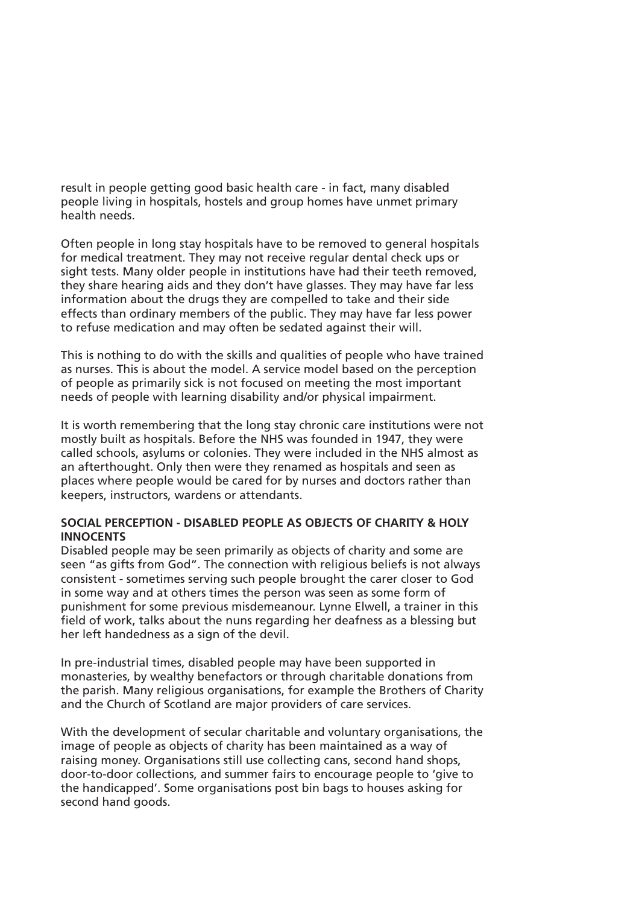result in people getting good basic health care - in fact, many disabled people living in hospitals, hostels and group homes have unmet primary health needs.

Often people in long stay hospitals have to be removed to general hospitals for medical treatment. They may not receive regular dental check ups or sight tests. Many older people in institutions have had their teeth removed, they share hearing aids and they don't have glasses. They may have far less information about the drugs they are compelled to take and their side effects than ordinary members of the public. They may have far less power to refuse medication and may often be sedated against their will.

This is nothing to do with the skills and qualities of people who have trained as nurses. This is about the model. A service model based on the perception of people as primarily sick is not focused on meeting the most important needs of people with learning disability and/or physical impairment.

It is worth remembering that the long stay chronic care institutions were not mostly built as hospitals. Before the NHS was founded in 1947, they were called schools, asylums or colonies. They were included in the NHS almost as an afterthought. Only then were they renamed as hospitals and seen as places where people would be cared for by nurses and doctors rather than keepers, instructors, wardens or attendants.

**SOCIAL PERCEPTION - DISABLED PEOPLE AS OBJECTS OF CHARITY & HOLY INNOCENTS**

Disabled people may be seen primarily as objects of charity and some are seen "as gifts from God". The connection with religious beliefs is not always consistent - sometimes serving such people brought the carer closer to God in some way and at others times the person was seen as some form of punishment for some previous misdemeanour. Lynne Elwell, a trainer in this field of work, talks about the nuns regarding her deafness as a blessing but her left handedness as a sign of the devil.

In pre-industrial times, disabled people may have been supported in monasteries, by wealthy benefactors or through charitable donations from the parish. Many religious organisations, for example the Brothers of Charity and the Church of Scotland are major providers of care services.

With the development of secular charitable and voluntary organisations, the image of people as objects of charity has been maintained as a way of raising money. Organisations still use collecting cans, second hand shops, door-to-door collections, and summer fairs to encourage people to 'give to the handicapped'. Some organisations post bin bags to houses asking for second hand goods.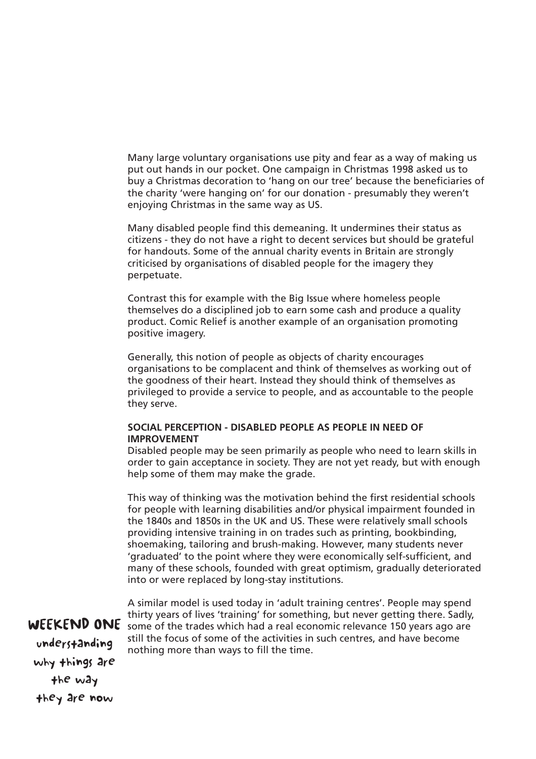Many large voluntary organisations use pity and fear as a way of making us put out hands in our pocket. One campaign in Christmas 1998 asked us to buy a Christmas decoration to 'hang on our tree' because the beneficiaries of the charity 'were hanging on' for our donation - presumably they weren't enjoying Christmas in the same way as US.

Many disabled people find this demeaning. It undermines their status as citizens - they do not have a right to decent services but should be grateful for handouts. Some of the annual charity events in Britain are strongly criticised by organisations of disabled people for the imagery they perpetuate.

Contrast this for example with the Big Issue where homeless people themselves do a disciplined job to earn some cash and produce a quality product. Comic Relief is another example of an organisation promoting positive imagery.

Generally, this notion of people as objects of charity encourages organisations to be complacent and think of themselves as working out of the goodness of their heart. Instead they should think of themselves as privileged to provide a service to people, and as accountable to the people they serve.

**SOCIAL PERCEPTION - DISABLED PEOPLE AS PEOPLE IN NEED OF IMPROVEMENT**

Disabled people may be seen primarily as people who need to learn skills in order to gain acceptance in society. They are not yet ready, but with enough help some of them may make the grade.

This way of thinking was the motivation behind the first residential schools for people with learning disabilities and/or physical impairment founded in the 1840s and 1850s in the UK and US. These were relatively small schools providing intensive training in on trades such as printing, bookbinding, shoemaking, tailoring and brush-making. However, many students never 'graduated' to the point where they were economically self-sufficient, and many of these schools, founded with great optimism, gradually deteriorated into or were replaced by long-stay institutions.

A similar model is used today in 'adult training centres'. People may spend thirty years of lives 'training' for something, but never getting there. Sadly, some of the trades which had a real economic relevance 150 years ago are still the focus of some of the activities in such centres, and have become nothing more than ways to fill the time.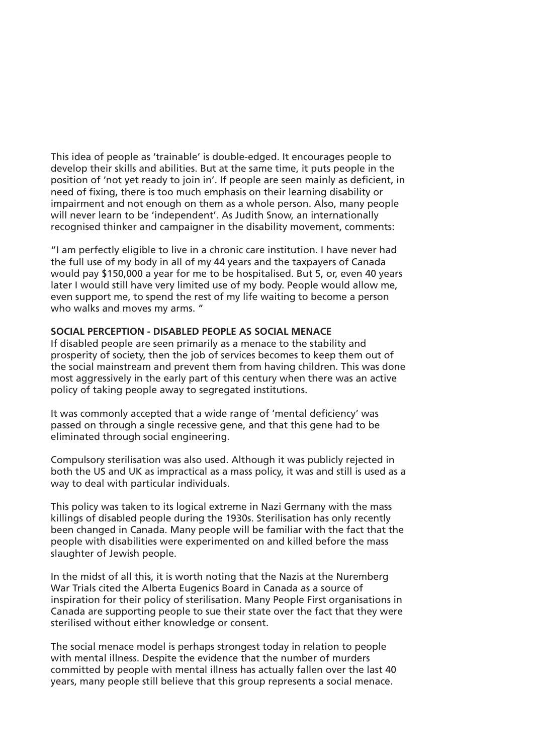This idea of people as 'trainable' is double-edged. It encourages people to develop their skills and abilities. But at the same time, it puts people in the position of 'not yet ready to join in'. If people are seen mainly as deficient, in need of fixing, there is too much emphasis on their learning disability or impairment and not enough on them as a whole person. Also, many people will never learn to be 'independent'. As Judith Snow, an internationally recognised thinker and campaigner in the disability movement, comments:

"I am perfectly eligible to live in a chronic care institution. I have never had the full use of my body in all of my 44 years and the taxpayers of Canada would pay $150,000 a year for me to be hospitalised. But 5, or, even 40 years later I would still have very limited use of my body. People would allow me, even support me, to spend the rest of my life waiting to become a person who walks and moves my arms. "

**SOCIAL PERCEPTION - DISABLED PEOPLE AS SOCIAL MENACE**

If disabled people are seen primarily as a menace to the stability and prosperity of society, then the job of services becomes to keep them out of the social mainstream and prevent them from having children. This was done most aggressively in the early part of this century when there was an active policy of taking people away to segregated institutions.

It was commonly accepted that a wide range of 'mental deficiency' was passed on through a single recessive gene, and that this gene had to be eliminated through social engineering.

Compulsory sterilisation was also used. Although it was publicly rejected in both the US and UK as impractical as a mass policy, it was and still is used as a way to deal with particular individuals.

This policy was taken to its logical extreme in Nazi Germany with the mass killings of disabled people during the 1930s. Sterilisation has only recently been changed in Canada. Many people will be familiar with the fact that the people with disabilities were experimented on and killed before the mass slaughter of Jewish people.

In the midst of all this, it is worth noting that the Nazis at the Nuremberg War Trials cited the Alberta Eugenics Board in Canada as a source of inspiration for their policy of sterilisation. Many People First organisations in Canada are supporting people to sue their state over the fact that they were sterilised without either knowledge or consent.

The social menace model is perhaps strongest today in relation to people with mental illness. Despite the evidence that the number of murders committed by people with mental illness has actually fallen over the last 40 years, many people still believe that this group represents a social menace.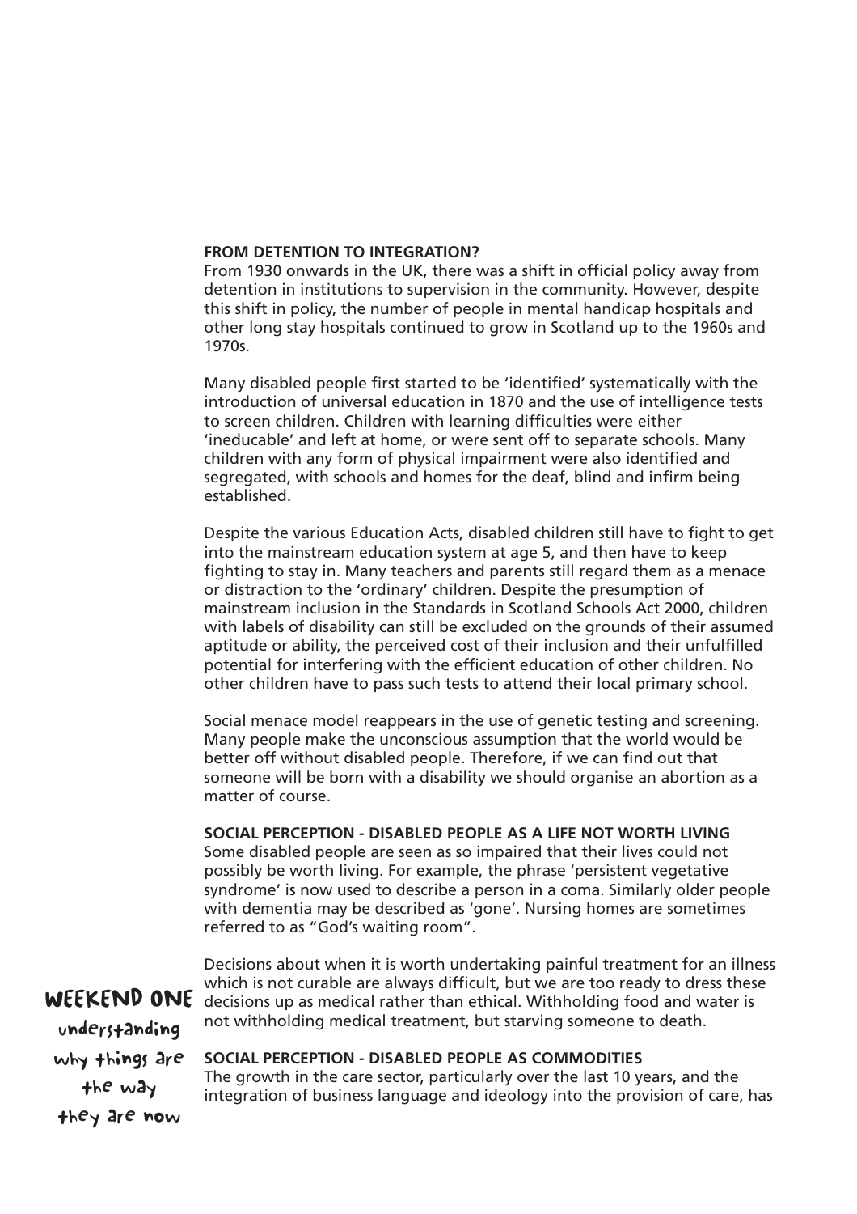## FROM DETENTION TO INTEGRATION?

From 1930 onwards in the UK, there was a shift in official policy away from detention in institutions to supervision in the community. However, despite this shift in policy, the number of people in mental handicap hospitals and other long stay hospitals continued to grow in Scotland up to the 1960s and 1970s.

Many disabled people first started to be 'identified' systematically with the introduction of universal education in 1870 and the use of intelligence tests to screen children. Children with learning difficulties were either 'ineducable' and left at home, or were sent off to separate schools. Many children with any form of physical impairment were also identified and segregated, with schools and homes for the deaf, blind and infirm being established.

Despite the various Education Acts, disabled children still have to fight to get into the mainstream education system at age 5, and then have to keep fighting to stay in. Many teachers and parents still regard them as a menace or distraction to the 'ordinary' children. Despite the presumption of mainstream inclusion in the Standards in Scotland Schools Act 2000, children with labels of disability can still be excluded on the grounds of their assumed aptitude or ability, the perceived cost of their inclusion and their unfulfilled potential for interfering with the efficient education of other children. No other children have to pass such tests to attend their local primary school.

Social menace model reappears in the use of genetic testing and screening. Many people make the unconscious assumption that the world would be better off without disabled people. Therefore, if we can find out that someone will be born with a disability we should organise an abortion as a matter of course.

## SOCIAL PERCEPTION - DISABLED PEOPLE AS A LIFE NOT WORTH LIVING

Some disabled people are seen as so impaired that their lives could not possibly be worth living. For example, the phrase 'persistent vegetative syndrome' is now used to describe a person in a coma. Similarly older people with dementia may be described as 'gone'. Nursing homes are sometimes referred to as "God's waiting room".

Decisions about when it is worth undertaking painful treatment for an illness which is not curable are always difficult, but we are too ready to dress these decisions up as medical rather than ethical. Withholding food and water is not withholding medical treatment, but starving someone to death.

## SOCIAL PERCEPTION - DISABLED PEOPLE AS COMMODITIES

The growth in the care sector, particularly over the last 10 years, and the integration of business language and ideology into the provision of care, has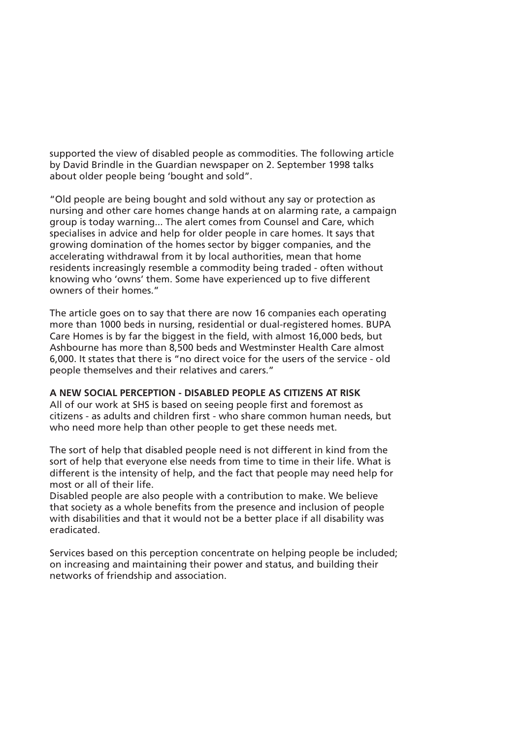supported the view of disabled people as commodities. The following article by David Brindle in the Guardian newspaper on 2. September 1998 talks about older people being 'bought and sold".

"Old people are being bought and sold without any say or protection as nursing and other care homes change hands at on alarming rate, a campaign group is today warning... The alert comes from Counsel and Care, which specialises in advice and help for older people in care homes. It says that growing domination of the homes sector by bigger companies, and the accelerating withdrawal from it by local authorities, mean that home residents increasingly resemble a commodity being traded - often without knowing who 'owns' them. Some have experienced up to five different owners of their homes."

The article goes on to say that there are now 16 companies each operating more than 1000 beds in nursing, residential or dual-registered homes. BUPA Care Homes is by far the biggest in the field, with almost 16,000 beds, but Ashbourne has more than 8,500 beds and Westminster Health Care almost 6,000. It states that there is "no direct voice for the users of the service - old people themselves and their relatives and carers."

**A NEW SOCIAL PERCEPTION - DISABLED PEOPLE AS CITIZENS AT RISK**

All of our work at SHS is based on seeing people first and foremost as citizens - as adults and children first - who share common human needs, but who need more help than other people to get these needs met.

The sort of help that disabled people need is not different in kind from the sort of help that everyone else needs from time to time in their life. What is different is the intensity of help, and the fact that people may need help for most or all of their life.

Disabled people are also people with a contribution to make. We believe that society as a whole benefits from the presence and inclusion of people with disabilities and that it would not be a better place if all disability was eradicated.

Services based on this perception concentrate on helping people be included; on increasing and maintaining their power and status, and building their networks of friendship and association.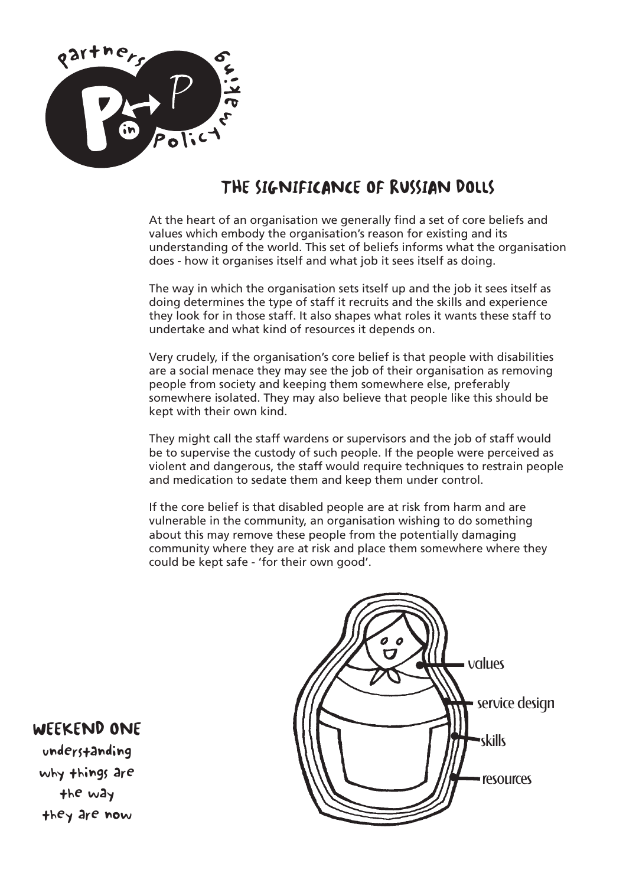# THE SIGNIFICANCE OF RUSSIAN DOLLS

At the heart of an organisation we generally find a set of core beliefs and values which embody the organisation's reason for existing and its understanding of the world. This set of beliefs informs what the organisation does - how it organises itself and what job it sees itself as doing.

The way in which the organisation sets itself up and the job it sees itself as doing determines the type of staff it recruits and the skills and experience they look for in those staff. It also shapes what roles it wants these staff to undertake and what kind of resources it depends on.

Very crudely, if the organisation's core belief is that people with disabilities are a social menace they may see the job of their organisation as removing people from society and keeping them somewhere else, preferably somewhere isolated. They may also believe that people like this should be kept with their own kind.

They might call the staff wardens or supervisors and the job of staff would be to supervise the custody of such people. If the people were perceived as violent and dangerous, the staff would require techniques to restrain people and medication to sedate them and keep them under control.

If the core belief is that disabled people are at risk from harm and are vulnerable in the community, an organisation wishing to do something about this may remove these people from the potentially damaging community where they are at risk and place them somewhere where they could be kept safe - 'for their own good'.

values

service design

skills

resources

**WEEKEND ONE**

understanding why things are the way they are now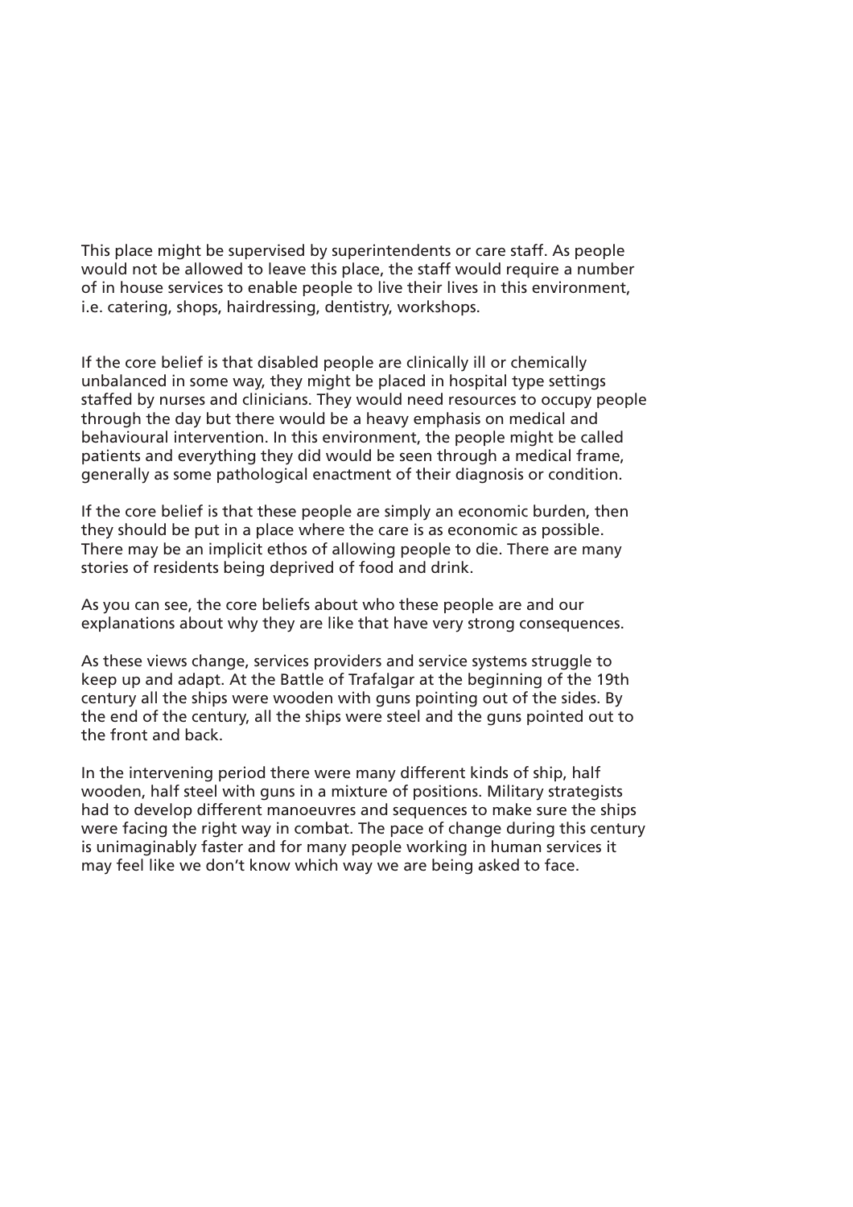This place might be supervised by superintendents or care staff. As people would not be allowed to leave this place, the staff would require a number of in house services to enable people to live their lives in this environment, i.e. catering, shops, hairdressing, dentistry, workshops.

If the core belief is that disabled people are clinically ill or chemically unbalanced in some way, they might be placed in hospital type settings staffed by nurses and clinicians. They would need resources to occupy people through the day but there would be a heavy emphasis on medical and behavioural intervention. In this environment, the people might be called patients and everything they did would be seen through a medical frame, generally as some pathological enactment of their diagnosis or condition.

If the core belief is that these people are simply an economic burden, then they should be put in a place where the care is as economic as possible. There may be an implicit ethos of allowing people to die. There are many stories of residents being deprived of food and drink.

As you can see, the core beliefs about who these people are and our explanations about why they are like that have very strong consequences.

As these views change, services providers and service systems struggle to keep up and adapt. At the Battle of Trafalgar at the beginning of the 19th century all the ships were wooden with guns pointing out of the sides. By the end of the century, all the ships were steel and the guns pointed out to the front and back.

In the intervening period there were many different kinds of ship, half wooden, half steel with guns in a mixture of positions. Military strategists had to develop different manoeuvres and sequences to make sure the ships were facing the right way in combat. The pace of change during this century is unimaginably faster and for many people working in human services it may feel like we don't know which way we are being asked to face.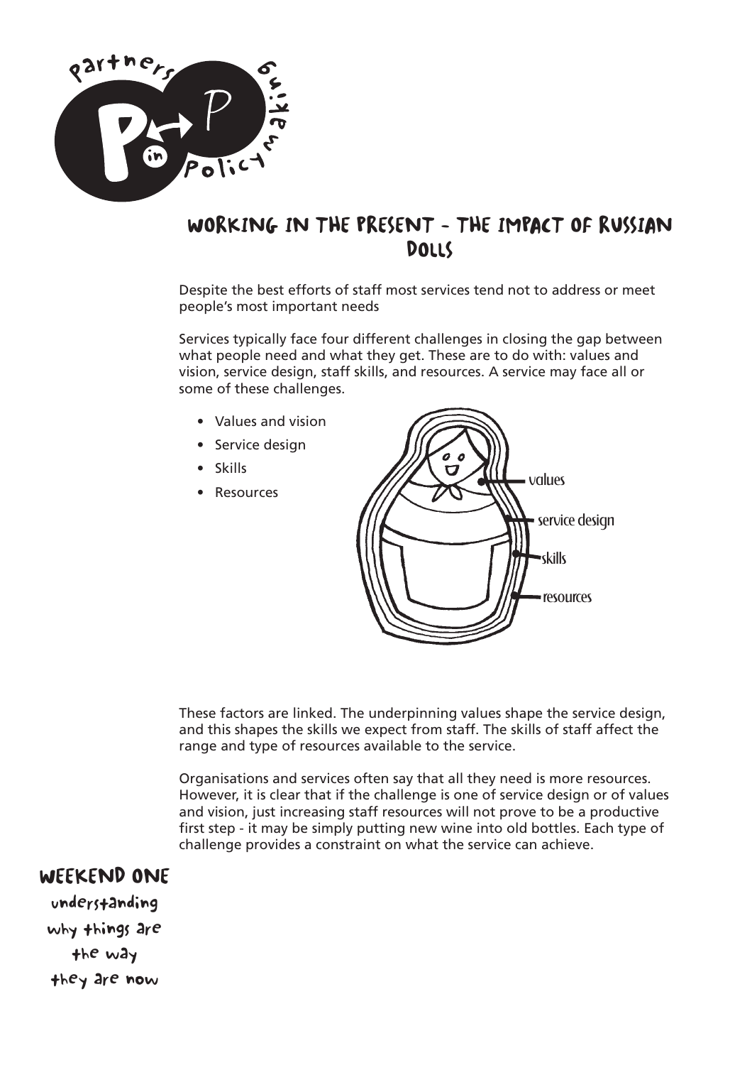# Working in the present - the impact of Russian dolls

Despite the best efforts of staff most services tend not to address or meet people's most important needs

Services typically face four different challenges in closing the gap between what people need and what they get. These are to do with: values and vision, service design, staff skills, and resources. A service may face all or some of these challenges.

- Values and vision
- Service design
- Skills
- Resources

values

service design

skills

resources

These factors are linked. The underpinning values shape the service design, and this shapes the skills we expect from staff. The skills of staff affect the range and type of resources available to the service.

Organisations and services often say that all they need is more resources. However, it is clear that if the challenge is one of service design or of values and vision, just increasing staff resources will not prove to be a productive first step - it may be simply putting new wine into old bottles. Each type of challenge provides a constraint on what the service can achieve.

**Weekend one**

understanding why things are the way they are now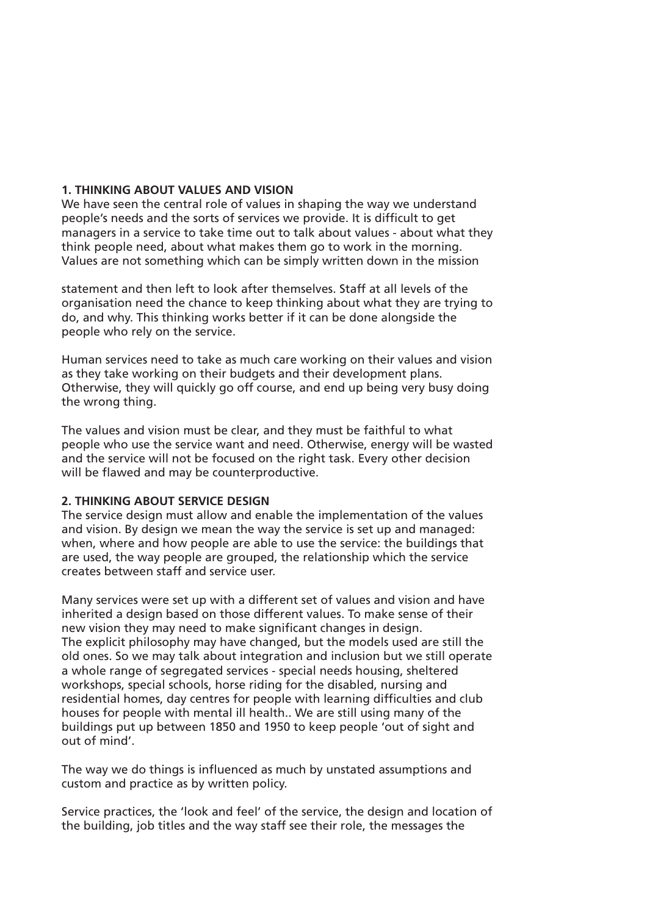## 1. THINKING ABOUT VALUES AND VISION

We have seen the central role of values in shaping the way we understand people's needs and the sorts of services we provide. It is difficult to get managers in a service to take time out to talk about values - about what they think people need, about what makes them go to work in the morning. Values are not something which can be simply written down in the mission statement and then left to look after themselves. Staff at all levels of the organisation need the chance to keep thinking about what they are trying to do, and why. This thinking works better if it can be done alongside the people who rely on the service.

Human services need to take as much care working on their values and vision as they take working on their budgets and their development plans. Otherwise, they will quickly go off course, and end up being very busy doing the wrong thing.

The values and vision must be clear, and they must be faithful to what people who use the service want and need. Otherwise, energy will be wasted and the service will not be focused on the right task. Every other decision will be flawed and may be counterproductive.

## 2. THINKING ABOUT SERVICE DESIGN

The service design must allow and enable the implementation of the values and vision. By design we mean the way the service is set up and managed: when, where and how people are able to use the service: the buildings that are used, the way people are grouped, the relationship which the service creates between staff and service user.

Many services were set up with a different set of values and vision and have inherited a design based on those different values. To make sense of their new vision they may need to make significant changes in design. The explicit philosophy may have changed, but the models used are still the old ones. So we may talk about integration and inclusion but we still operate a whole range of segregated services - special needs housing, sheltered workshops, special schools, horse riding for the disabled, nursing and residential homes, day centres for people with learning difficulties and club houses for people with mental ill health.. We are still using many of the buildings put up between 1850 and 1950 to keep people 'out of sight and out of mind'.

The way we do things is influenced as much by unstated assumptions and custom and practice as by written policy.

Service practices, the 'look and feel' of the service, the design and location of the building, job titles and the way staff see their role, the messages the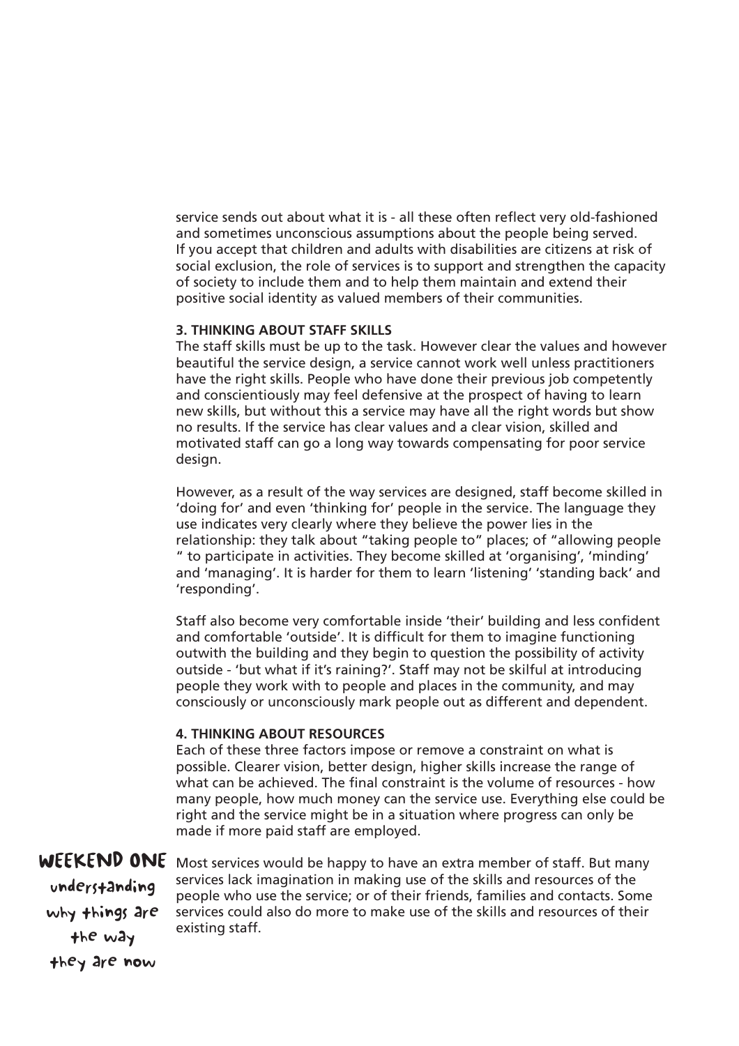service sends out about what it is - all these often reflect very old-fashioned and sometimes unconscious assumptions about the people being served. If you accept that children and adults with disabilities are citizens at risk of social exclusion, the role of services is to support and strengthen the capacity of society to include them and to help them maintain and extend their positive social identity as valued members of their communities.

**3. THINKING ABOUT STAFF SKILLS**

The staff skills must be up to the task. However clear the values and however beautiful the service design, a service cannot work well unless practitioners have the right skills. People who have done their previous job competently and conscientiously may feel defensive at the prospect of having to learn new skills, but without this a service may have all the right words but show no results. If the service has clear values and a clear vision, skilled and motivated staff can go a long way towards compensating for poor service design.

However, as a result of the way services are designed, staff become skilled in 'doing for' and even 'thinking for' people in the service. The language they use indicates very clearly where they believe the power lies in the relationship: they talk about "taking people to" places; of "allowing people " to participate in activities. They become skilled at 'organising', 'minding' and 'managing'. It is harder for them to learn 'listening' 'standing back' and 'responding'.

Staff also become very comfortable inside 'their' building and less confident and comfortable 'outside'. It is difficult for them to imagine functioning outwith the building and they begin to question the possibility of activity outside - 'but what if it's raining?'. Staff may not be skilful at introducing people they work with to people and places in the community, and may consciously or unconsciously mark people out as different and dependent.

**4. THINKING ABOUT RESOURCES**

Each of these three factors impose or remove a constraint on what is possible. Clearer vision, better design, higher skills increase the range of what can be achieved. The final constraint is the volume of resources - how many people, how much money can the service use. Everything else could be right and the service might be in a situation where progress can only be made if more paid staff are employed.

Most services would be happy to have an extra member of staff. But many services lack imagination in making use of the skills and resources of the people who use the service; or of their friends, families and contacts. Some services could also do more to make use of the skills and resources of their existing staff.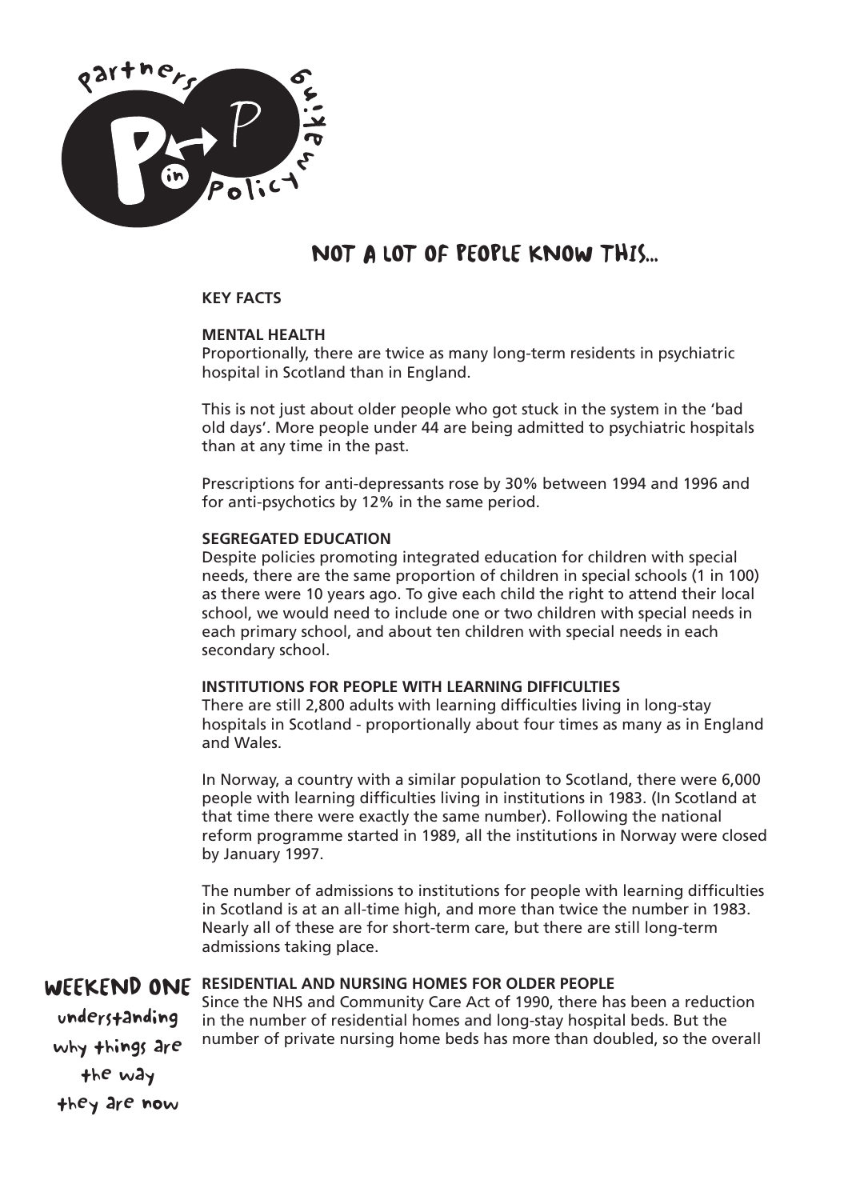# NOT A LOT OF PEOPLE KNOW THIS...

**KEY FACTS**

**MENTAL HEALTH**

Proportionally, there are twice as many long-term residents in psychiatric hospital in Scotland than in England.

This is not just about older people who got stuck in the system in the 'bad old days'. More people under 44 are being admitted to psychiatric hospitals than at any time in the past.

Prescriptions for anti-depressants rose by 30% between 1994 and 1996 and for anti-psychotics by 12% in the same period.

**SEGREGATED EDUCATION**

Despite policies promoting integrated education for children with special needs, there are the same proportion of children in special schools (1 in 100) as there were 10 years ago. To give each child the right to attend their local school, we would need to include one or two children with special needs in each primary school, and about ten children with special needs in each secondary school.

**INSTITUTIONS FOR PEOPLE WITH LEARNING DIFFICULTIES**

There are still 2,800 adults with learning difficulties living in long-stay hospitals in Scotland - proportionally about four times as many as in England and Wales.

In Norway, a country with a similar population to Scotland, there were 6,000 people with learning difficulties living in institutions in 1983. (In Scotland at that time there were exactly the same number). Following the national reform programme started in 1989, all the institutions in Norway were closed by January 1997.

The number of admissions to institutions for people with learning difficulties in Scotland is at an all-time high, and more than twice the number in 1983. Nearly all of these are for short-term care, but there are still long-term admissions taking place.

**WEEKEND ONE**
understanding why things are the way they are now

**RESIDENTIAL AND NURSING HOMES FOR OLDER PEOPLE**

Since the NHS and Community Care Act of 1990, there has been a reduction in the number of residential homes and long-stay hospital beds. But the number of private nursing home beds has more than doubled, so the overall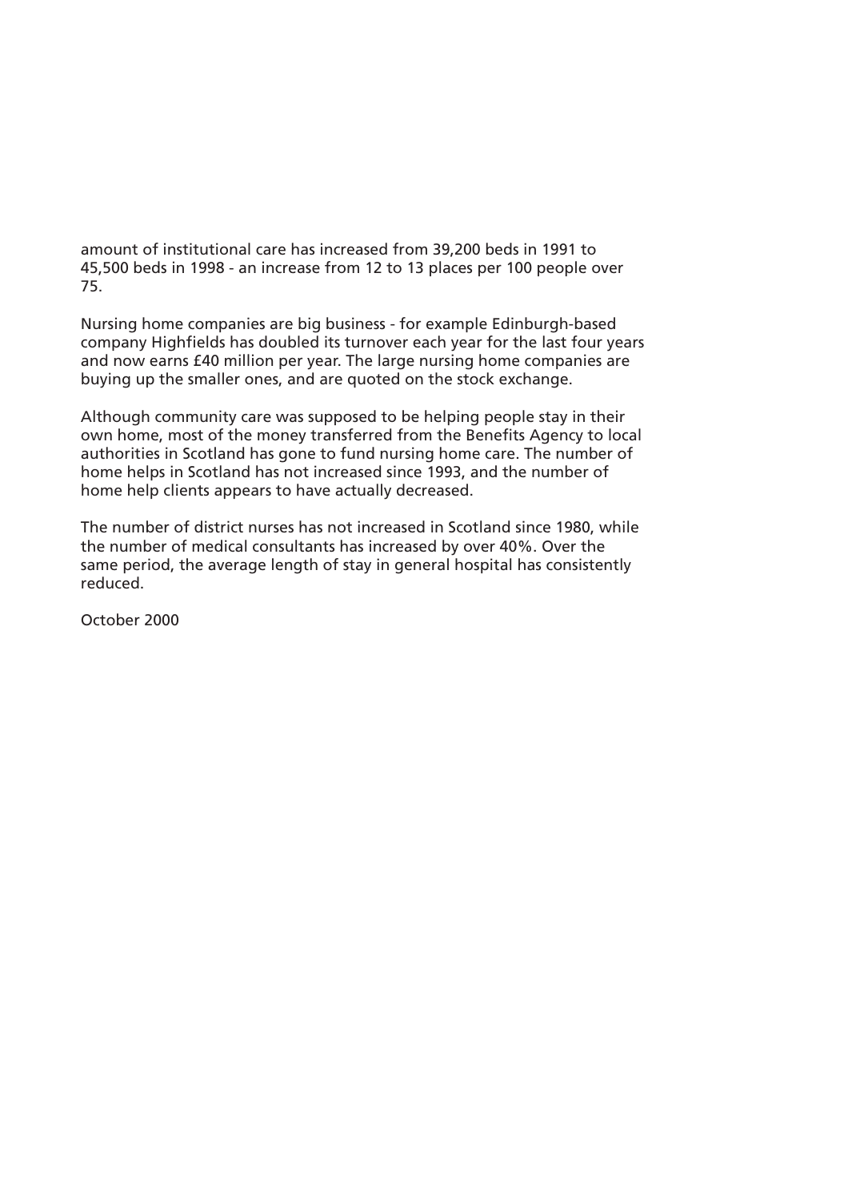amount of institutional care has increased from 39,200 beds in 1991 to 45,500 beds in 1998 - an increase from 12 to 13 places per 100 people over 75.

Nursing home companies are big business - for example Edinburgh-based company Highfields has doubled its turnover each year for the last four years and now earns £40 million per year. The large nursing home companies are buying up the smaller ones, and are quoted on the stock exchange.

Although community care was supposed to be helping people stay in their own home, most of the money transferred from the Benefits Agency to local authorities in Scotland has gone to fund nursing home care. The number of home helps in Scotland has not increased since 1993, and the number of home help clients appears to have actually decreased.

The number of district nurses has not increased in Scotland since 1980, while the number of medical consultants has increased by over 40%. Over the same period, the average length of stay in general hospital has consistently reduced.

October 2000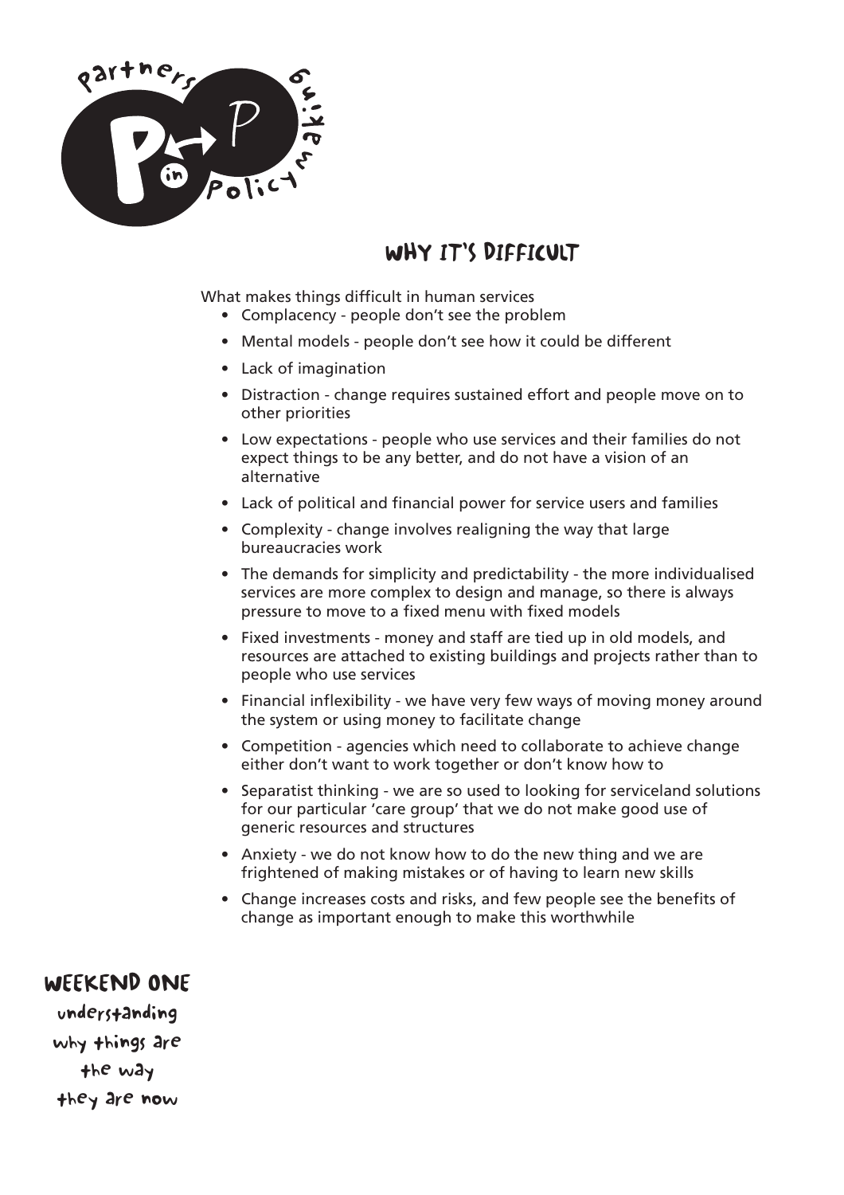## Why it's difficult

What makes things difficult in human services

- Complacency - people don't see the problem
- Mental models - people don't see how it could be different
- Lack of imagination
- Distraction - change requires sustained effort and people move on to other priorities
- Low expectations - people who use services and their families do not expect things to be any better, and do not have a vision of an alternative
- Lack of political and financial power for service users and families
- Complexity - change involves realigning the way that large bureaucracies work
- The demands for simplicity and predictability - the more individualised services are more complex to design and manage, so there is always pressure to move to a fixed menu with fixed models
- Fixed investments - money and staff are tied up in old models, and resources are attached to existing buildings and projects rather than to people who use services
- Financial inflexibility - we have very few ways of moving money around the system or using money to facilitate change
- Competition - agencies which need to collaborate to achieve change either don't want to work together or don't know how to
- Separatist thinking - we are so used to looking for serviceland solutions for our particular 'care group' that we do not make good use of generic resources and structures
- Anxiety - we do not know how to do the new thing and we are frightened of making mistakes or of having to learn new skills
- Change increases costs and risks, and few people see the benefits of change as important enough to make this worthwhile

**Weekend One**

understanding why things are the way they are now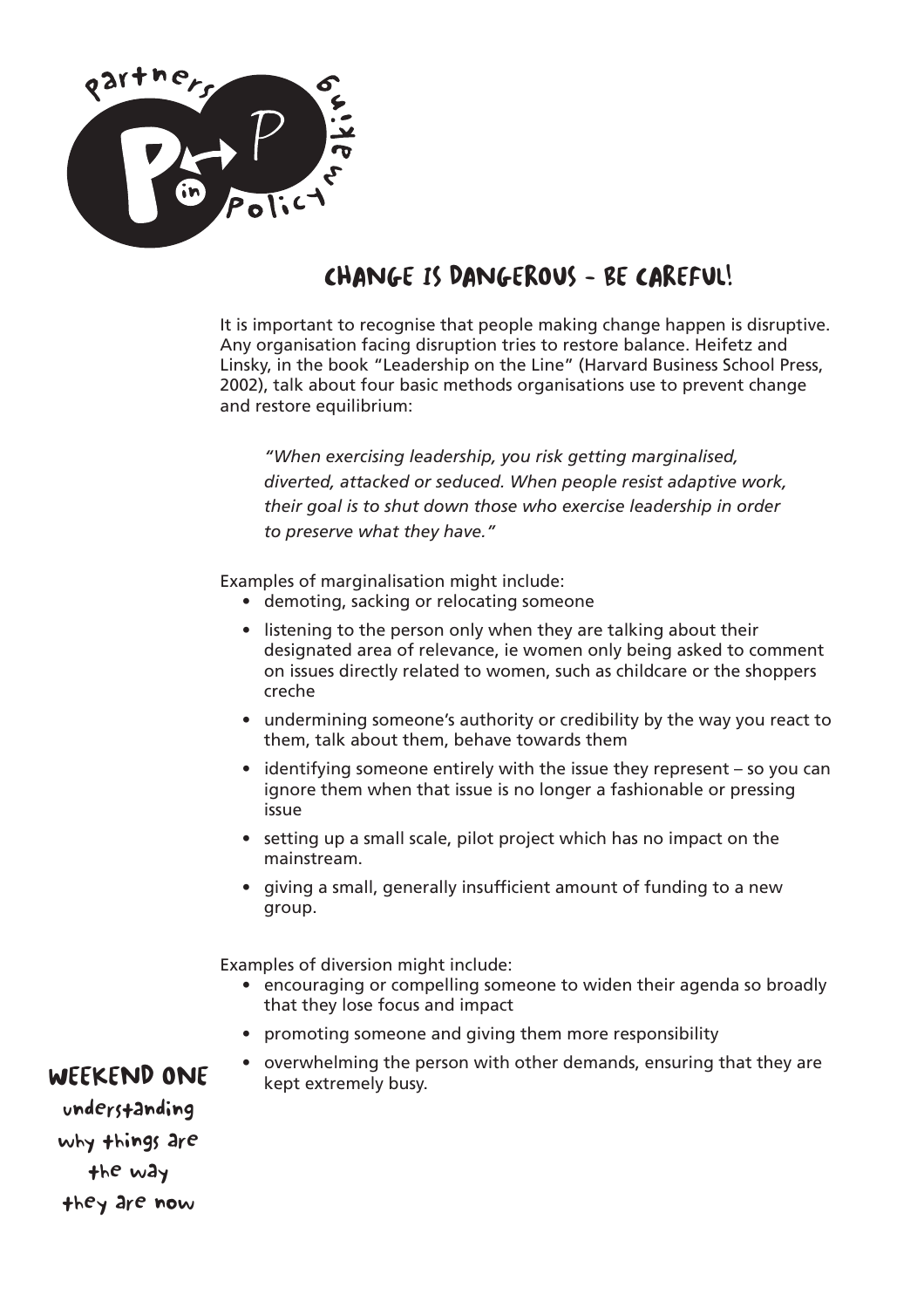# CHANGE IS DANGEROUS - BE CAREFUL!

It is important to recognise that people making change happen is disruptive. Any organisation facing disruption tries to restore balance. Heifetz and Linsky, in the book "Leadership on the Line" (Harvard Business School Press, 2002), talk about four basic methods organisations use to prevent change and restore equilibrium:

> *"When exercising leadership, you risk getting marginalised, diverted, attacked or seduced. When people resist adaptive work, their goal is to shut down those who exercise leadership in order to preserve what they have."*

Examples of marginalisation might include:

- demoting, sacking or relocating someone
- listening to the person only when they are talking about their designated area of relevance, ie women only being asked to comment on issues directly related to women, such as childcare or the shoppers creche
- undermining someone's authority or credibility by the way you react to them, talk about them, behave towards them
- identifying someone entirely with the issue they represent – so you can ignore them when that issue is no longer a fashionable or pressing issue
- setting up a small scale, pilot project which has no impact on the mainstream.
- giving a small, generally insufficient amount of funding to a new group.

Examples of diversion might include:

- encouraging or compelling someone to widen their agenda so broadly that they lose focus and impact
- promoting someone and giving them more responsibility
- overwhelming the person with other demands, ensuring that they are kept extremely busy.

**WEEKEND ONE**
understanding why things are the way they are now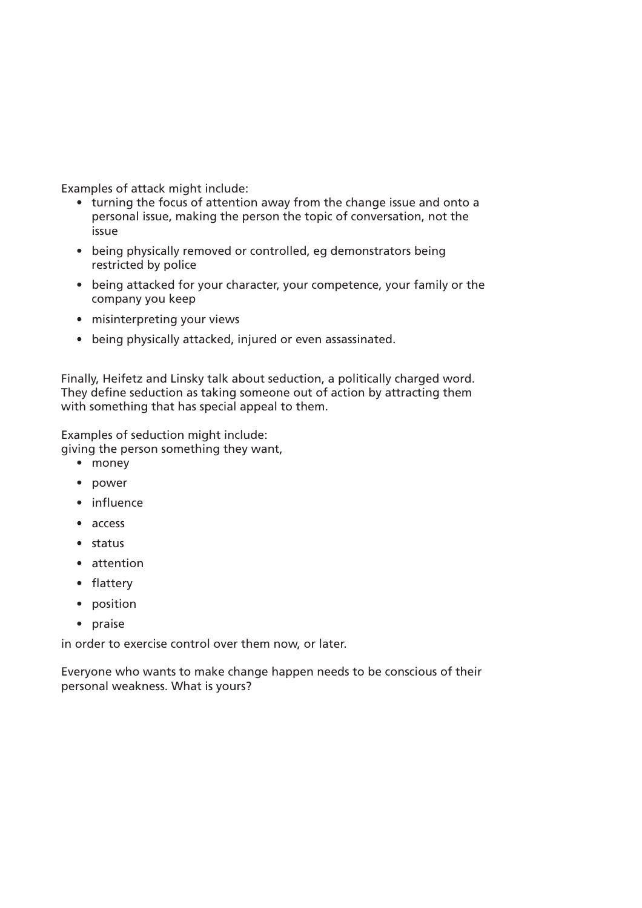Examples of attack might include:

- turning the focus of attention away from the change issue and onto a personal issue, making the person the topic of conversation, not the issue
- being physically removed or controlled, eg demonstrators being restricted by police
- being attacked for your character, your competence, your family or the company you keep
- misinterpreting your views
- being physically attacked, injured or even assassinated.

Finally, Heifetz and Linsky talk about seduction, a politically charged word. They define seduction as taking someone out of action by attracting them with something that has special appeal to them.

Examples of seduction might include:
giving the person something they want,

- money
- power
- influence
- access
- status
- attention
- flattery
- position
- praise

in order to exercise control over them now, or later.

Everyone who wants to make change happen needs to be conscious of their personal weakness. What is yours?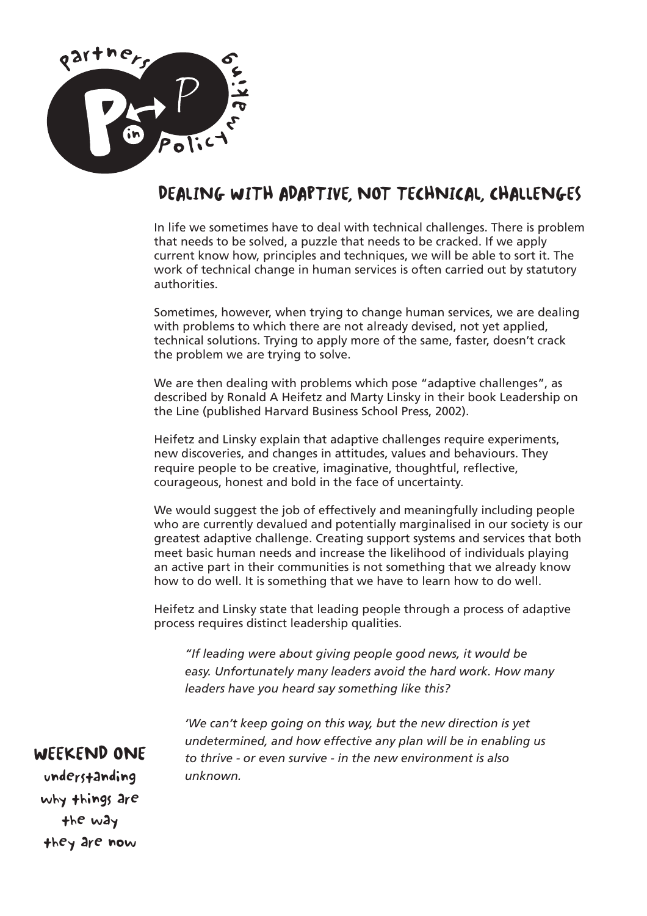# DEALING WITH ADAPTIVE, NOT TECHNICAL, CHALLENGES

In life we sometimes have to deal with technical challenges. There is problem that needs to be solved, a puzzle that needs to be cracked. If we apply current know how, principles and techniques, we will be able to sort it. The work of technical change in human services is often carried out by statutory authorities.

Sometimes, however, when trying to change human services, we are dealing with problems to which there are not already devised, not yet applied, technical solutions. Trying to apply more of the same, faster, doesn't crack the problem we are trying to solve.

We are then dealing with problems which pose "adaptive challenges", as described by Ronald A Heifetz and Marty Linsky in their book Leadership on the Line (published Harvard Business School Press, 2002).

Heifetz and Linsky explain that adaptive challenges require experiments, new discoveries, and changes in attitudes, values and behaviours. They require people to be creative, imaginative, thoughtful, reflective, courageous, honest and bold in the face of uncertainty.

We would suggest the job of effectively and meaningfully including people who are currently devalued and potentially marginalised in our society is our greatest adaptive challenge. Creating support systems and services that both meet basic human needs and increase the likelihood of individuals playing an active part in their communities is not something that we already know how to do well. It is something that we have to learn how to do well.

Heifetz and Linsky state that leading people through a process of adaptive process requires distinct leadership qualities.

> *"If leading were about giving people good news, it would be easy. Unfortunately many leaders avoid the hard work. How many leaders have you heard say something like this?*
>
> *'We can't keep going on this way, but the new direction is yet undetermined, and how effective any plan will be in enabling us to thrive - or even survive - in the new environment is also unknown.*

**WEEKEND ONE**

understanding why things are the way they are now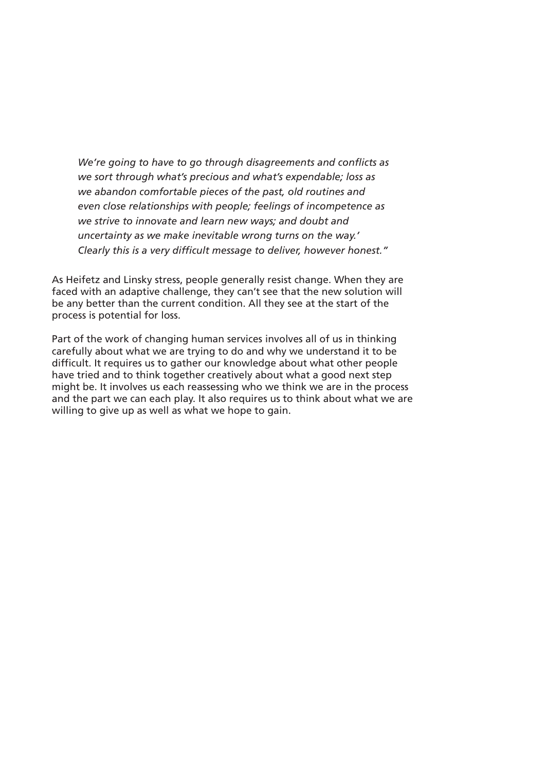> *We're going to have to go through disagreements and conflicts as we sort through what's precious and what's expendable; loss as we abandon comfortable pieces of the past, old routines and even close relationships with people; feelings of incompetence as we strive to innovate and learn new ways; and doubt and uncertainty as we make inevitable wrong turns on the way.' Clearly this is a very difficult message to deliver, however honest."*

As Heifetz and Linsky stress, people generally resist change. When they are faced with an adaptive challenge, they can't see that the new solution will be any better than the current condition. All they see at the start of the process is potential for loss.

Part of the work of changing human services involves all of us in thinking carefully about what we are trying to do and why we understand it to be difficult. It requires us to gather our knowledge about what other people have tried and to think together creatively about what a good next step might be. It involves us each reassessing who we think we are in the process and the part we can each play. It also requires us to think about what we are willing to give up as well as what we hope to gain.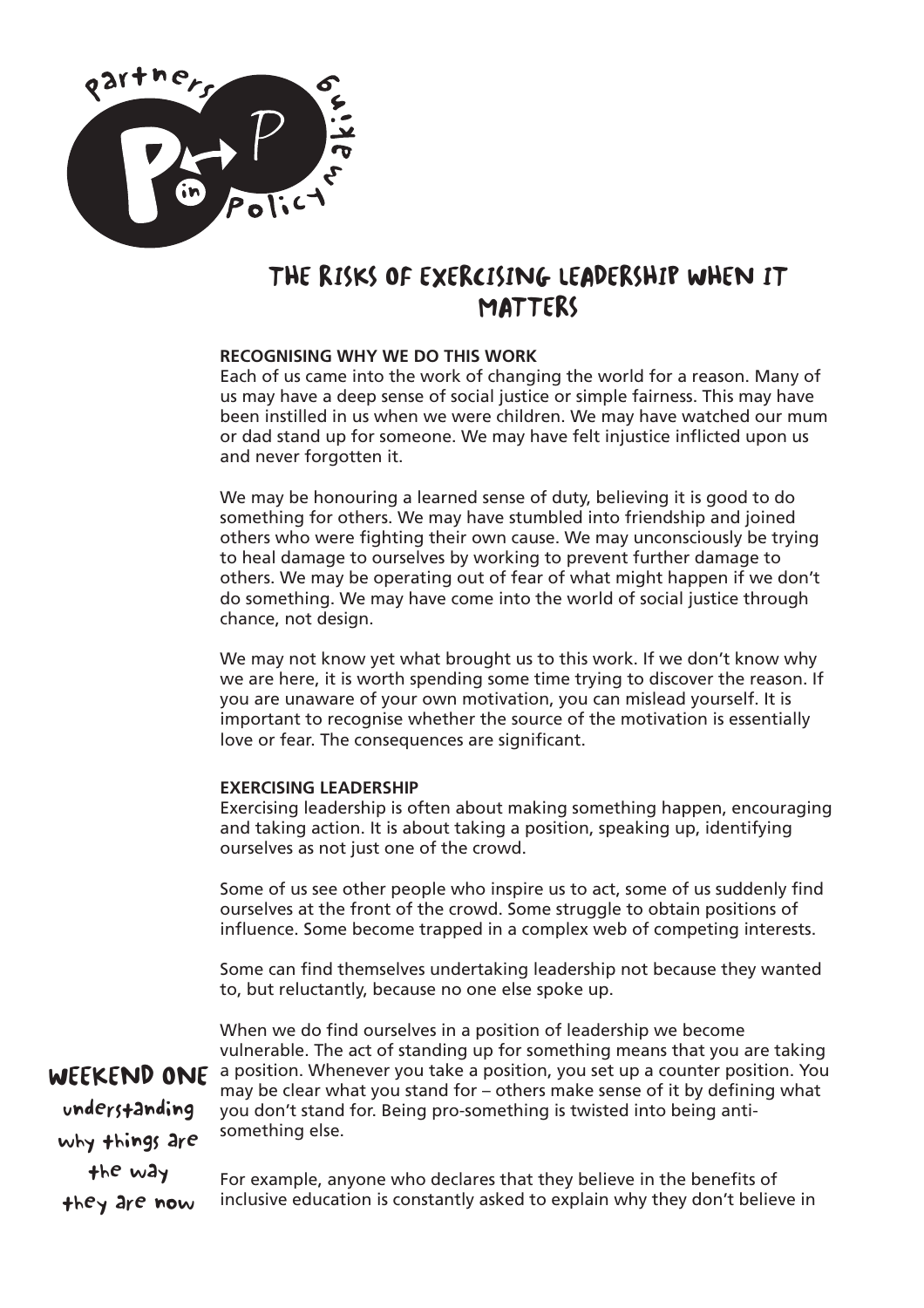# THE RISKS OF EXERCISING LEADERSHIP WHEN IT MATTERS

**RECOGNISING WHY WE DO THIS WORK**

Each of us came into the work of changing the world for a reason. Many of us may have a deep sense of social justice or simple fairness. This may have been instilled in us when we were children. We may have watched our mum or dad stand up for someone. We may have felt injustice inflicted upon us and never forgotten it.

We may be honouring a learned sense of duty, believing it is good to do something for others. We may have stumbled into friendship and joined others who were fighting their own cause. We may unconsciously be trying to heal damage to ourselves by working to prevent further damage to others. We may be operating out of fear of what might happen if we don't do something. We may have come into the world of social justice through chance, not design.

We may not know yet what brought us to this work. If we don't know why we are here, it is worth spending some time trying to discover the reason. If you are unaware of your own motivation, you can mislead yourself. It is important to recognise whether the source of the motivation is essentially love or fear. The consequences are significant.

**EXERCISING LEADERSHIP**

Exercising leadership is often about making something happen, encouraging and taking action. It is about taking a position, speaking up, identifying ourselves as not just one of the crowd.

Some of us see other people who inspire us to act, some of us suddenly find ourselves at the front of the crowd. Some struggle to obtain positions of influence. Some become trapped in a complex web of competing interests.

Some can find themselves undertaking leadership not because they wanted to, but reluctantly, because no one else spoke up.

When we do find ourselves in a position of leadership we become vulnerable. The act of standing up for something means that you are taking a position. Whenever you take a position, you set up a counter position. You may be clear what you stand for – others make sense of it by defining what you don't stand for. Being pro-something is twisted into being anti-something else.

For example, anyone who declares that they believe in the benefits of inclusive education is constantly asked to explain why they don't believe in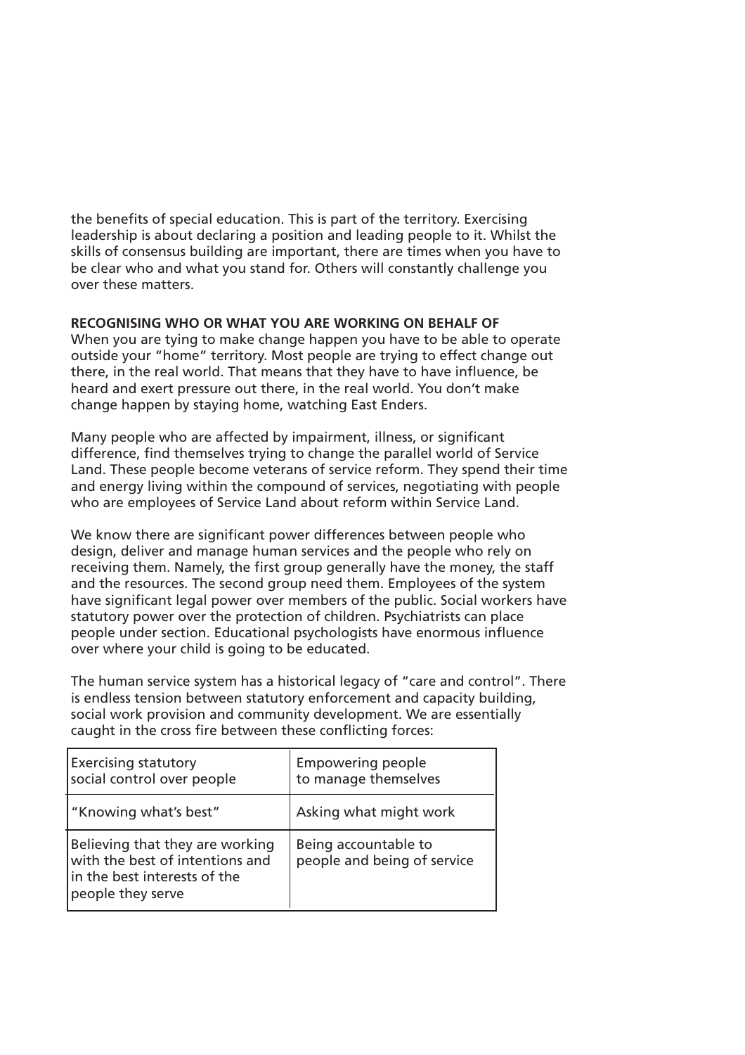the benefits of special education. This is part of the territory. Exercising leadership is about declaring a position and leading people to it. Whilst the skills of consensus building are important, there are times when you have to be clear who and what you stand for. Others will constantly challenge you over these matters.

**RECOGNISING WHO OR WHAT YOU ARE WORKING ON BEHALF OF**

When you are tying to make change happen you have to be able to operate outside your "home" territory. Most people are trying to effect change out there, in the real world. That means that they have to have influence, be heard and exert pressure out there, in the real world. You don't make change happen by staying home, watching East Enders.

Many people who are affected by impairment, illness, or significant difference, find themselves trying to change the parallel world of Service Land. These people become veterans of service reform. They spend their time and energy living within the compound of services, negotiating with people who are employees of Service Land about reform within Service Land.

We know there are significant power differences between people who design, deliver and manage human services and the people who rely on receiving them. Namely, the first group generally have the money, the staff and the resources. The second group need them. Employees of the system have significant legal power over members of the public. Social workers have statutory power over the protection of children. Psychiatrists can place people under section. Educational psychologists have enormous influence over where your child is going to be educated.

The human service system has a historical legacy of "care and control". There is endless tension between statutory enforcement and capacity building, social work provision and community development. We are essentially caught in the cross fire between these conflicting forces:

| Exercising statutory social control over people | Empowering people to manage themselves |
|---|---|
| "Knowing what's best" | Asking what might work |
| Believing that they are working with the best of intentions and in the best interests of the people they serve | Being accountable to people and being of service |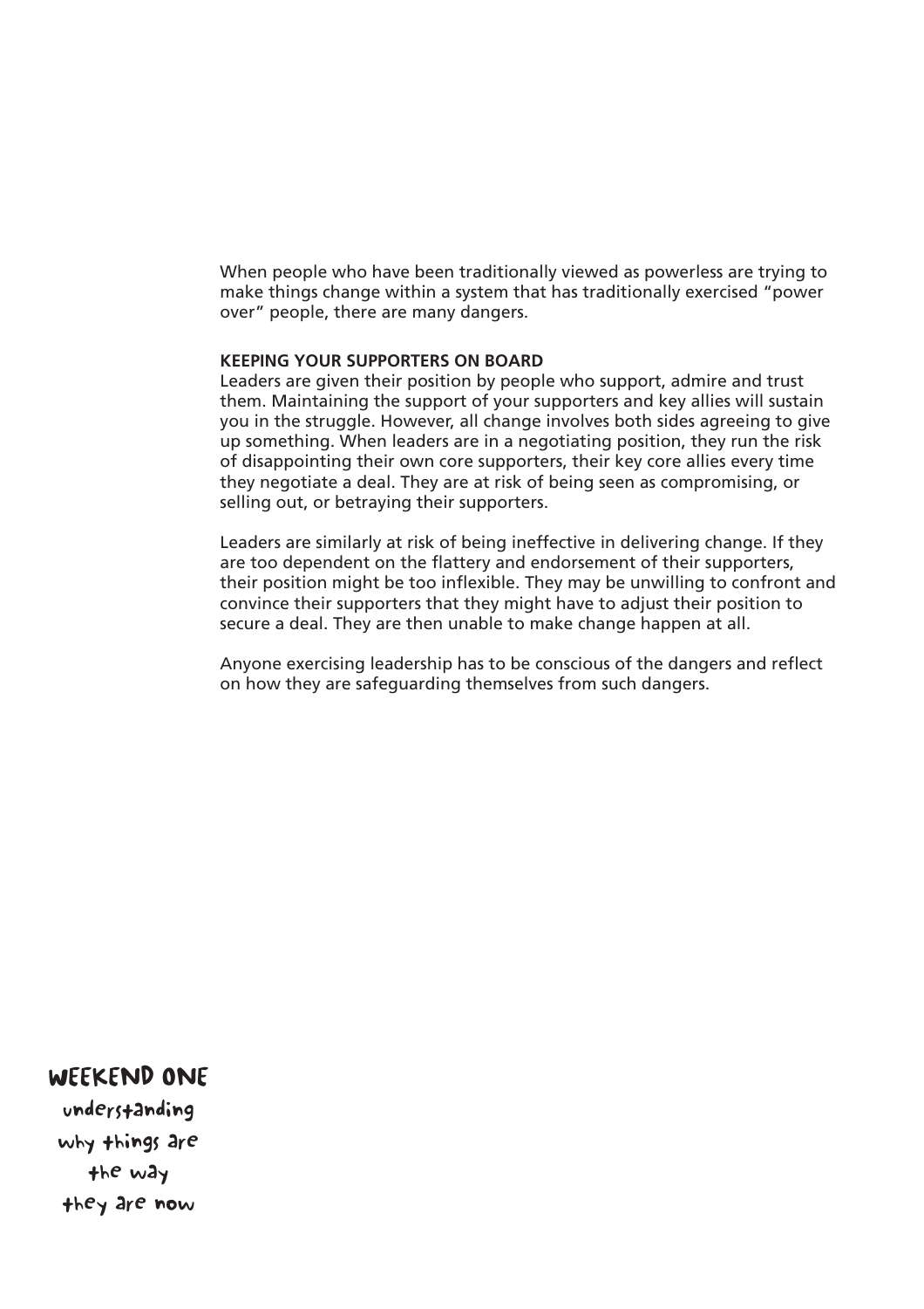When people who have been traditionally viewed as powerless are trying to make things change within a system that has traditionally exercised "power over" people, there are many dangers.

**KEEPING YOUR SUPPORTERS ON BOARD**

Leaders are given their position by people who support, admire and trust them. Maintaining the support of your supporters and key allies will sustain you in the struggle. However, all change involves both sides agreeing to give up something. When leaders are in a negotiating position, they run the risk of disappointing their own core supporters, their key core allies every time they negotiate a deal. They are at risk of being seen as compromising, or selling out, or betraying their supporters.

Leaders are similarly at risk of being ineffective in delivering change. If they are too dependent on the flattery and endorsement of their supporters, their position might be too inflexible. They may be unwilling to confront and convince their supporters that they might have to adjust their position to secure a deal. They are then unable to make change happen at all.

Anyone exercising leadership has to be conscious of the dangers and reflect on how they are safeguarding themselves from such dangers.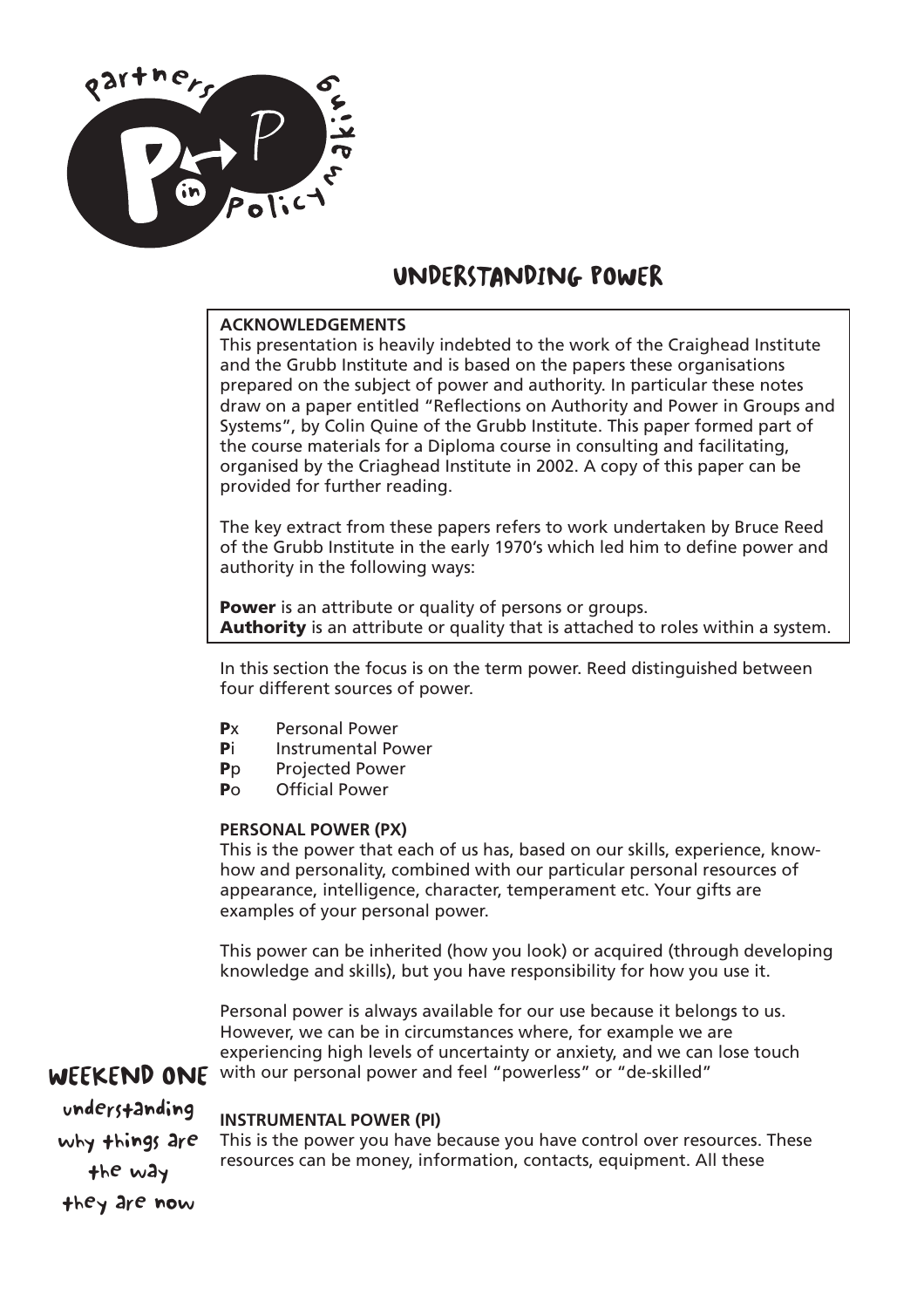# UNDERSTANDING POWER

**ACKNOWLEDGEMENTS**

This presentation is heavily indebted to the work of the Craighead Institute and the Grubb Institute and is based on the papers these organisations prepared on the subject of power and authority. In particular these notes draw on a paper entitled "Reflections on Authority and Power in Groups and Systems", by Colin Quine of the Grubb Institute. This paper formed part of the course materials for a Diploma course in consulting and facilitating, organised by the Criaghead Institute in 2002. A copy of this paper can be provided for further reading.

The key extract from these papers refers to work undertaken by Bruce Reed of the Grubb Institute in the early 1970's which led him to define power and authority in the following ways:

**Power** is an attribute or quality of persons or groups.
**Authority** is an attribute or quality that is attached to roles within a system.

In this section the focus is on the term power. Reed distinguished between four different sources of power.

- **P**x Personal Power
- **P**i Instrumental Power
- **P**p Projected Power
- **P**o Official Power

**PERSONAL POWER (PX)**

This is the power that each of us has, based on our skills, experience, know-how and personality, combined with our particular personal resources of appearance, intelligence, character, temperament etc. Your gifts are examples of your personal power.

This power can be inherited (how you look) or acquired (through developing knowledge and skills), but you have responsibility for how you use it.

Personal power is always available for our use because it belongs to us. However, we can be in circumstances where, for example we are experiencing high levels of uncertainty or anxiety, and we can lose touch with our personal power and feel "powerless" or "de-skilled"

**INSTRUMENTAL POWER (PI)**

This is the power you have because you have control over resources. These resources can be money, information, contacts, equipment. All these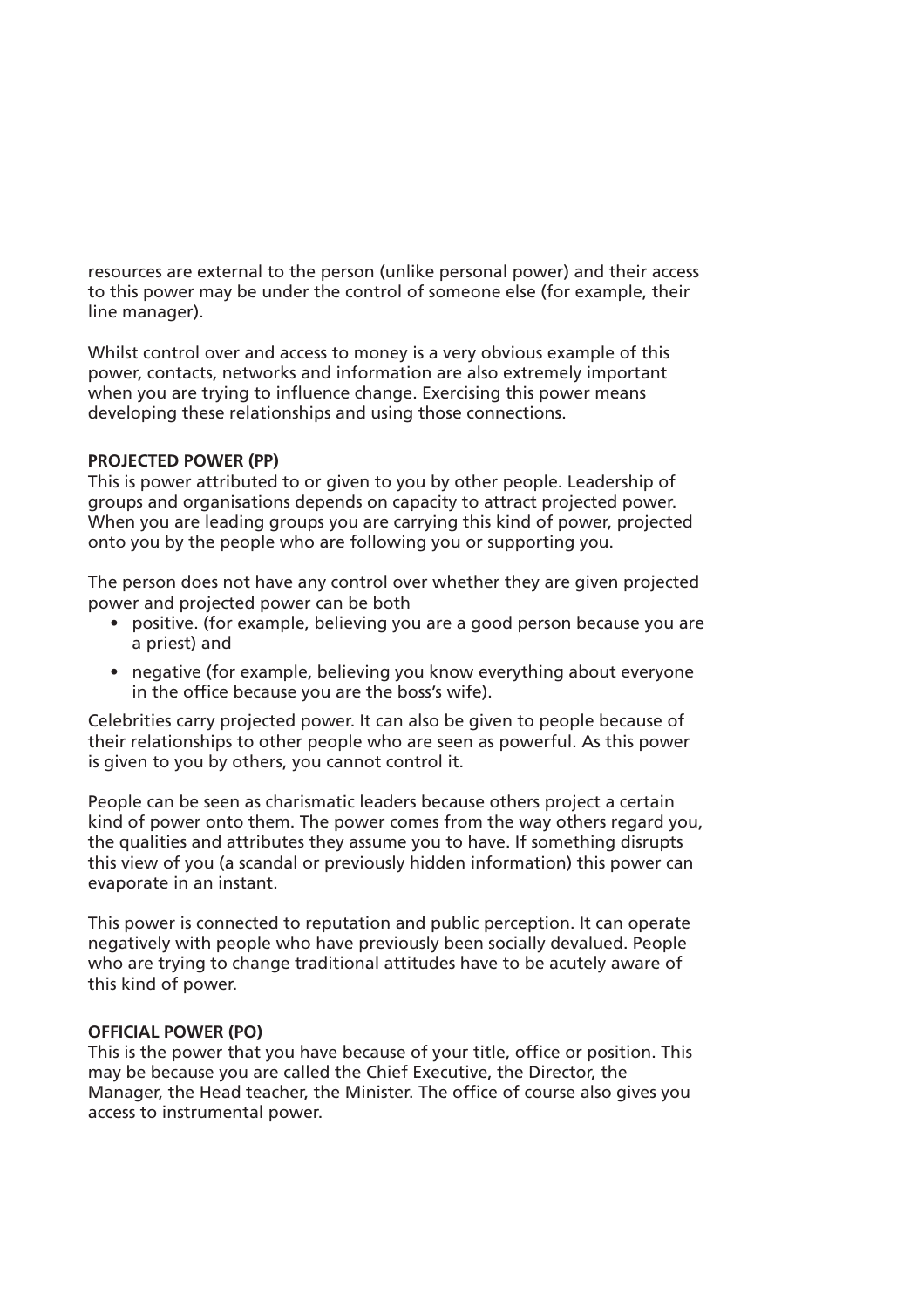resources are external to the person (unlike personal power) and their access to this power may be under the control of someone else (for example, their line manager).

Whilst control over and access to money is a very obvious example of this power, contacts, networks and information are also extremely important when you are trying to influence change. Exercising this power means developing these relationships and using those connections.

**PROJECTED POWER (PP)**

This is power attributed to or given to you by other people. Leadership of groups and organisations depends on capacity to attract projected power. When you are leading groups you are carrying this kind of power, projected onto you by the people who are following you or supporting you.

The person does not have any control over whether they are given projected power and projected power can be both

- positive. (for example, believing you are a good person because you are a priest) and
- negative (for example, believing you know everything about everyone in the office because you are the boss's wife).

Celebrities carry projected power. It can also be given to people because of their relationships to other people who are seen as powerful. As this power is given to you by others, you cannot control it.

People can be seen as charismatic leaders because others project a certain kind of power onto them. The power comes from the way others regard you, the qualities and attributes they assume you to have. If something disrupts this view of you (a scandal or previously hidden information) this power can evaporate in an instant.

This power is connected to reputation and public perception. It can operate negatively with people who have previously been socially devalued. People who are trying to change traditional attitudes have to be acutely aware of this kind of power.

**OFFICIAL POWER (PO)**

This is the power that you have because of your title, office or position. This may be because you are called the Chief Executive, the Director, the Manager, the Head teacher, the Minister. The office of course also gives you access to instrumental power.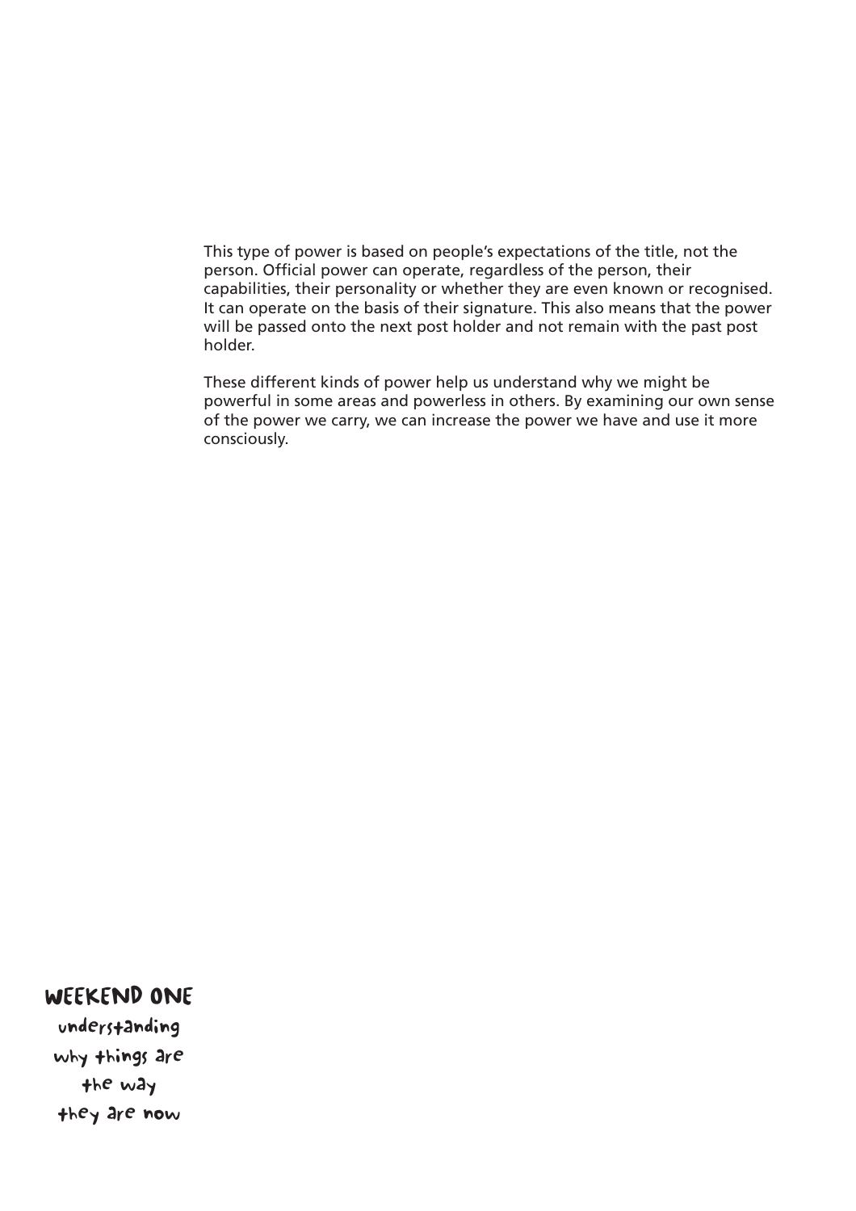This type of power is based on people's expectations of the title, not the person. Official power can operate, regardless of the person, their capabilities, their personality or whether they are even known or recognised. It can operate on the basis of their signature. This also means that the power will be passed onto the next post holder and not remain with the past post holder.

These different kinds of power help us understand why we might be powerful in some areas and powerless in others. By examining our own sense of the power we carry, we can increase the power we have and use it more consciously.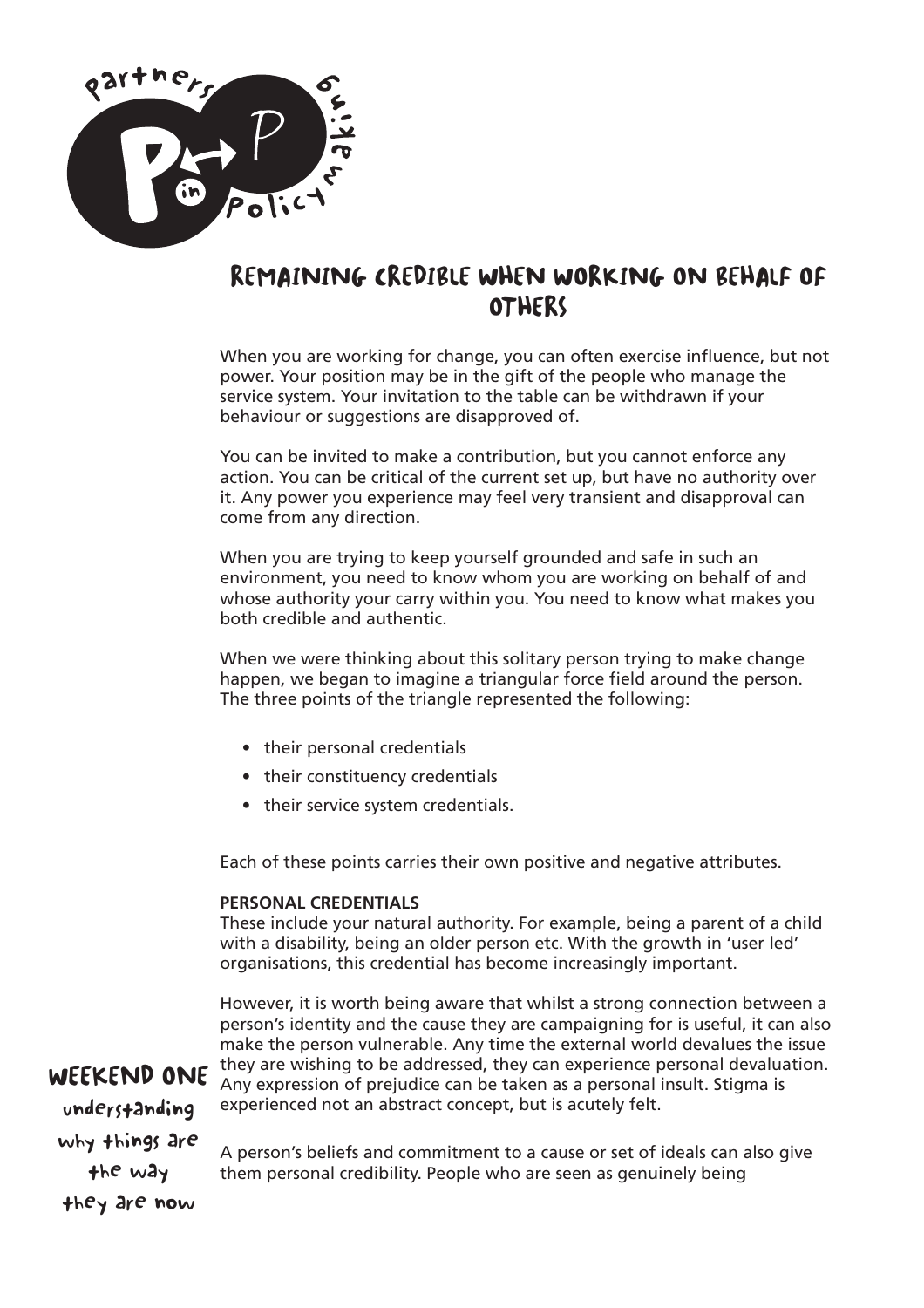# REMAINING CREDIBLE WHEN WORKING ON BEHALF OF OTHERS

When you are working for change, you can often exercise influence, but not power. Your position may be in the gift of the people who manage the service system. Your invitation to the table can be withdrawn if your behaviour or suggestions are disapproved of.

You can be invited to make a contribution, but you cannot enforce any action. You can be critical of the current set up, but have no authority over it. Any power you experience may feel very transient and disapproval can come from any direction.

When you are trying to keep yourself grounded and safe in such an environment, you need to know whom you are working on behalf of and whose authority your carry within you. You need to know what makes you both credible and authentic.

When we were thinking about this solitary person trying to make change happen, we began to imagine a triangular force field around the person. The three points of the triangle represented the following:

- their personal credentials
- their constituency credentials
- their service system credentials.

Each of these points carries their own positive and negative attributes.

**PERSONAL CREDENTIALS**

These include your natural authority. For example, being a parent of a child with a disability, being an older person etc. With the growth in 'user led' organisations, this credential has become increasingly important.

However, it is worth being aware that whilst a strong connection between a person's identity and the cause they are campaigning for is useful, it can also make the person vulnerable. Any time the external world devalues the issue they are wishing to be addressed, they can experience personal devaluation. Any expression of prejudice can be taken as a personal insult. Stigma is experienced not an abstract concept, but is acutely felt.

A person's beliefs and commitment to a cause or set of ideals can also give them personal credibility. People who are seen as genuinely being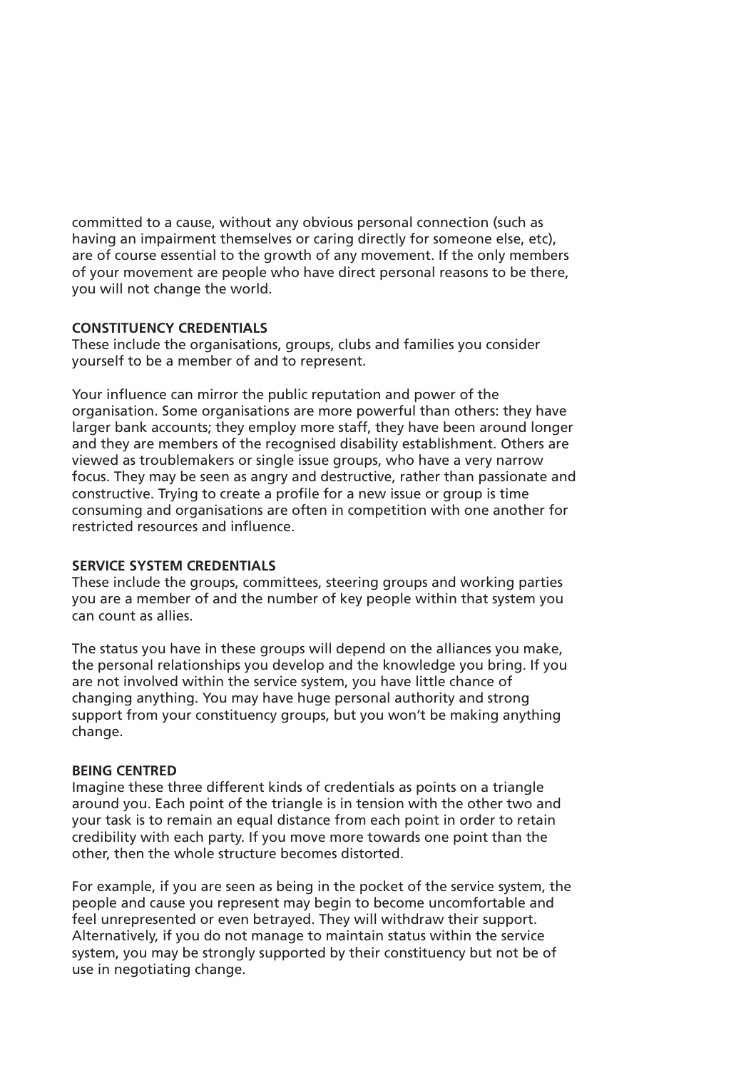committed to a cause, without any obvious personal connection (such as having an impairment themselves or caring directly for someone else, etc), are of course essential to the growth of any movement. If the only members of your movement are people who have direct personal reasons to be there, you will not change the world.

**CONSTITUENCY CREDENTIALS**
These include the organisations, groups, clubs and families you consider yourself to be a member of and to represent.

Your influence can mirror the public reputation and power of the organisation. Some organisations are more powerful than others: they have larger bank accounts; they employ more staff, they have been around longer and they are members of the recognised disability establishment. Others are viewed as troublemakers or single issue groups, who have a very narrow focus. They may be seen as angry and destructive, rather than passionate and constructive. Trying to create a profile for a new issue or group is time consuming and organisations are often in competition with one another for restricted resources and influence.

**SERVICE SYSTEM CREDENTIALS**
These include the groups, committees, steering groups and working parties you are a member of and the number of key people within that system you can count as allies.

The status you have in these groups will depend on the alliances you make, the personal relationships you develop and the knowledge you bring. If you are not involved within the service system, you have little chance of changing anything. You may have huge personal authority and strong support from your constituency groups, but you won't be making anything change.

**BEING CENTRED**
Imagine these three different kinds of credentials as points on a triangle around you. Each point of the triangle is in tension with the other two and your task is to remain an equal distance from each point in order to retain credibility with each party. If you move more towards one point than the other, then the whole structure becomes distorted.

For example, if you are seen as being in the pocket of the service system, the people and cause you represent may begin to become uncomfortable and feel unrepresented or even betrayed. They will withdraw their support. Alternatively, if you do not manage to maintain status within the service system, you may be strongly supported by their constituency but not be of use in negotiating change.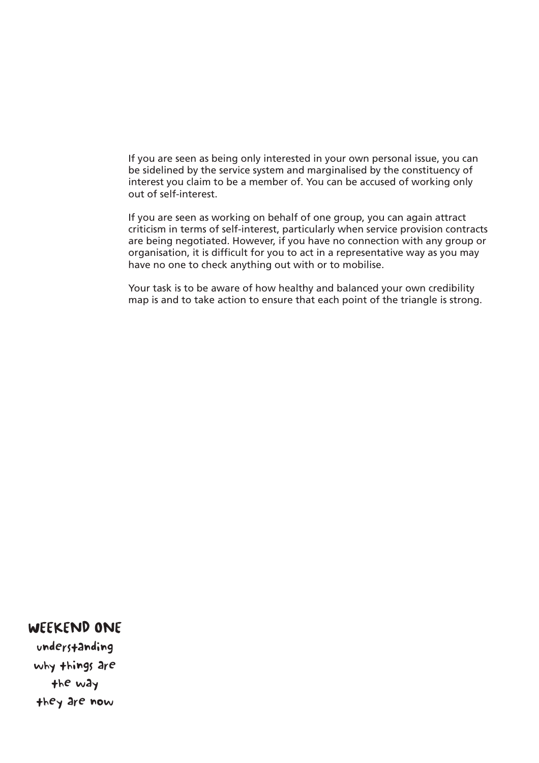If you are seen as being only interested in your own personal issue, you can be sidelined by the service system and marginalised by the constituency of interest you claim to be a member of. You can be accused of working only out of self-interest.

If you are seen as working on behalf of one group, you can again attract criticism in terms of self-interest, particularly when service provision contracts are being negotiated. However, if you have no connection with any group or organisation, it is difficult for you to act in a representative way as you may have no one to check anything out with or to mobilise.

Your task is to be aware of how healthy and balanced your own credibility map is and to take action to ensure that each point of the triangle is strong.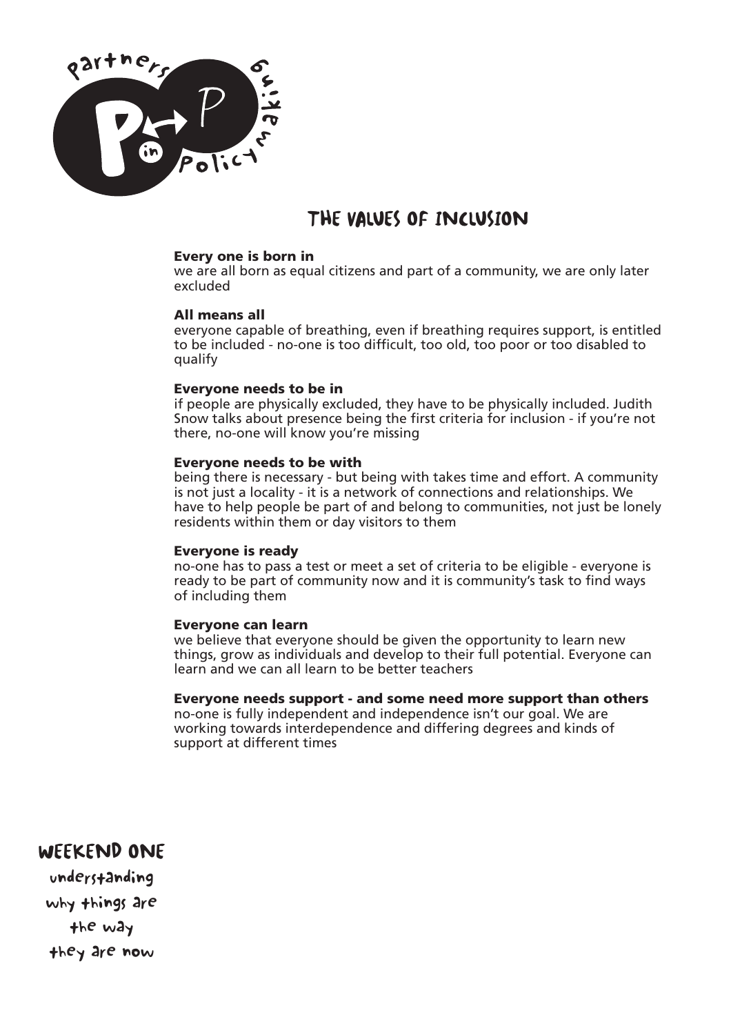# THE VALUES OF INCLUSION

**Every one is born in**
we are all born as equal citizens and part of a community, we are only later excluded

**All means all**
everyone capable of breathing, even if breathing requires support, is entitled to be included - no-one is too difficult, too old, too poor or too disabled to qualify

**Everyone needs to be in**
if people are physically excluded, they have to be physically included. Judith Snow talks about presence being the first criteria for inclusion - if you're not there, no-one will know you're missing

**Everyone needs to be with**
being there is necessary - but being with takes time and effort. A community is not just a locality - it is a network of connections and relationships. We have to help people be part of and belong to communities, not just be lonely residents within them or day visitors to them

**Everyone is ready**
no-one has to pass a test or meet a set of criteria to be eligible - everyone is ready to be part of community now and it is community's task to find ways of including them

**Everyone can learn**
we believe that everyone should be given the opportunity to learn new things, grow as individuals and develop to their full potential. Everyone can learn and we can all learn to be better teachers

**Everyone needs support - and some need more support than others**
no-one is fully independent and independence isn't our goal. We are working towards interdependence and differing degrees and kinds of support at different times

## WEEKEND ONE

understanding why things are the way they are now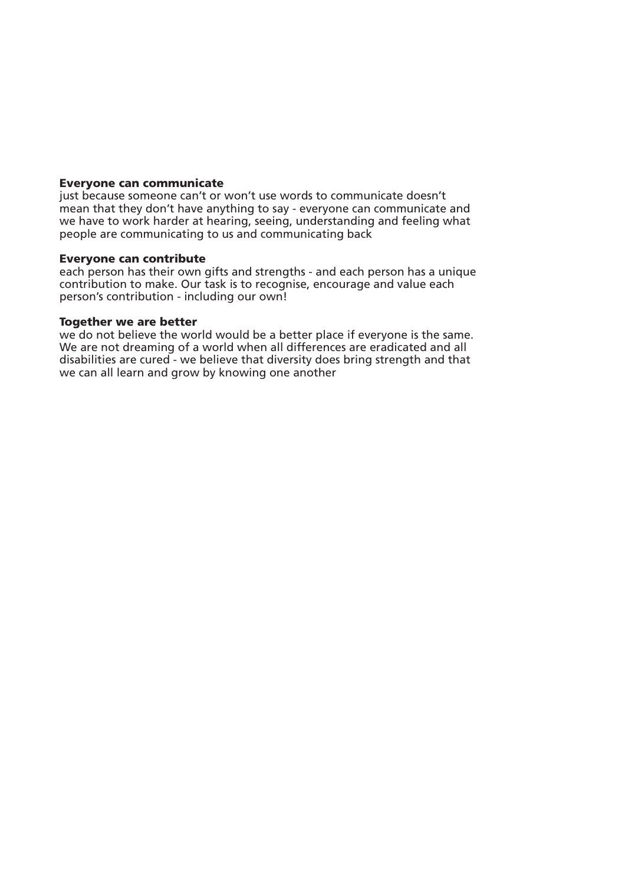**Everyone can communicate**
just because someone can't or won't use words to communicate doesn't mean that they don't have anything to say - everyone can communicate and we have to work harder at hearing, seeing, understanding and feeling what people are communicating to us and communicating back

**Everyone can contribute**
each person has their own gifts and strengths - and each person has a unique contribution to make. Our task is to recognise, encourage and value each person's contribution - including our own!

**Together we are better**
we do not believe the world would be a better place if everyone is the same. We are not dreaming of a world when all differences are eradicated and all disabilities are cured - we believe that diversity does bring strength and that we can all learn and grow by knowing one another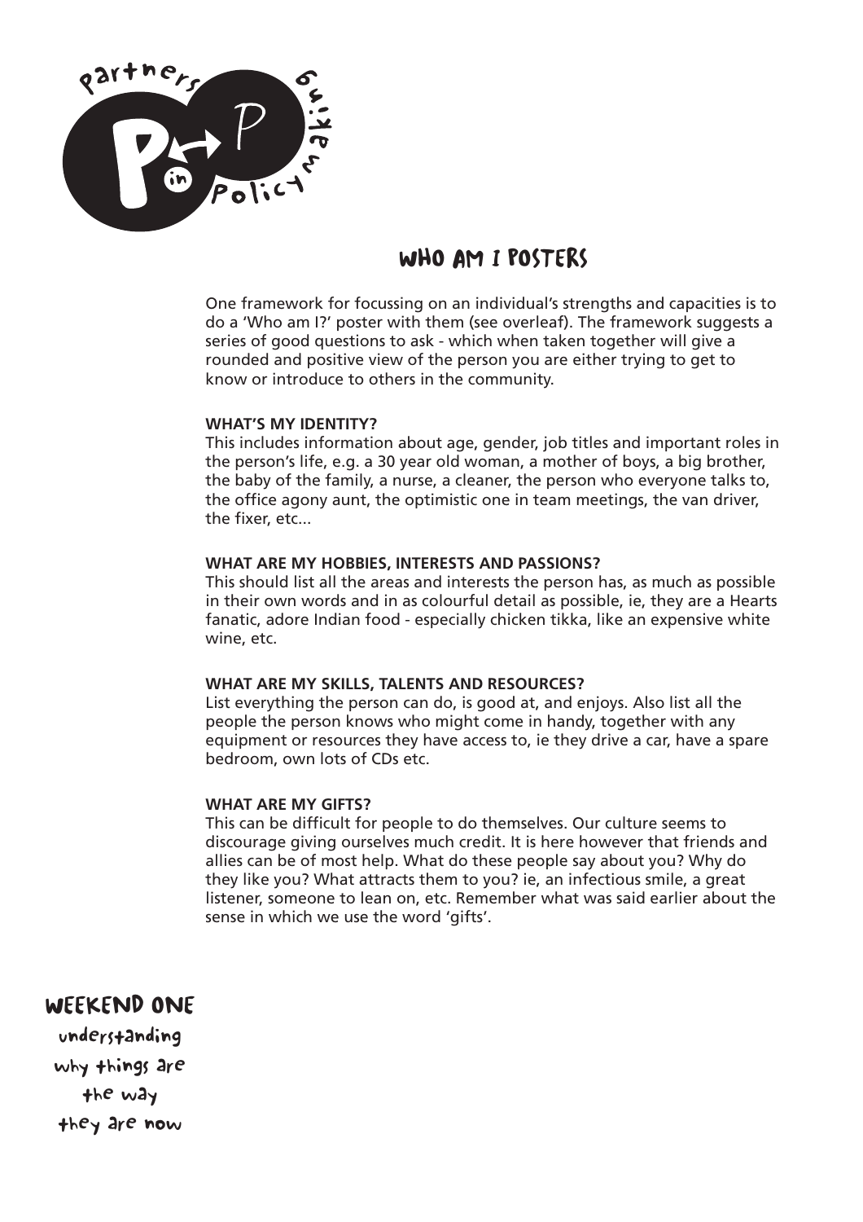# WHO AM I POSTERS

One framework for focussing on an individual's strengths and capacities is to do a 'Who am I?' poster with them (see overleaf). The framework suggests a series of good questions to ask - which when taken together will give a rounded and positive view of the person you are either trying to get to know or introduce to others in the community.

**WHAT'S MY IDENTITY?**
This includes information about age, gender, job titles and important roles in the person's life, e.g. a 30 year old woman, a mother of boys, a big brother, the baby of the family, a nurse, a cleaner, the person who everyone talks to, the office agony aunt, the optimistic one in team meetings, the van driver, the fixer, etc...

**WHAT ARE MY HOBBIES, INTERESTS AND PASSIONS?**
This should list all the areas and interests the person has, as much as possible in their own words and in as colourful detail as possible, ie, they are a Hearts fanatic, adore Indian food - especially chicken tikka, like an expensive white wine, etc.

**WHAT ARE MY SKILLS, TALENTS AND RESOURCES?**
List everything the person can do, is good at, and enjoys. Also list all the people the person knows who might come in handy, together with any equipment or resources they have access to, ie they drive a car, have a spare bedroom, own lots of CDs etc.

**WHAT ARE MY GIFTS?**
This can be difficult for people to do themselves. Our culture seems to discourage giving ourselves much credit. It is here however that friends and allies can be of most help. What do these people say about you? Why do they like you? What attracts them to you? ie, an infectious smile, a great listener, someone to lean on, etc. Remember what was said earlier about the sense in which we use the word 'gifts'.

**WEEKEND ONE**
understanding why things are the way they are now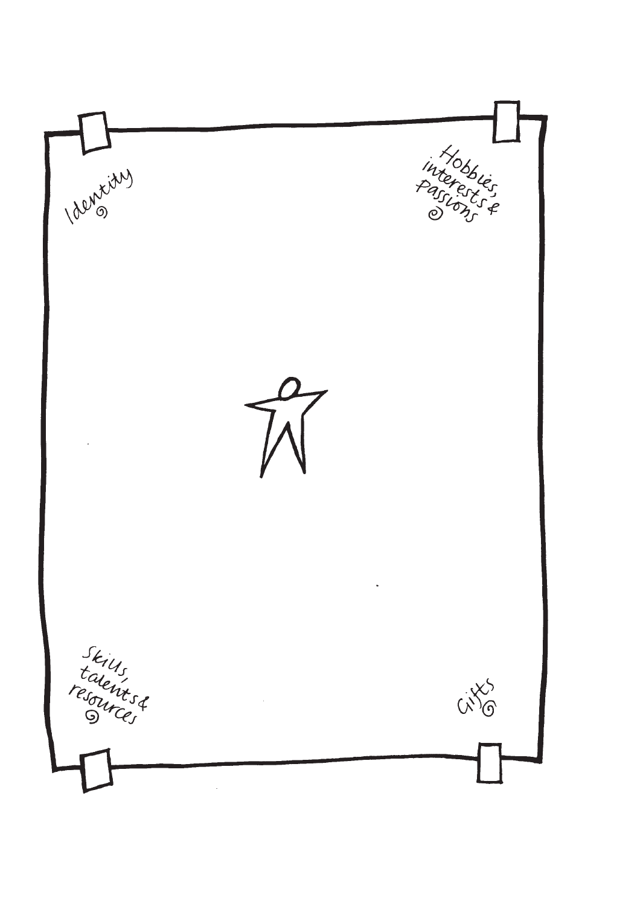Identity

Hobbies, interests & passions

Skills, talents & resources

Gifts